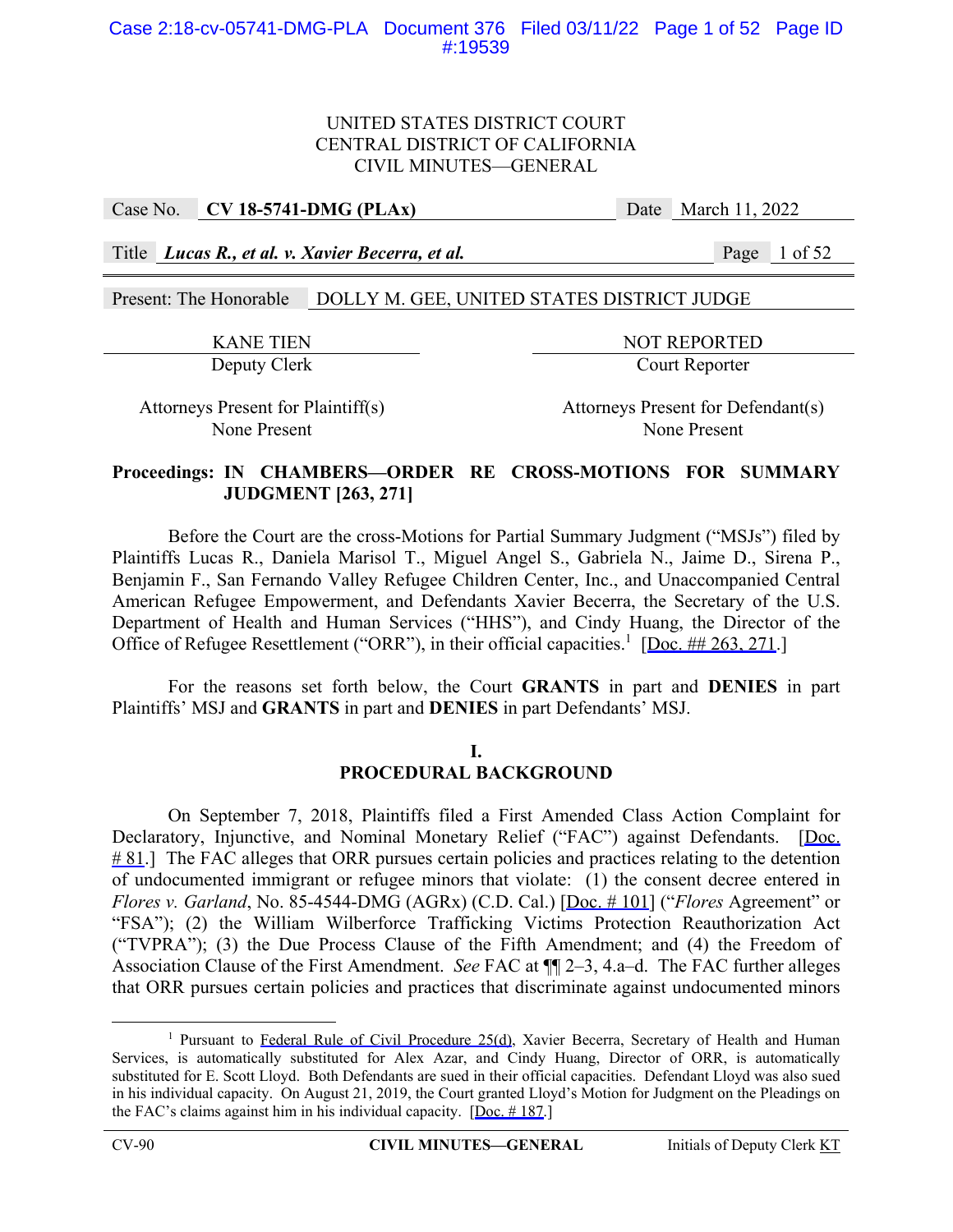UNITED STATES DISTRICT COURT
CENTRAL DISTRICT OF CALIFORNIA
CIVIL MINUTES—GENERAL

| | | | |
|---|---|---|---|
| Case No. | **CV 18-5741-DMG (PLAx)** | Date | March 11, 2022 |
| Title | ***Lucas R., et al. v. Xavier Becerra, et al.*** | | |

Present: The Honorable DOLLY M. GEE, UNITED STATES DISTRICT JUDGE

| | |
|---|---|
| KANE TIEN | NOT REPORTED |
| Deputy Clerk | Court Reporter |
| Attorneys Present for Plaintiff(s) | Attorneys Present for Defendant(s) |
| None Present | None Present |

**Proceedings: IN CHAMBERS—ORDER RE CROSS-MOTIONS FOR SUMMARY JUDGMENT [263, 271]**

Before the Court are the cross-Motions for Partial Summary Judgment ("MSJs") filed by Plaintiffs Lucas R., Daniela Marisol T., Miguel Angel S., Gabriela N., Jaime D., Sirena P., Benjamin F., San Fernando Valley Refugee Children Center, Inc., and Unaccompanied Central American Refugee Empowerment, and Defendants Xavier Becerra, the Secretary of the U.S. Department of Health and Human Services ("HHS"), and Cindy Huang, the Director of the Office of Refugee Resettlement ("ORR"), in their official capacities.[1] [Doc. ## 263, 271.]

For the reasons set forth below, the Court **GRANTS** in part and **DENIES** in part Plaintiffs' MSJ and **GRANTS** in part and **DENIES** in part Defendants' MSJ.

## I.
## PROCEDURAL BACKGROUND

On September 7, 2018, Plaintiffs filed a First Amended Class Action Complaint for Declaratory, Injunctive, and Nominal Monetary Relief ("FAC") against Defendants. [Doc. # 81.] The FAC alleges that ORR pursues certain policies and practices relating to the detention of undocumented immigrant or refugee minors that violate: (1) the consent decree entered in *Flores v. Garland*, No. 85-4544-DMG (AGRx) (C.D. Cal.) [Doc. # 101] ("*Flores* Agreement" or "FSA"); (2) the William Wilberforce Trafficking Victims Protection Reauthorization Act ("TVPRA"); (3) the Due Process Clause of the Fifth Amendment; and (4) the Freedom of Association Clause of the First Amendment. *See* FAC at ¶¶ 2–3, 4.a–d. The FAC further alleges that ORR pursues certain policies and practices that discriminate against undocumented minors

[1] Pursuant to Federal Rule of Civil Procedure 25(d), Xavier Becerra, Secretary of Health and Human Services, is automatically substituted for Alex Azar, and Cindy Huang, Director of ORR, is automatically substituted for E. Scott Lloyd. Both Defendants are sued in their official capacities. Defendant Lloyd was also sued in his individual capacity. On August 21, 2019, the Court granted Lloyd's Motion for Judgment on the Pleadings on the FAC's claims against him in his individual capacity. [Doc. # 187.]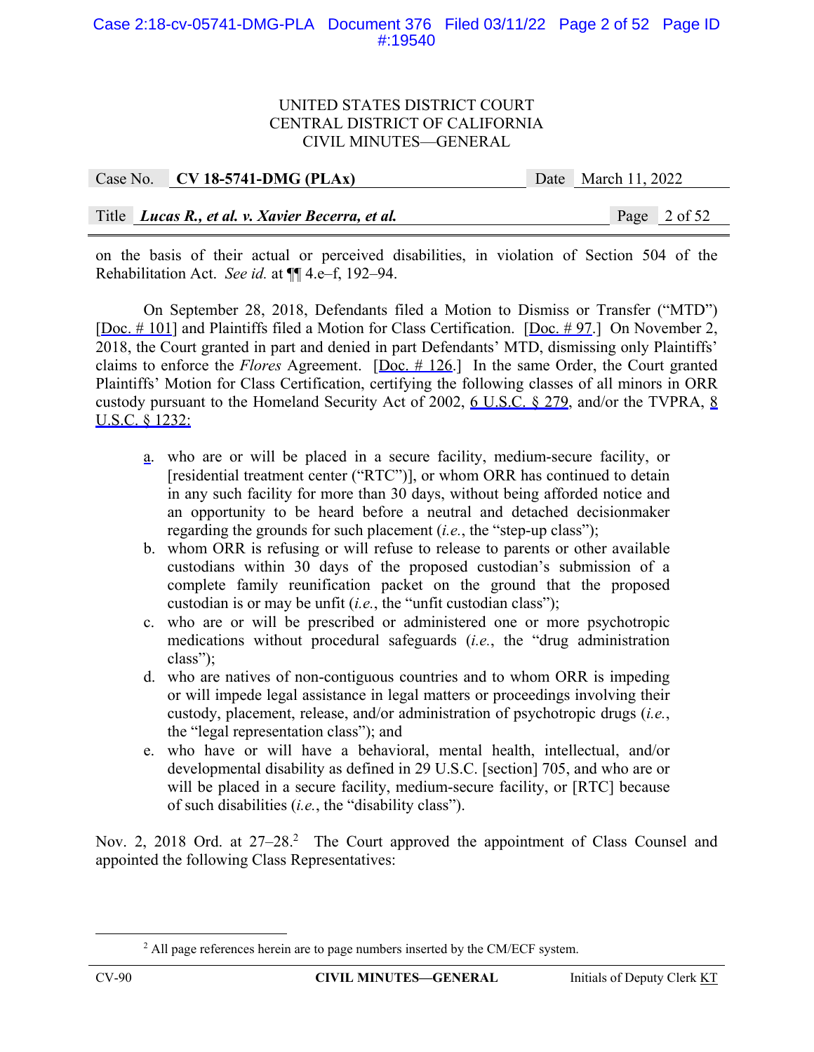on the basis of their actual or perceived disabilities, in violation of Section 504 of the Rehabilitation Act. *See id.* at ¶¶ 4.e–f, 192–94.

On September 28, 2018, Defendants filed a Motion to Dismiss or Transfer ("MTD") [Doc. # 101] and Plaintiffs filed a Motion for Class Certification. [Doc. # 97.] On November 2, 2018, the Court granted in part and denied in part Defendants' MTD, dismissing only Plaintiffs' claims to enforce the *Flores* Agreement. [Doc. # 126.] In the same Order, the Court granted Plaintiffs' Motion for Class Certification, certifying the following classes of all minors in ORR custody pursuant to the Homeland Security Act of 2002, 6 U.S.C. § 279, and/or the TVPRA, 8 U.S.C. § 1232:

> a. who are or will be placed in a secure facility, medium-secure facility, or [residential treatment center ("RTC")], or whom ORR has continued to detain in any such facility for more than 30 days, without being afforded notice and an opportunity to be heard before a neutral and detached decisionmaker regarding the grounds for such placement (*i.e.*, the "step-up class");
>
> b. whom ORR is refusing or will refuse to release to parents or other available custodians within 30 days of the proposed custodian's submission of a complete family reunification packet on the ground that the proposed custodian is or may be unfit (*i.e.*, the "unfit custodian class");
>
> c. who are or will be prescribed or administered one or more psychotropic medications without procedural safeguards (*i.e.*, the "drug administration class");
>
> d. who are natives of non-contiguous countries and to whom ORR is impeding or will impede legal assistance in legal matters or proceedings involving their custody, placement, release, and/or administration of psychotropic drugs (*i.e.*, the "legal representation class"); and
>
> e. who have or will have a behavioral, mental health, intellectual, and/or developmental disability as defined in 29 U.S.C. [section] 705, and who are or will be placed in a secure facility, medium-secure facility, or [RTC] because of such disabilities (*i.e.*, the "disability class").

Nov. 2, 2018 Ord. at 27–28.[2] The Court approved the appointment of Class Counsel and appointed the following Class Representatives:

[2] All page references herein are to page numbers inserted by the CM/ECF system.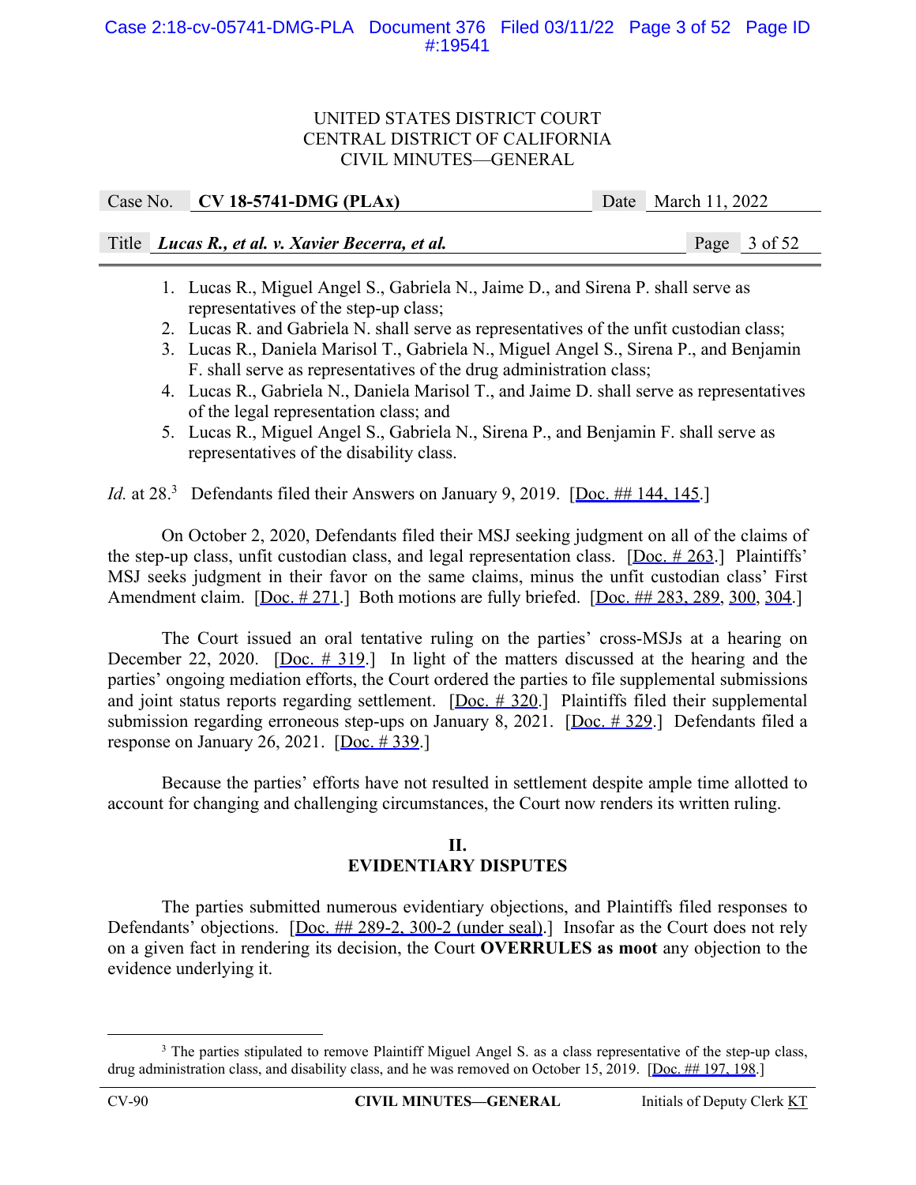1. Lucas R., Miguel Angel S., Gabriela N., Jaime D., and Sirena P. shall serve as representatives of the step-up class;
2. Lucas R. and Gabriela N. shall serve as representatives of the unfit custodian class;
3. Lucas R., Daniela Marisol T., Gabriela N., Miguel Angel S., Sirena P., and Benjamin F. shall serve as representatives of the drug administration class;
4. Lucas R., Gabriela N., Daniela Marisol T., and Jaime D. shall serve as representatives of the legal representation class; and
5. Lucas R., Miguel Angel S., Gabriela N., Sirena P., and Benjamin F. shall serve as representatives of the disability class.

*Id.* at 28.[3] Defendants filed their Answers on January 9, 2019. [Doc. ## 144, 145.]

On October 2, 2020, Defendants filed their MSJ seeking judgment on all of the claims of the step-up class, unfit custodian class, and legal representation class. [Doc. # 263.] Plaintiffs' MSJ seeks judgment in their favor on the same claims, minus the unfit custodian class' First Amendment claim. [Doc. # 271.] Both motions are fully briefed. [Doc. ## 283, 289, 300, 304.]

The Court issued an oral tentative ruling on the parties' cross-MSJs at a hearing on December 22, 2020. [Doc. # 319.] In light of the matters discussed at the hearing and the parties' ongoing mediation efforts, the Court ordered the parties to file supplemental submissions and joint status reports regarding settlement. [Doc. # 320.] Plaintiffs filed their supplemental submission regarding erroneous step-ups on January 8, 2021. [Doc. # 329.] Defendants filed a response on January 26, 2021. [Doc. # 339.]

Because the parties' efforts have not resulted in settlement despite ample time allotted to account for changing and challenging circumstances, the Court now renders its written ruling.

## II.
## EVIDENTIARY DISPUTES

The parties submitted numerous evidentiary objections, and Plaintiffs filed responses to Defendants' objections. [Doc. ## 289-2, 300-2 (under seal).] Insofar as the Court does not rely on a given fact in rendering its decision, the Court **OVERRULES as moot** any objection to the evidence underlying it.

---

[3] The parties stipulated to remove Plaintiff Miguel Angel S. as a class representative of the step-up class, drug administration class, and disability class, and he was removed on October 15, 2019. [Doc. ## 197, 198.]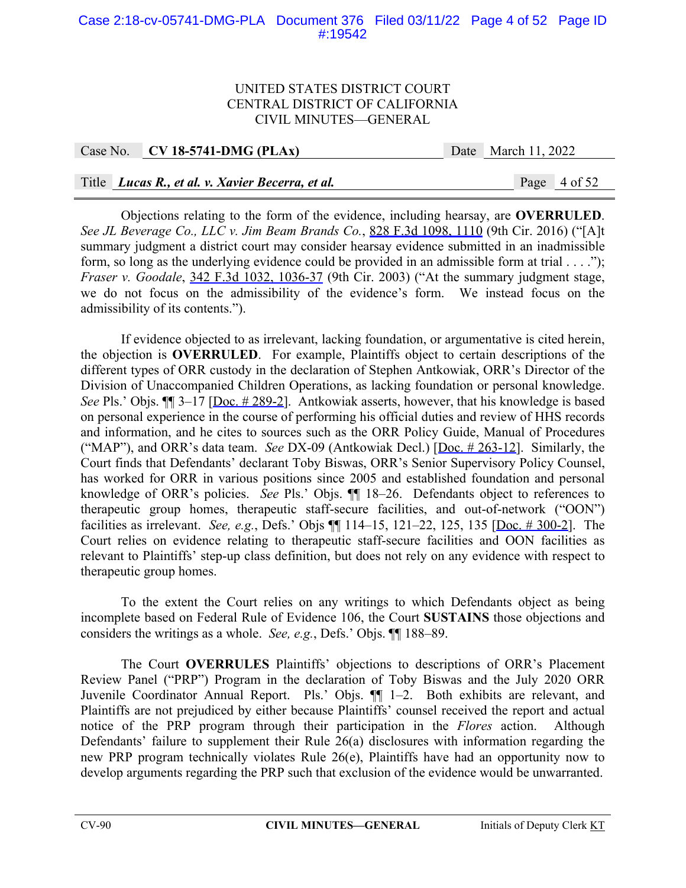Objections relating to the form of the evidence, including hearsay, are **OVERRULED**. *See JL Beverage Co., LLC v. Jim Beam Brands Co.*, 828 F.3d 1098, 1110 (9th Cir. 2016) ("[A]t summary judgment a district court may consider hearsay evidence submitted in an inadmissible form, so long as the underlying evidence could be provided in an admissible form at trial . . . ."); *Fraser v. Goodale*, 342 F.3d 1032, 1036-37 (9th Cir. 2003) ("At the summary judgment stage, we do not focus on the admissibility of the evidence's form. We instead focus on the admissibility of its contents.").

If evidence objected to as irrelevant, lacking foundation, or argumentative is cited herein, the objection is **OVERRULED**. For example, Plaintiffs object to certain descriptions of the different types of ORR custody in the declaration of Stephen Antkowiak, ORR's Director of the Division of Unaccompanied Children Operations, as lacking foundation or personal knowledge. *See* Pls.' Objs. ¶¶ 3–17 [Doc. # 289-2]. Antkowiak asserts, however, that his knowledge is based on personal experience in the course of performing his official duties and review of HHS records and information, and he cites to sources such as the ORR Policy Guide, Manual of Procedures ("MAP"), and ORR's data team. *See* DX-09 (Antkowiak Decl.) [Doc. # 263-12]. Similarly, the Court finds that Defendants' declarant Toby Biswas, ORR's Senior Supervisory Policy Counsel, has worked for ORR in various positions since 2005 and established foundation and personal knowledge of ORR's policies. *See* Pls.' Objs. ¶¶ 18–26. Defendants object to references to therapeutic group homes, therapeutic staff-secure facilities, and out-of-network ("OON") facilities as irrelevant. *See, e.g.*, Defs.' Objs ¶¶ 114–15, 121–22, 125, 135 [Doc. # 300-2]. The Court relies on evidence relating to therapeutic staff-secure facilities and OON facilities as relevant to Plaintiffs' step-up class definition, but does not rely on any evidence with respect to therapeutic group homes.

To the extent the Court relies on any writings to which Defendants object as being incomplete based on Federal Rule of Evidence 106, the Court **SUSTAINS** those objections and considers the writings as a whole. *See, e.g.*, Defs.' Objs. ¶¶ 188–89.

The Court **OVERRULES** Plaintiffs' objections to descriptions of ORR's Placement Review Panel ("PRP") Program in the declaration of Toby Biswas and the July 2020 ORR Juvenile Coordinator Annual Report. Pls.' Objs. ¶¶ 1–2. Both exhibits are relevant, and Plaintiffs are not prejudiced by either because Plaintiffs' counsel received the report and actual notice of the PRP program through their participation in the *Flores* action. Although Defendants' failure to supplement their Rule 26(a) disclosures with information regarding the new PRP program technically violates Rule 26(e), Plaintiffs have had an opportunity now to develop arguments regarding the PRP such that exclusion of the evidence would be unwarranted.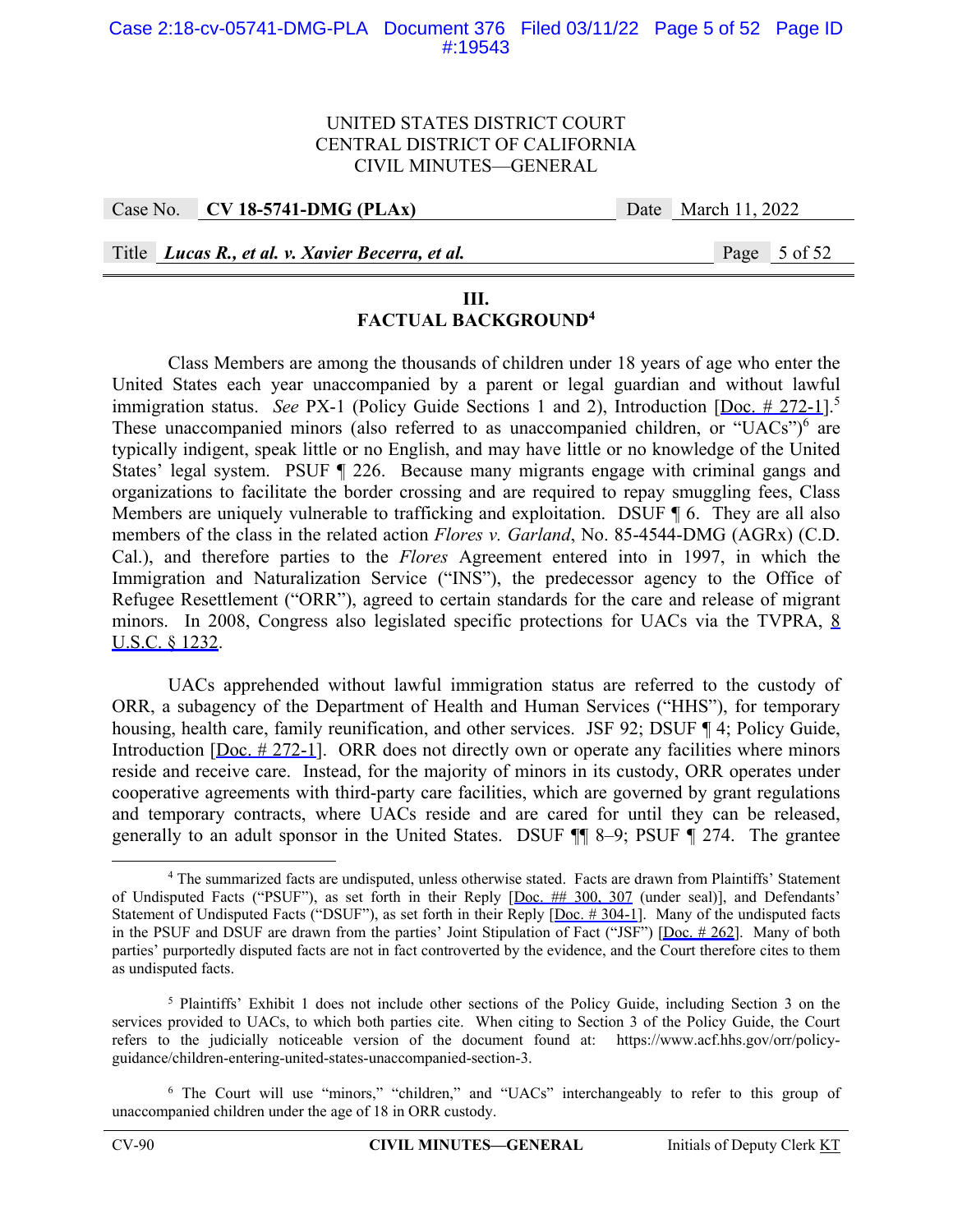## III.
## FACTUAL BACKGROUND[4]

Class Members are among the thousands of children under 18 years of age who enter the United States each year unaccompanied by a parent or legal guardian and without lawful immigration status. *See* PX-1 (Policy Guide Sections 1 and 2), Introduction [Doc. # 272-1].[5] These unaccompanied minors (also referred to as unaccompanied children, or "UACs")[6] are typically indigent, speak little or no English, and may have little or no knowledge of the United States' legal system. PSUF ¶ 226. Because many migrants engage with criminal gangs and organizations to facilitate the border crossing and are required to repay smuggling fees, Class Members are uniquely vulnerable to trafficking and exploitation. DSUF ¶ 6. They are all also members of the class in the related action *Flores v. Garland*, No. 85-4544-DMG (AGRx) (C.D. Cal.), and therefore parties to the *Flores* Agreement entered into in 1997, in which the Immigration and Naturalization Service ("INS"), the predecessor agency to the Office of Refugee Resettlement ("ORR"), agreed to certain standards for the care and release of migrant minors. In 2008, Congress also legislated specific protections for UACs via the TVPRA, 8 U.S.C. § 1232.

UACs apprehended without lawful immigration status are referred to the custody of ORR, a subagency of the Department of Health and Human Services ("HHS"), for temporary housing, health care, family reunification, and other services. JSF 92; DSUF ¶ 4; Policy Guide, Introduction [Doc. # 272-1]. ORR does not directly own or operate any facilities where minors reside and receive care. Instead, for the majority of minors in its custody, ORR operates under cooperative agreements with third-party care facilities, which are governed by grant regulations and temporary contracts, where UACs reside and are cared for until they can be released, generally to an adult sponsor in the United States. DSUF ¶¶ 8–9; PSUF ¶ 274. The grantee

---

[4] The summarized facts are undisputed, unless otherwise stated. Facts are drawn from Plaintiffs' Statement of Undisputed Facts ("PSUF"), as set forth in their Reply [Doc. ## 300, 307 (under seal)], and Defendants' Statement of Undisputed Facts ("DSUF"), as set forth in their Reply [Doc. # 304-1]. Many of the undisputed facts in the PSUF and DSUF are drawn from the parties' Joint Stipulation of Fact ("JSF") [Doc. # 262]. Many of both parties' purportedly disputed facts are not in fact controverted by the evidence, and the Court therefore cites to them as undisputed facts.

[5] Plaintiffs' Exhibit 1 does not include other sections of the Policy Guide, including Section 3 on the services provided to UACs, to which both parties cite. When citing to Section 3 of the Policy Guide, the Court refers to the judicially noticeable version of the document found at: https://www.acf.hhs.gov/orr/policy-guidance/children-entering-united-states-unaccompanied-section-3.

[6] The Court will use "minors," "children," and "UACs" interchangeably to refer to this group of unaccompanied children under the age of 18 in ORR custody.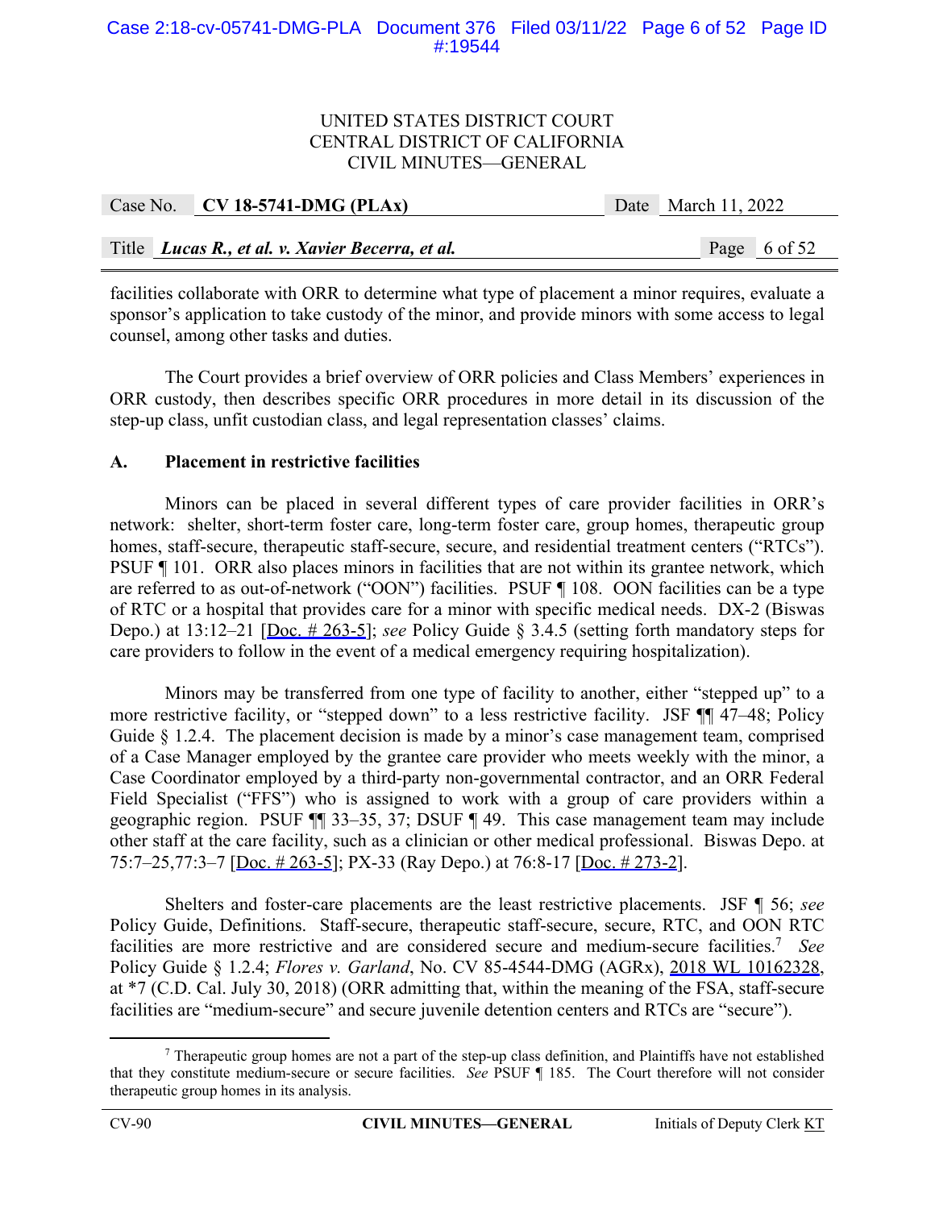facilities collaborate with ORR to determine what type of placement a minor requires, evaluate a sponsor's application to take custody of the minor, and provide minors with some access to legal counsel, among other tasks and duties.

The Court provides a brief overview of ORR policies and Class Members' experiences in ORR custody, then describes specific ORR procedures in more detail in its discussion of the step-up class, unfit custodian class, and legal representation classes' claims.

### A. Placement in restrictive facilities

Minors can be placed in several different types of care provider facilities in ORR's network: shelter, short-term foster care, long-term foster care, group homes, therapeutic group homes, staff-secure, therapeutic staff-secure, secure, and residential treatment centers ("RTCs"). PSUF ¶ 101. ORR also places minors in facilities that are not within its grantee network, which are referred to as out-of-network ("OON") facilities. PSUF ¶ 108. OON facilities can be a type of RTC or a hospital that provides care for a minor with specific medical needs. DX-2 (Biswas Depo.) at 13:12–21 [Doc. # 263-5]; *see* Policy Guide § 3.4.5 (setting forth mandatory steps for care providers to follow in the event of a medical emergency requiring hospitalization).

Minors may be transferred from one type of facility to another, either "stepped up" to a more restrictive facility, or "stepped down" to a less restrictive facility. JSF ¶¶ 47–48; Policy Guide § 1.2.4. The placement decision is made by a minor's case management team, comprised of a Case Manager employed by the grantee care provider who meets weekly with the minor, a Case Coordinator employed by a third-party non-governmental contractor, and an ORR Federal Field Specialist ("FFS") who is assigned to work with a group of care providers within a geographic region. PSUF ¶¶ 33–35, 37; DSUF ¶ 49. This case management team may include other staff at the care facility, such as a clinician or other medical professional. Biswas Depo. at 75:7–25,77:3–7 [Doc. # 263-5]; PX-33 (Ray Depo.) at 76:8-17 [Doc. # 273-2].

Shelters and foster-care placements are the least restrictive placements. JSF ¶ 56; *see* Policy Guide, Definitions. Staff-secure, therapeutic staff-secure, secure, RTC, and OON RTC facilities are more restrictive and are considered secure and medium-secure facilities.[7] *See* Policy Guide § 1.2.4; *Flores v. Garland*, No. CV 85-4544-DMG (AGRx), 2018 WL 10162328, at *7 (C.D. Cal. July 30, 2018) (ORR admitting that, within the meaning of the FSA, staff-secure facilities are "medium-secure" and secure juvenile detention centers and RTCs are "secure").

---

[7] Therapeutic group homes are not a part of the step-up class definition, and Plaintiffs have not established that they constitute medium-secure or secure facilities. *See* PSUF ¶ 185. The Court therefore will not consider therapeutic group homes in its analysis.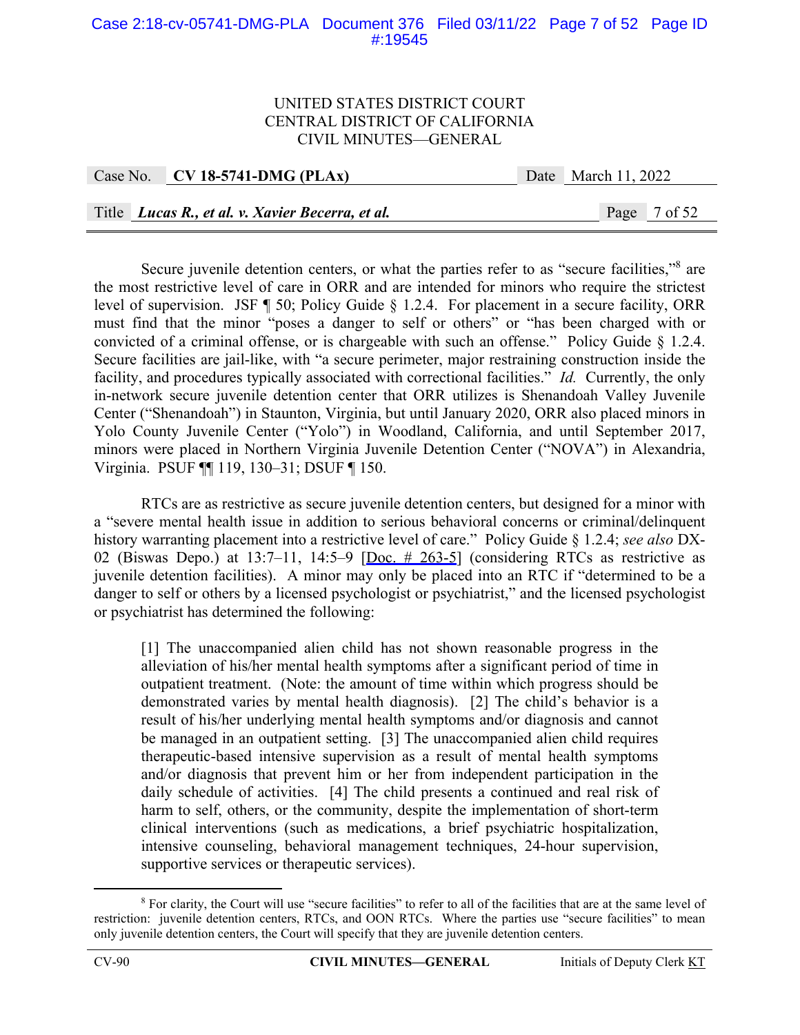Secure juvenile detention centers, or what the parties refer to as "secure facilities,"[8] are the most restrictive level of care in ORR and are intended for minors who require the strictest level of supervision. JSF ¶ 50; Policy Guide § 1.2.4. For placement in a secure facility, ORR must find that the minor "poses a danger to self or others" or "has been charged with or convicted of a criminal offense, or is chargeable with such an offense." Policy Guide § 1.2.4. Secure facilities are jail-like, with "a secure perimeter, major restraining construction inside the facility, and procedures typically associated with correctional facilities." *Id.* Currently, the only in-network secure juvenile detention center that ORR utilizes is Shenandoah Valley Juvenile Center ("Shenandoah") in Staunton, Virginia, but until January 2020, ORR also placed minors in Yolo County Juvenile Center ("Yolo") in Woodland, California, and until September 2017, minors were placed in Northern Virginia Juvenile Detention Center ("NOVA") in Alexandria, Virginia. PSUF ¶¶ 119, 130–31; DSUF ¶ 150.

RTCs are as restrictive as secure juvenile detention centers, but designed for a minor with a "severe mental health issue in addition to serious behavioral concerns or criminal/delinquent history warranting placement into a restrictive level of care." Policy Guide § 1.2.4; *see also* DX-02 (Biswas Depo.) at 13:7–11, 14:5–9 [Doc. # 263-5] (considering RTCs as restrictive as juvenile detention facilities). A minor may only be placed into an RTC if "determined to be a danger to self or others by a licensed psychologist or psychiatrist," and the licensed psychologist or psychiatrist has determined the following:

> [1] The unaccompanied alien child has not shown reasonable progress in the alleviation of his/her mental health symptoms after a significant period of time in outpatient treatment. (Note: the amount of time within which progress should be demonstrated varies by mental health diagnosis). [2] The child's behavior is a result of his/her underlying mental health symptoms and/or diagnosis and cannot be managed in an outpatient setting. [3] The unaccompanied alien child requires therapeutic-based intensive supervision as a result of mental health symptoms and/or diagnosis that prevent him or her from independent participation in the daily schedule of activities. [4] The child presents a continued and real risk of harm to self, others, or the community, despite the implementation of short-term clinical interventions (such as medications, a brief psychiatric hospitalization, intensive counseling, behavioral management techniques, 24-hour supervision, supportive services or therapeutic services).

---

[8] For clarity, the Court will use "secure facilities" to refer to all of the facilities that are at the same level of restriction: juvenile detention centers, RTCs, and OON RTCs. Where the parties use "secure facilities" to mean only juvenile detention centers, the Court will specify that they are juvenile detention centers.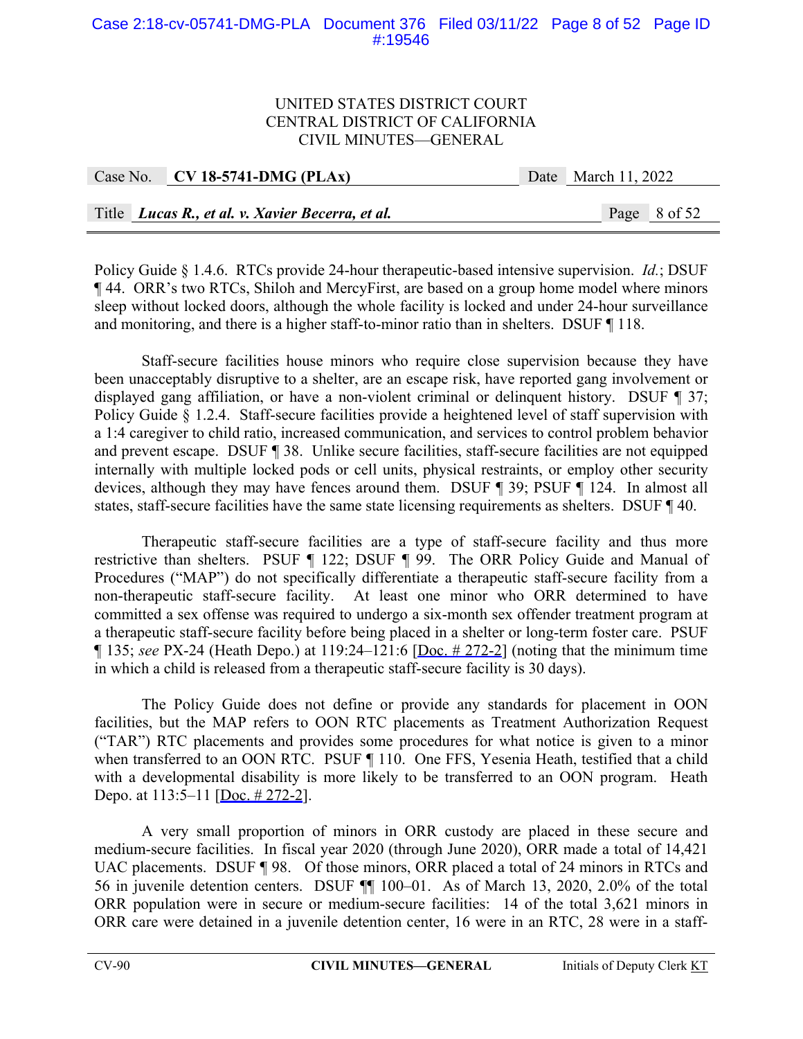Policy Guide § 1.4.6. RTCs provide 24-hour therapeutic-based intensive supervision. *Id.*; DSUF ¶ 44. ORR's two RTCs, Shiloh and MercyFirst, are based on a group home model where minors sleep without locked doors, although the whole facility is locked and under 24-hour surveillance and monitoring, and there is a higher staff-to-minor ratio than in shelters. DSUF ¶ 118.

Staff-secure facilities house minors who require close supervision because they have been unacceptably disruptive to a shelter, are an escape risk, have reported gang involvement or displayed gang affiliation, or have a non-violent criminal or delinquent history. DSUF ¶ 37; Policy Guide § 1.2.4. Staff-secure facilities provide a heightened level of staff supervision with a 1:4 caregiver to child ratio, increased communication, and services to control problem behavior and prevent escape. DSUF ¶ 38. Unlike secure facilities, staff-secure facilities are not equipped internally with multiple locked pods or cell units, physical restraints, or employ other security devices, although they may have fences around them. DSUF ¶ 39; PSUF ¶ 124. In almost all states, staff-secure facilities have the same state licensing requirements as shelters. DSUF ¶ 40.

Therapeutic staff-secure facilities are a type of staff-secure facility and thus more restrictive than shelters. PSUF ¶ 122; DSUF ¶ 99. The ORR Policy Guide and Manual of Procedures ("MAP") do not specifically differentiate a therapeutic staff-secure facility from a non-therapeutic staff-secure facility. At least one minor who ORR determined to have committed a sex offense was required to undergo a six-month sex offender treatment program at a therapeutic staff-secure facility before being placed in a shelter or long-term foster care. PSUF ¶ 135; *see* PX-24 (Heath Depo.) at 119:24–121:6 [Doc. # 272-2] (noting that the minimum time in which a child is released from a therapeutic staff-secure facility is 30 days).

The Policy Guide does not define or provide any standards for placement in OON facilities, but the MAP refers to OON RTC placements as Treatment Authorization Request ("TAR") RTC placements and provides some procedures for what notice is given to a minor when transferred to an OON RTC. PSUF ¶ 110. One FFS, Yesenia Heath, testified that a child with a developmental disability is more likely to be transferred to an OON program. Heath Depo. at 113:5–11 [Doc. # 272-2].

A very small proportion of minors in ORR custody are placed in these secure and medium-secure facilities. In fiscal year 2020 (through June 2020), ORR made a total of 14,421 UAC placements. DSUF ¶ 98. Of those minors, ORR placed a total of 24 minors in RTCs and 56 in juvenile detention centers. DSUF ¶¶ 100–01. As of March 13, 2020, 2.0% of the total ORR population were in secure or medium-secure facilities: 14 of the total 3,621 minors in ORR care were detained in a juvenile detention center, 16 were in an RTC, 28 were in a staff-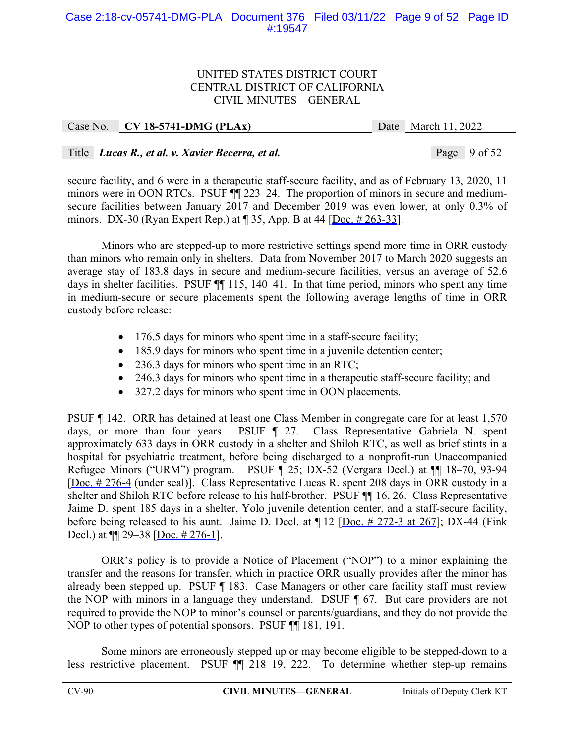secure facility, and 6 were in a therapeutic staff-secure facility, and as of February 13, 2020, 11 minors were in OON RTCs. PSUF ¶¶ 223–24. The proportion of minors in secure and medium-secure facilities between January 2017 and December 2019 was even lower, at only 0.3% of minors. DX-30 (Ryan Expert Rep.) at ¶ 35, App. B at 44 [Doc. # 263-33].

Minors who are stepped-up to more restrictive settings spend more time in ORR custody than minors who remain only in shelters. Data from November 2017 to March 2020 suggests an average stay of 183.8 days in secure and medium-secure facilities, versus an average of 52.6 days in shelter facilities. PSUF ¶¶ 115, 140–41. In that time period, minors who spent any time in medium-secure or secure placements spent the following average lengths of time in ORR custody before release:

- 176.5 days for minors who spent time in a staff-secure facility;
- 185.9 days for minors who spent time in a juvenile detention center;
- 236.3 days for minors who spent time in an RTC;
- 246.3 days for minors who spent time in a therapeutic staff-secure facility; and
- 327.2 days for minors who spent time in OON placements.

PSUF ¶ 142. ORR has detained at least one Class Member in congregate care for at least 1,570 days, or more than four years. PSUF ¶ 27. Class Representative Gabriela N. spent approximately 633 days in ORR custody in a shelter and Shiloh RTC, as well as brief stints in a hospital for psychiatric treatment, before being discharged to a nonprofit-run Unaccompanied Refugee Minors ("URM") program. PSUF ¶ 25; DX-52 (Vergara Decl.) at ¶¶ 18–70, 93-94 [Doc. # 276-4 (under seal)]. Class Representative Lucas R. spent 208 days in ORR custody in a shelter and Shiloh RTC before release to his half-brother. PSUF ¶¶ 16, 26. Class Representative Jaime D. spent 185 days in a shelter, Yolo juvenile detention center, and a staff-secure facility, before being released to his aunt. Jaime D. Decl. at ¶ 12 [Doc. # 272-3 at 267]; DX-44 (Fink Decl.) at ¶¶ 29–38 [Doc. # 276-1].

ORR's policy is to provide a Notice of Placement ("NOP") to a minor explaining the transfer and the reasons for transfer, which in practice ORR usually provides after the minor has already been stepped up. PSUF ¶ 183. Case Managers or other care facility staff must review the NOP with minors in a language they understand. DSUF ¶ 67. But care providers are not required to provide the NOP to minor's counsel or parents/guardians, and they do not provide the NOP to other types of potential sponsors. PSUF ¶¶ 181, 191.

Some minors are erroneously stepped up or may become eligible to be stepped-down to a less restrictive placement. PSUF ¶¶ 218–19, 222. To determine whether step-up remains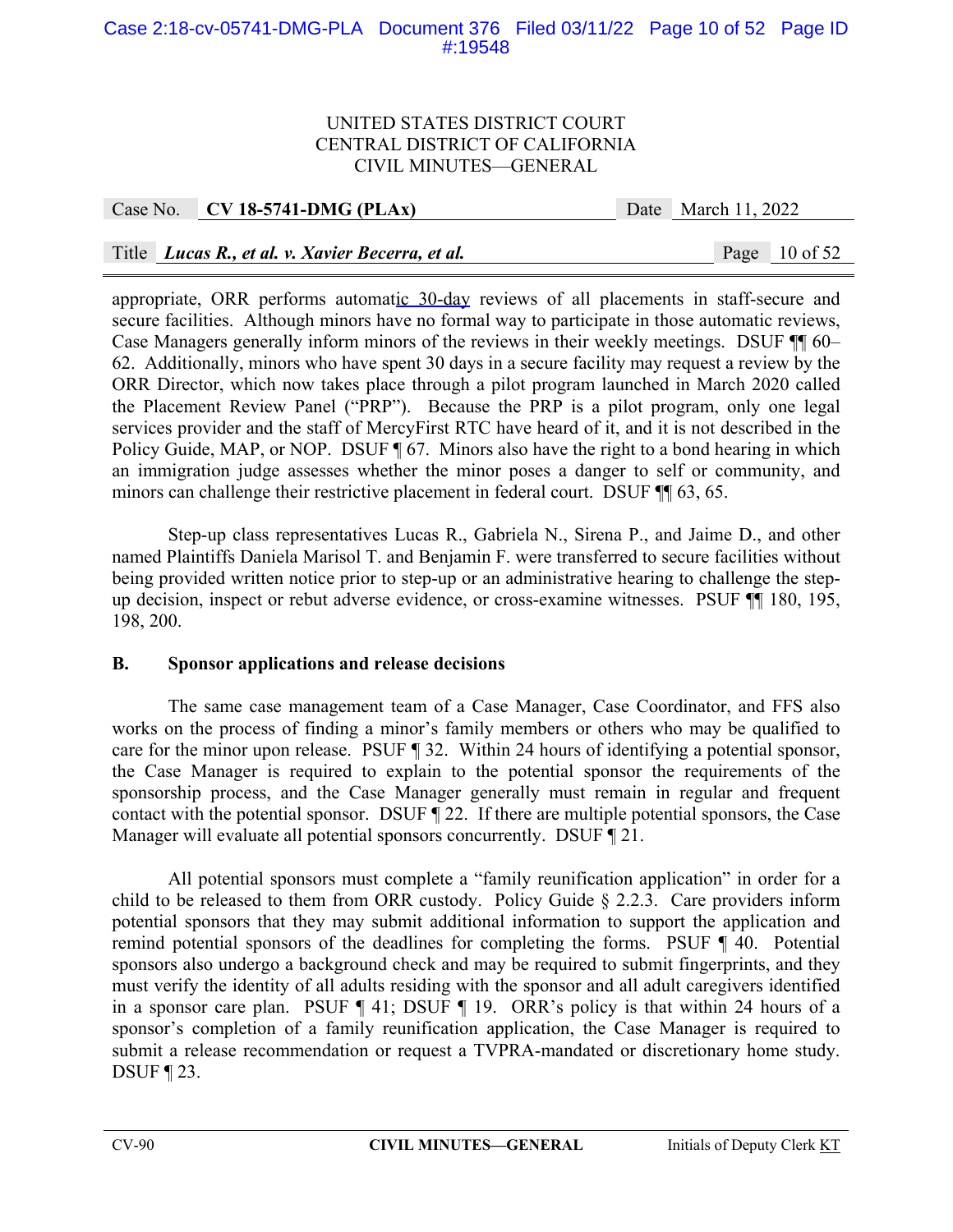appropriate, ORR performs automatic 30-day reviews of all placements in staff-secure and secure facilities. Although minors have no formal way to participate in those automatic reviews, Case Managers generally inform minors of the reviews in their weekly meetings. DSUF ¶¶ 60–62. Additionally, minors who have spent 30 days in a secure facility may request a review by the ORR Director, which now takes place through a pilot program launched in March 2020 called the Placement Review Panel ("PRP"). Because the PRP is a pilot program, only one legal services provider and the staff of MercyFirst RTC have heard of it, and it is not described in the Policy Guide, MAP, or NOP. DSUF ¶ 67. Minors also have the right to a bond hearing in which an immigration judge assesses whether the minor poses a danger to self or community, and minors can challenge their restrictive placement in federal court. DSUF ¶¶ 63, 65.

Step-up class representatives Lucas R., Gabriela N., Sirena P., and Jaime D., and other named Plaintiffs Daniela Marisol T. and Benjamin F. were transferred to secure facilities without being provided written notice prior to step-up or an administrative hearing to challenge the step-up decision, inspect or rebut adverse evidence, or cross-examine witnesses. PSUF ¶¶ 180, 195, 198, 200.

**B. Sponsor applications and release decisions**

The same case management team of a Case Manager, Case Coordinator, and FFS also works on the process of finding a minor's family members or others who may be qualified to care for the minor upon release. PSUF ¶ 32. Within 24 hours of identifying a potential sponsor, the Case Manager is required to explain to the potential sponsor the requirements of the sponsorship process, and the Case Manager generally must remain in regular and frequent contact with the potential sponsor. DSUF ¶ 22. If there are multiple potential sponsors, the Case Manager will evaluate all potential sponsors concurrently. DSUF ¶ 21.

All potential sponsors must complete a "family reunification application" in order for a child to be released to them from ORR custody. Policy Guide § 2.2.3. Care providers inform potential sponsors that they may submit additional information to support the application and remind potential sponsors of the deadlines for completing the forms. PSUF ¶ 40. Potential sponsors also undergo a background check and may be required to submit fingerprints, and they must verify the identity of all adults residing with the sponsor and all adult caregivers identified in a sponsor care plan. PSUF ¶ 41; DSUF ¶ 19. ORR's policy is that within 24 hours of a sponsor's completion of a family reunification application, the Case Manager is required to submit a release recommendation or request a TVPRA-mandated or discretionary home study. DSUF ¶ 23.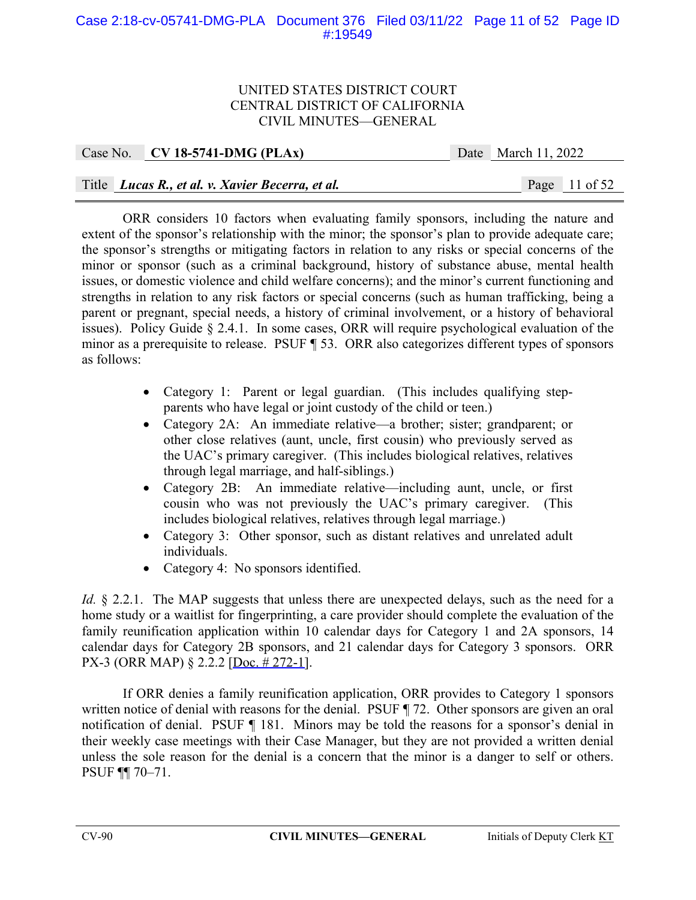ORR considers 10 factors when evaluating family sponsors, including the nature and extent of the sponsor's relationship with the minor; the sponsor's plan to provide adequate care; the sponsor's strengths or mitigating factors in relation to any risks or special concerns of the minor or sponsor (such as a criminal background, history of substance abuse, mental health issues, or domestic violence and child welfare concerns); and the minor's current functioning and strengths in relation to any risk factors or special concerns (such as human trafficking, being a parent or pregnant, special needs, a history of criminal involvement, or a history of behavioral issues). Policy Guide § 2.4.1. In some cases, ORR will require psychological evaluation of the minor as a prerequisite to release. PSUF ¶ 53. ORR also categorizes different types of sponsors as follows:

- Category 1: Parent or legal guardian. (This includes qualifying step-parents who have legal or joint custody of the child or teen.)
- Category 2A: An immediate relative—a brother; sister; grandparent; or other close relatives (aunt, uncle, first cousin) who previously served as the UAC's primary caregiver. (This includes biological relatives, relatives through legal marriage, and half-siblings.)
- Category 2B: An immediate relative—including aunt, uncle, or first cousin who was not previously the UAC's primary caregiver. (This includes biological relatives, relatives through legal marriage.)
- Category 3: Other sponsor, such as distant relatives and unrelated adult individuals.
- Category 4: No sponsors identified.

*Id.* § 2.2.1. The MAP suggests that unless there are unexpected delays, such as the need for a home study or a waitlist for fingerprinting, a care provider should complete the evaluation of the family reunification application within 10 calendar days for Category 1 and 2A sponsors, 14 calendar days for Category 2B sponsors, and 21 calendar days for Category 3 sponsors. ORR PX-3 (ORR MAP) § 2.2.2 [Doc. # 272-1].

If ORR denies a family reunification application, ORR provides to Category 1 sponsors written notice of denial with reasons for the denial. PSUF ¶ 72. Other sponsors are given an oral notification of denial. PSUF ¶ 181. Minors may be told the reasons for a sponsor's denial in their weekly case meetings with their Case Manager, but they are not provided a written denial unless the sole reason for the denial is a concern that the minor is a danger to self or others. PSUF ¶¶ 70–71.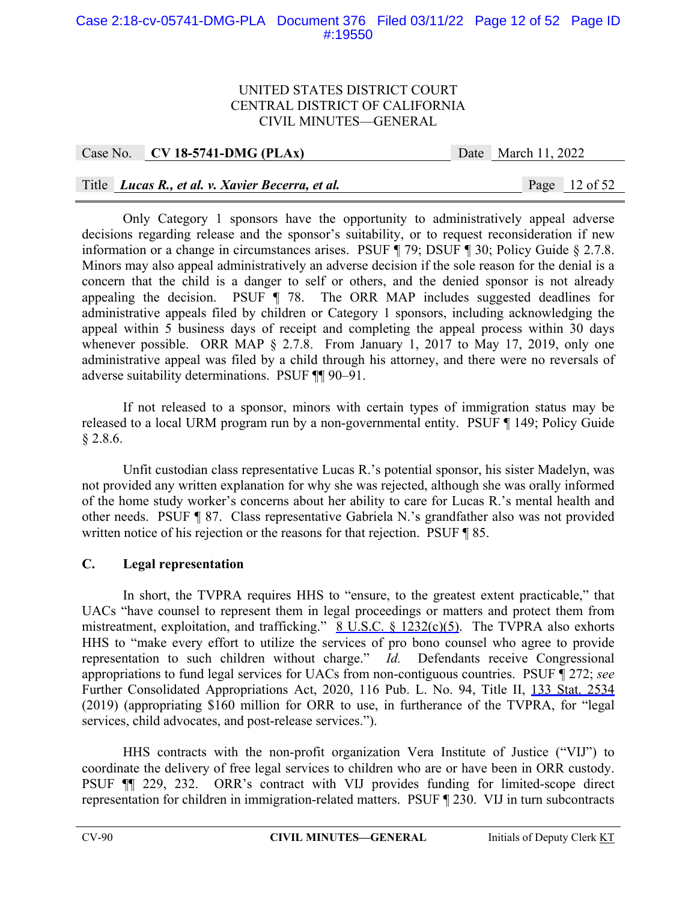Only Category 1 sponsors have the opportunity to administratively appeal adverse decisions regarding release and the sponsor's suitability, or to request reconsideration if new information or a change in circumstances arises. PSUF ¶ 79; DSUF ¶ 30; Policy Guide § 2.7.8. Minors may also appeal administratively an adverse decision if the sole reason for the denial is a concern that the child is a danger to self or others, and the denied sponsor is not already appealing the decision. PSUF ¶ 78. The ORR MAP includes suggested deadlines for administrative appeals filed by children or Category 1 sponsors, including acknowledging the appeal within 5 business days of receipt and completing the appeal process within 30 days whenever possible. ORR MAP § 2.7.8. From January 1, 2017 to May 17, 2019, only one administrative appeal was filed by a child through his attorney, and there were no reversals of adverse suitability determinations. PSUF ¶¶ 90–91.

If not released to a sponsor, minors with certain types of immigration status may be released to a local URM program run by a non-governmental entity. PSUF ¶ 149; Policy Guide § 2.8.6.

Unfit custodian class representative Lucas R.'s potential sponsor, his sister Madelyn, was not provided any written explanation for why she was rejected, although she was orally informed of the home study worker's concerns about her ability to care for Lucas R.'s mental health and other needs. PSUF ¶ 87. Class representative Gabriela N.'s grandfather also was not provided written notice of his rejection or the reasons for that rejection. PSUF ¶ 85.

### C. Legal representation

In short, the TVPRA requires HHS to "ensure, to the greatest extent practicable," that UACs "have counsel to represent them in legal proceedings or matters and protect them from mistreatment, exploitation, and trafficking." 8 U.S.C. § 1232(c)(5). The TVPRA also exhorts HHS to "make every effort to utilize the services of pro bono counsel who agree to provide representation to such children without charge." *Id.* Defendants receive Congressional appropriations to fund legal services for UACs from non-contiguous countries. PSUF ¶ 272; *see* Further Consolidated Appropriations Act, 2020, 116 Pub. L. No. 94, Title II, 133 Stat. 2534 (2019) (appropriating $160 million for ORR to use, in furtherance of the TVPRA, for "legal services, child advocates, and post-release services.").

HHS contracts with the non-profit organization Vera Institute of Justice ("VIJ") to coordinate the delivery of free legal services to children who are or have been in ORR custody. PSUF ¶¶ 229, 232. ORR's contract with VIJ provides funding for limited-scope direct representation for children in immigration-related matters. PSUF ¶ 230. VIJ in turn subcontracts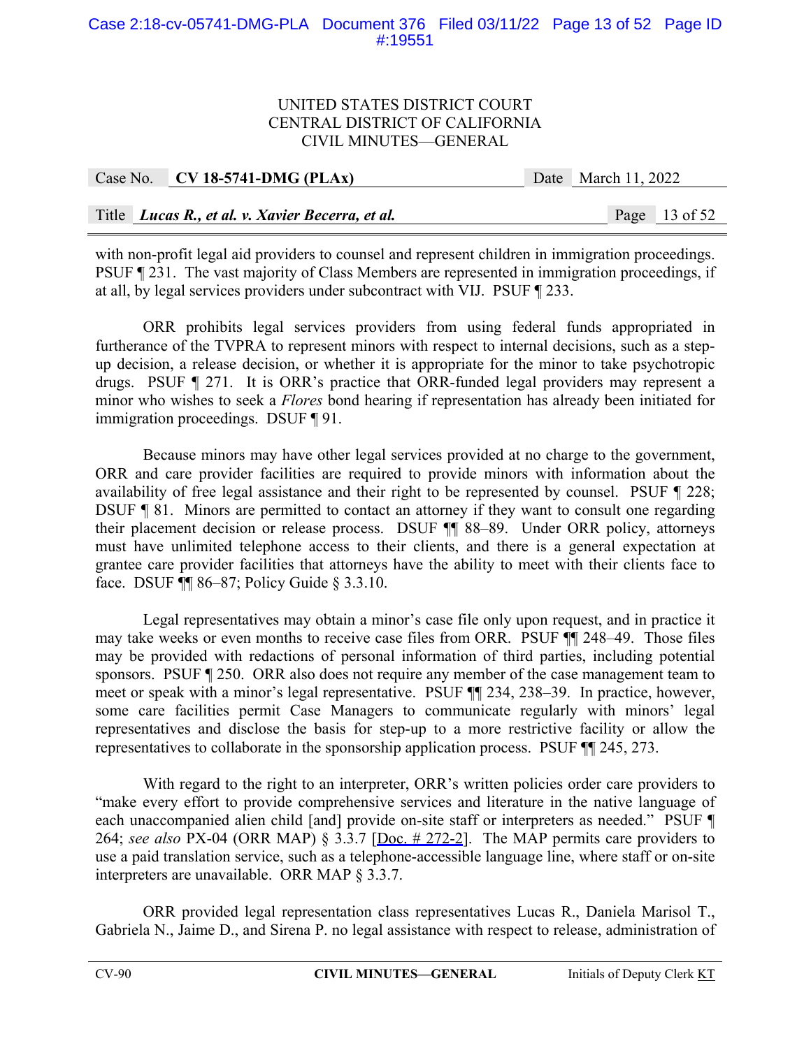with non-profit legal aid providers to counsel and represent children in immigration proceedings. PSUF ¶ 231. The vast majority of Class Members are represented in immigration proceedings, if at all, by legal services providers under subcontract with VIJ. PSUF ¶ 233.

ORR prohibits legal services providers from using federal funds appropriated in furtherance of the TVPRA to represent minors with respect to internal decisions, such as a step-up decision, a release decision, or whether it is appropriate for the minor to take psychotropic drugs. PSUF ¶ 271. It is ORR's practice that ORR-funded legal providers may represent a minor who wishes to seek a *Flores* bond hearing if representation has already been initiated for immigration proceedings. DSUF ¶ 91.

Because minors may have other legal services provided at no charge to the government, ORR and care provider facilities are required to provide minors with information about the availability of free legal assistance and their right to be represented by counsel. PSUF ¶ 228; DSUF ¶ 81. Minors are permitted to contact an attorney if they want to consult one regarding their placement decision or release process. DSUF ¶¶ 88–89. Under ORR policy, attorneys must have unlimited telephone access to their clients, and there is a general expectation at grantee care provider facilities that attorneys have the ability to meet with their clients face to face. DSUF ¶¶ 86–87; Policy Guide § 3.3.10.

Legal representatives may obtain a minor's case file only upon request, and in practice it may take weeks or even months to receive case files from ORR. PSUF ¶¶ 248–49. Those files may be provided with redactions of personal information of third parties, including potential sponsors. PSUF ¶ 250. ORR also does not require any member of the case management team to meet or speak with a minor's legal representative. PSUF ¶¶ 234, 238–39. In practice, however, some care facilities permit Case Managers to communicate regularly with minors' legal representatives and disclose the basis for step-up to a more restrictive facility or allow the representatives to collaborate in the sponsorship application process. PSUF ¶¶ 245, 273.

With regard to the right to an interpreter, ORR's written policies order care providers to "make every effort to provide comprehensive services and literature in the native language of each unaccompanied alien child [and] provide on-site staff or interpreters as needed." PSUF ¶ 264; *see also* PX-04 (ORR MAP) § 3.3.7 [Doc. # 272-2]. The MAP permits care providers to use a paid translation service, such as a telephone-accessible language line, where staff or on-site interpreters are unavailable. ORR MAP § 3.3.7.

ORR provided legal representation class representatives Lucas R., Daniela Marisol T., Gabriela N., Jaime D., and Sirena P. no legal assistance with respect to release, administration of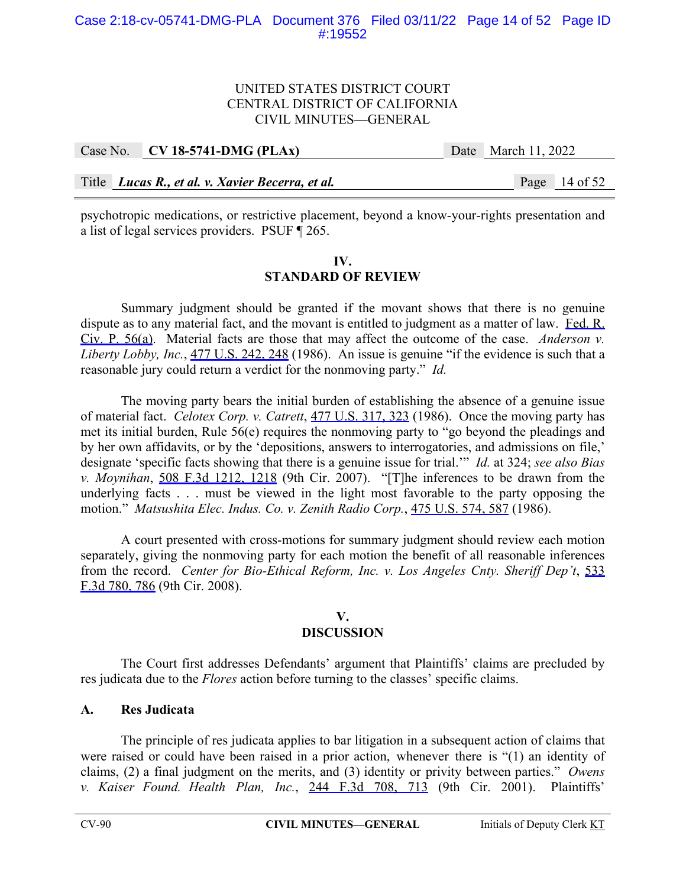psychotropic medications, or restrictive placement, beyond a know-your-rights presentation and a list of legal services providers. PSUF ¶ 265.

## IV. STANDARD OF REVIEW

Summary judgment should be granted if the movant shows that there is no genuine dispute as to any material fact, and the movant is entitled to judgment as a matter of law. Fed. R. Civ. P. 56(a). Material facts are those that may affect the outcome of the case. *Anderson v. Liberty Lobby, Inc.*, 477 U.S. 242, 248 (1986). An issue is genuine "if the evidence is such that a reasonable jury could return a verdict for the nonmoving party." *Id.*

The moving party bears the initial burden of establishing the absence of a genuine issue of material fact. *Celotex Corp. v. Catrett*, 477 U.S. 317, 323 (1986). Once the moving party has met its initial burden, Rule 56(e) requires the nonmoving party to "go beyond the pleadings and by her own affidavits, or by the 'depositions, answers to interrogatories, and admissions on file,' designate 'specific facts showing that there is a genuine issue for trial.'" *Id.* at 324; *see also Bias v. Moynihan*, 508 F.3d 1212, 1218 (9th Cir. 2007). "[T]he inferences to be drawn from the underlying facts . . . must be viewed in the light most favorable to the party opposing the motion." *Matsushita Elec. Indus. Co. v. Zenith Radio Corp.*, 475 U.S. 574, 587 (1986).

A court presented with cross-motions for summary judgment should review each motion separately, giving the nonmoving party for each motion the benefit of all reasonable inferences from the record. *Center for Bio-Ethical Reform, Inc. v. Los Angeles Cnty. Sheriff Dep't*, 533 F.3d 780, 786 (9th Cir. 2008).

## V. DISCUSSION

The Court first addresses Defendants' argument that Plaintiffs' claims are precluded by res judicata due to the *Flores* action before turning to the classes' specific claims.

### A. Res Judicata

The principle of res judicata applies to bar litigation in a subsequent action of claims that were raised or could have been raised in a prior action, whenever there is "(1) an identity of claims, (2) a final judgment on the merits, and (3) identity or privity between parties." *Owens v. Kaiser Found. Health Plan, Inc.*, 244 F.3d 708, 713 (9th Cir. 2001). Plaintiffs'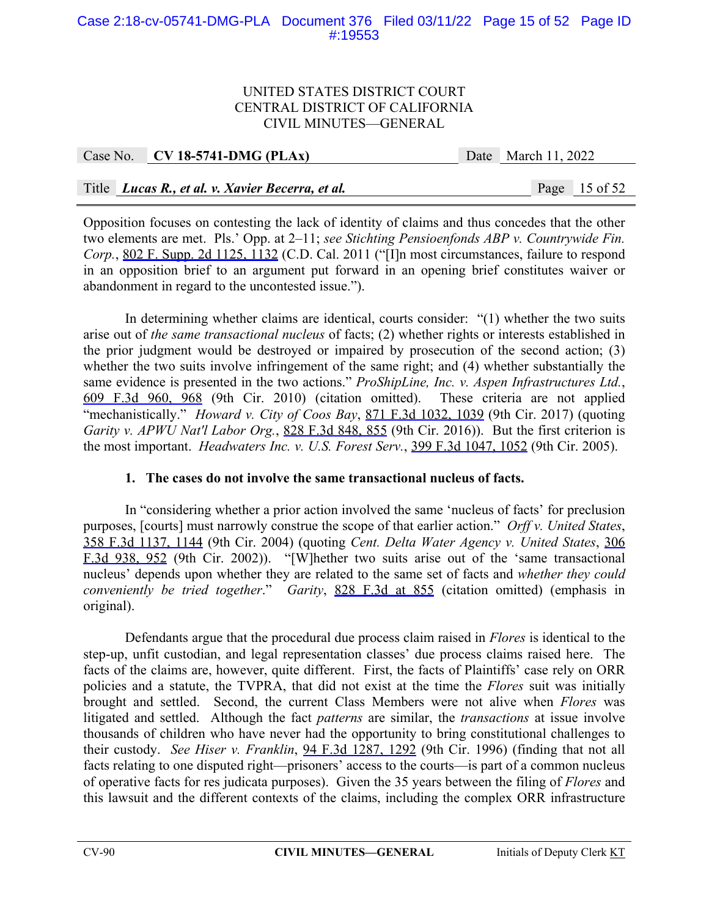Opposition focuses on contesting the lack of identity of claims and thus concedes that the other two elements are met. Pls.' Opp. at 2–11; *see Stichting Pensioenfonds ABP v. Countrywide Fin. Corp.*, 802 F. Supp. 2d 1125, 1132 (C.D. Cal. 2011 ("[I]n most circumstances, failure to respond in an opposition brief to an argument put forward in an opening brief constitutes waiver or abandonment in regard to the uncontested issue.").

In determining whether claims are identical, courts consider: "(1) whether the two suits arise out of *the same transactional nucleus* of facts; (2) whether rights or interests established in the prior judgment would be destroyed or impaired by prosecution of the second action; (3) whether the two suits involve infringement of the same right; and (4) whether substantially the same evidence is presented in the two actions." *ProShipLine, Inc. v. Aspen Infrastructures Ltd.*, 609 F.3d 960, 968 (9th Cir. 2010) (citation omitted). These criteria are not applied "mechanistically." *Howard v. City of Coos Bay*, 871 F.3d 1032, 1039 (9th Cir. 2017) (quoting *Garity v. APWU Nat'l Labor Org.*, 828 F.3d 848, 855 (9th Cir. 2016)). But the first criterion is the most important. *Headwaters Inc. v. U.S. Forest Serv.*, 399 F.3d 1047, 1052 (9th Cir. 2005).

### 1. The cases do not involve the same transactional nucleus of facts.

In "considering whether a prior action involved the same 'nucleus of facts' for preclusion purposes, [courts] must narrowly construe the scope of that earlier action." *Orff v. United States*, 358 F.3d 1137, 1144 (9th Cir. 2004) (quoting *Cent. Delta Water Agency v. United States*, 306 F.3d 938, 952 (9th Cir. 2002)). "[W]hether two suits arise out of the 'same transactional nucleus' depends upon whether they are related to the same set of facts and *whether they could conveniently be tried together*." *Garity*, 828 F.3d at 855 (citation omitted) (emphasis in original).

Defendants argue that the procedural due process claim raised in *Flores* is identical to the step-up, unfit custodian, and legal representation classes' due process claims raised here. The facts of the claims are, however, quite different. First, the facts of Plaintiffs' case rely on ORR policies and a statute, the TVPRA, that did not exist at the time the *Flores* suit was initially brought and settled. Second, the current Class Members were not alive when *Flores* was litigated and settled. Although the fact *patterns* are similar, the *transactions* at issue involve thousands of children who have never had the opportunity to bring constitutional challenges to their custody. *See Hiser v. Franklin*, 94 F.3d 1287, 1292 (9th Cir. 1996) (finding that not all facts relating to one disputed right—prisoners' access to the courts—is part of a common nucleus of operative facts for res judicata purposes). Given the 35 years between the filing of *Flores* and this lawsuit and the different contexts of the claims, including the complex ORR infrastructure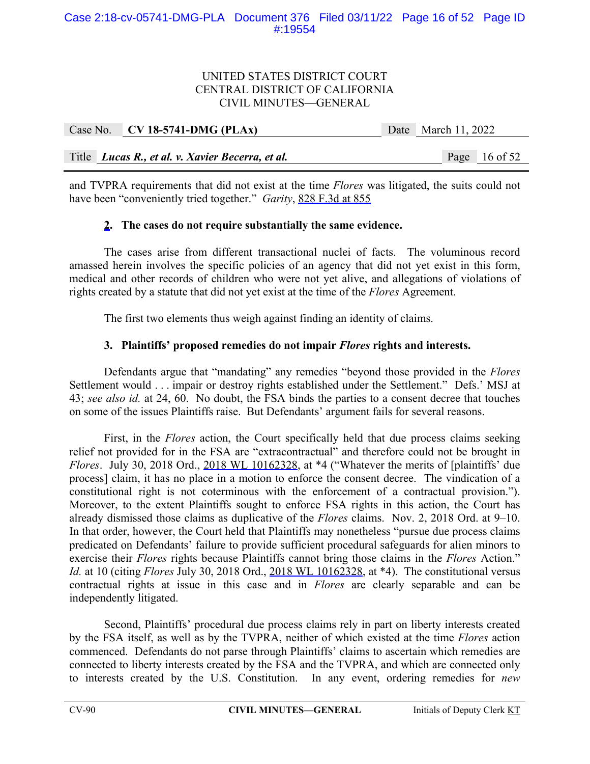and TVPRA requirements that did not exist at the time *Flores* was litigated, the suits could not have been "conveniently tried together." *Garity*, 828 F.3d at 855

**2. The cases do not require substantially the same evidence.**

The cases arise from different transactional nuclei of facts. The voluminous record amassed herein involves the specific policies of an agency that did not yet exist in this form, medical and other records of children who were not yet alive, and allegations of violations of rights created by a statute that did not yet exist at the time of the *Flores* Agreement.

The first two elements thus weigh against finding an identity of claims.

**3. Plaintiffs' proposed remedies do not impair *Flores* rights and interests.**

Defendants argue that "mandating" any remedies "beyond those provided in the *Flores* Settlement would . . . impair or destroy rights established under the Settlement." Defs.' MSJ at 43; *see also id.* at 24, 60. No doubt, the FSA binds the parties to a consent decree that touches on some of the issues Plaintiffs raise. But Defendants' argument fails for several reasons.

First, in the *Flores* action, the Court specifically held that due process claims seeking relief not provided for in the FSA are "extracontractual" and therefore could not be brought in *Flores*. July 30, 2018 Ord., 2018 WL 10162328, at *4 ("Whatever the merits of [plaintiffs' due process] claim, it has no place in a motion to enforce the consent decree. The vindication of a constitutional right is not coterminous with the enforcement of a contractual provision."). Moreover, to the extent Plaintiffs sought to enforce FSA rights in this action, the Court has already dismissed those claims as duplicative of the *Flores* claims. Nov. 2, 2018 Ord. at 9–10. In that order, however, the Court held that Plaintiffs may nonetheless "pursue due process claims predicated on Defendants' failure to provide sufficient procedural safeguards for alien minors to exercise their *Flores* rights because Plaintiffs cannot bring those claims in the *Flores* Action." *Id.* at 10 (citing *Flores* July 30, 2018 Ord., 2018 WL 10162328, at *4). The constitutional versus contractual rights at issue in this case and in *Flores* are clearly separable and can be independently litigated.

Second, Plaintiffs' procedural due process claims rely in part on liberty interests created by the FSA itself, as well as by the TVPRA, neither of which existed at the time *Flores* action commenced. Defendants do not parse through Plaintiffs' claims to ascertain which remedies are connected to liberty interests created by the FSA and the TVPRA, and which are connected only to interests created by the U.S. Constitution. In any event, ordering remedies for *new*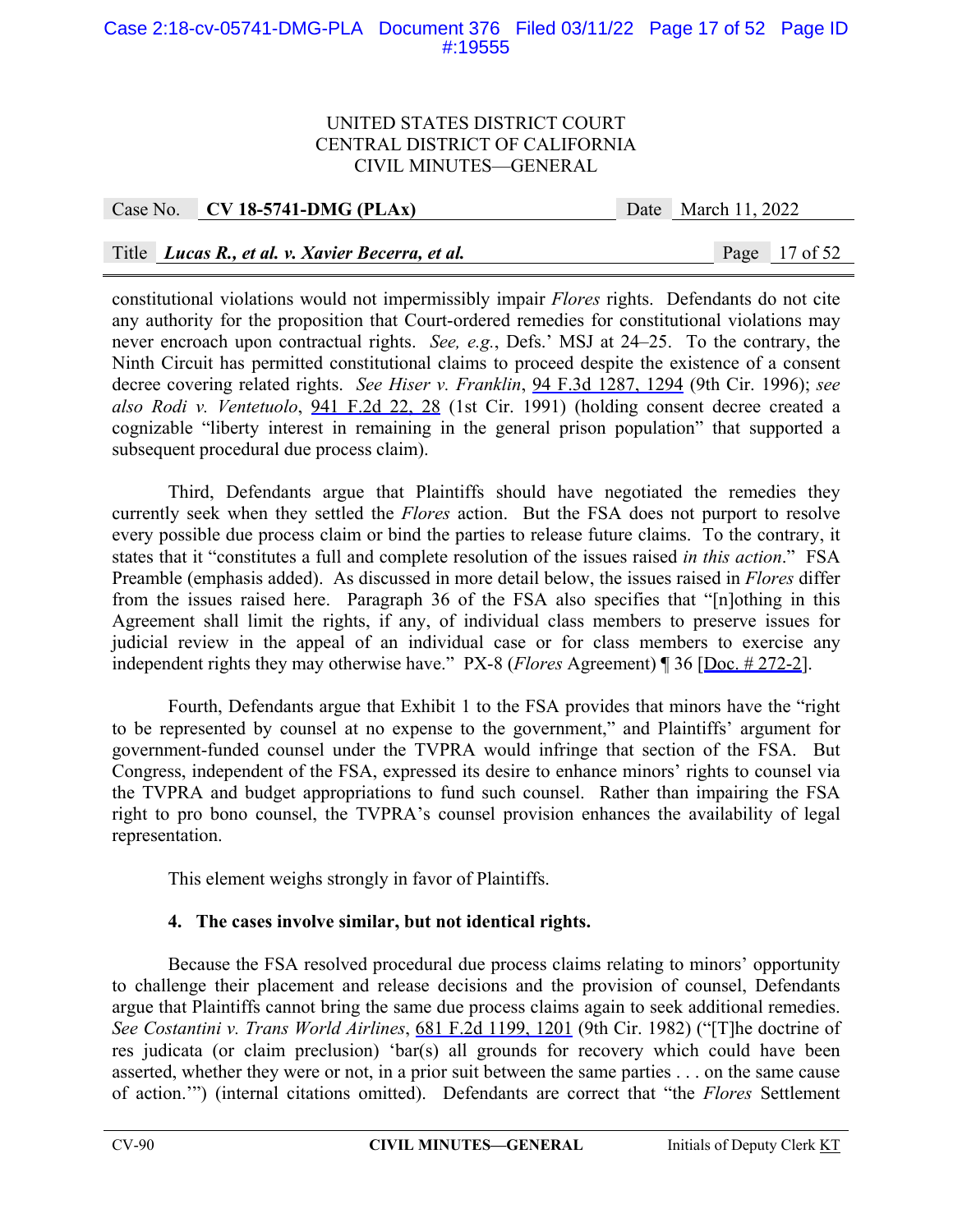constitutional violations would not impermissibly impair *Flores* rights. Defendants do not cite any authority for the proposition that Court-ordered remedies for constitutional violations may never encroach upon contractual rights. *See, e.g.*, Defs.' MSJ at 24–25. To the contrary, the Ninth Circuit has permitted constitutional claims to proceed despite the existence of a consent decree covering related rights. *See Hiser v. Franklin*, 94 F.3d 1287, 1294 (9th Cir. 1996); *see also Rodi v. Ventetuolo*, 941 F.2d 22, 28 (1st Cir. 1991) (holding consent decree created a cognizable "liberty interest in remaining in the general prison population" that supported a subsequent procedural due process claim).

Third, Defendants argue that Plaintiffs should have negotiated the remedies they currently seek when they settled the *Flores* action. But the FSA does not purport to resolve every possible due process claim or bind the parties to release future claims. To the contrary, it states that it "constitutes a full and complete resolution of the issues raised *in this action*." FSA Preamble (emphasis added). As discussed in more detail below, the issues raised in *Flores* differ from the issues raised here. Paragraph 36 of the FSA also specifies that "[n]othing in this Agreement shall limit the rights, if any, of individual class members to preserve issues for judicial review in the appeal of an individual case or for class members to exercise any independent rights they may otherwise have." PX-8 (*Flores* Agreement) ¶ 36 [Doc. # 272-2].

Fourth, Defendants argue that Exhibit 1 to the FSA provides that minors have the "right to be represented by counsel at no expense to the government," and Plaintiffs' argument for government-funded counsel under the TVPRA would infringe that section of the FSA. But Congress, independent of the FSA, expressed its desire to enhance minors' rights to counsel via the TVPRA and budget appropriations to fund such counsel. Rather than impairing the FSA right to pro bono counsel, the TVPRA's counsel provision enhances the availability of legal representation.

This element weighs strongly in favor of Plaintiffs.

**4. The cases involve similar, but not identical rights.**

Because the FSA resolved procedural due process claims relating to minors' opportunity to challenge their placement and release decisions and the provision of counsel, Defendants argue that Plaintiffs cannot bring the same due process claims again to seek additional remedies. *See Costantini v. Trans World Airlines*, 681 F.2d 1199, 1201 (9th Cir. 1982) ("[T]he doctrine of res judicata (or claim preclusion) 'bar(s) all grounds for recovery which could have been asserted, whether they were or not, in a prior suit between the same parties . . . on the same cause of action.'") (internal citations omitted). Defendants are correct that "the *Flores* Settlement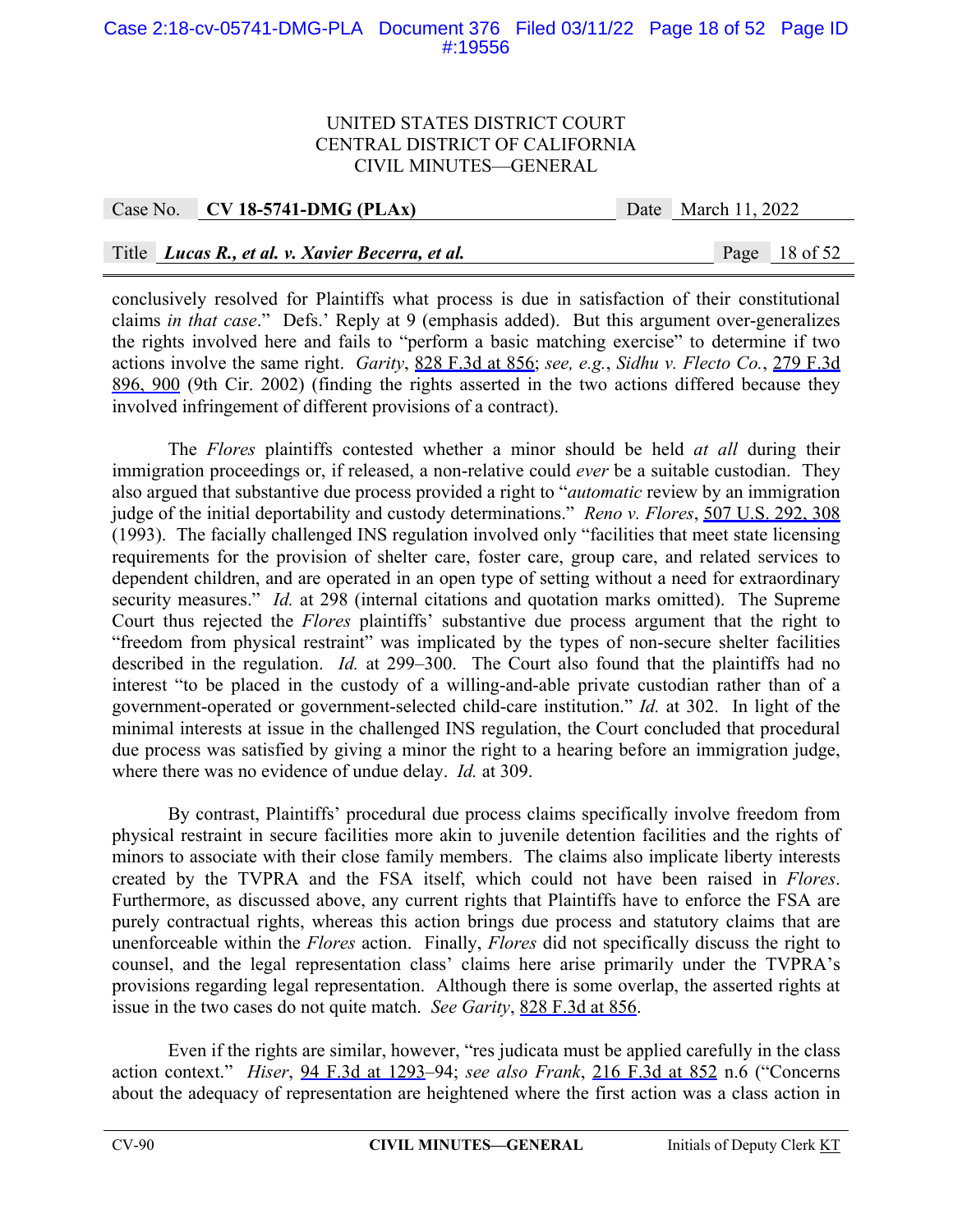conclusively resolved for Plaintiffs what process is due in satisfaction of their constitutional claims *in that case*." Defs.' Reply at 9 (emphasis added). But this argument over-generalizes the rights involved here and fails to "perform a basic matching exercise" to determine if two actions involve the same right. *Garity*, 828 F.3d at 856; *see, e.g.*, *Sidhu v. Flecto Co.*, 279 F.3d 896, 900 (9th Cir. 2002) (finding the rights asserted in the two actions differed because they involved infringement of different provisions of a contract).

The *Flores* plaintiffs contested whether a minor should be held *at all* during their immigration proceedings or, if released, a non-relative could *ever* be a suitable custodian. They also argued that substantive due process provided a right to "*automatic* review by an immigration judge of the initial deportability and custody determinations." *Reno v. Flores*, 507 U.S. 292, 308 (1993). The facially challenged INS regulation involved only "facilities that meet state licensing requirements for the provision of shelter care, foster care, group care, and related services to dependent children, and are operated in an open type of setting without a need for extraordinary security measures." *Id.* at 298 (internal citations and quotation marks omitted). The Supreme Court thus rejected the *Flores* plaintiffs' substantive due process argument that the right to "freedom from physical restraint" was implicated by the types of non-secure shelter facilities described in the regulation. *Id.* at 299–300. The Court also found that the plaintiffs had no interest "to be placed in the custody of a willing-and-able private custodian rather than of a government-operated or government-selected child-care institution." *Id.* at 302. In light of the minimal interests at issue in the challenged INS regulation, the Court concluded that procedural due process was satisfied by giving a minor the right to a hearing before an immigration judge, where there was no evidence of undue delay. *Id.* at 309.

By contrast, Plaintiffs' procedural due process claims specifically involve freedom from physical restraint in secure facilities more akin to juvenile detention facilities and the rights of minors to associate with their close family members. The claims also implicate liberty interests created by the TVPRA and the FSA itself, which could not have been raised in *Flores*. Furthermore, as discussed above, any current rights that Plaintiffs have to enforce the FSA are purely contractual rights, whereas this action brings due process and statutory claims that are unenforceable within the *Flores* action. Finally, *Flores* did not specifically discuss the right to counsel, and the legal representation class' claims here arise primarily under the TVPRA's provisions regarding legal representation. Although there is some overlap, the asserted rights at issue in the two cases do not quite match. *See Garity*, 828 F.3d at 856.

Even if the rights are similar, however, "res judicata must be applied carefully in the class action context." *Hiser*, 94 F.3d at 1293–94; *see also Frank*, 216 F.3d at 852 n.6 ("Concerns about the adequacy of representation are heightened where the first action was a class action in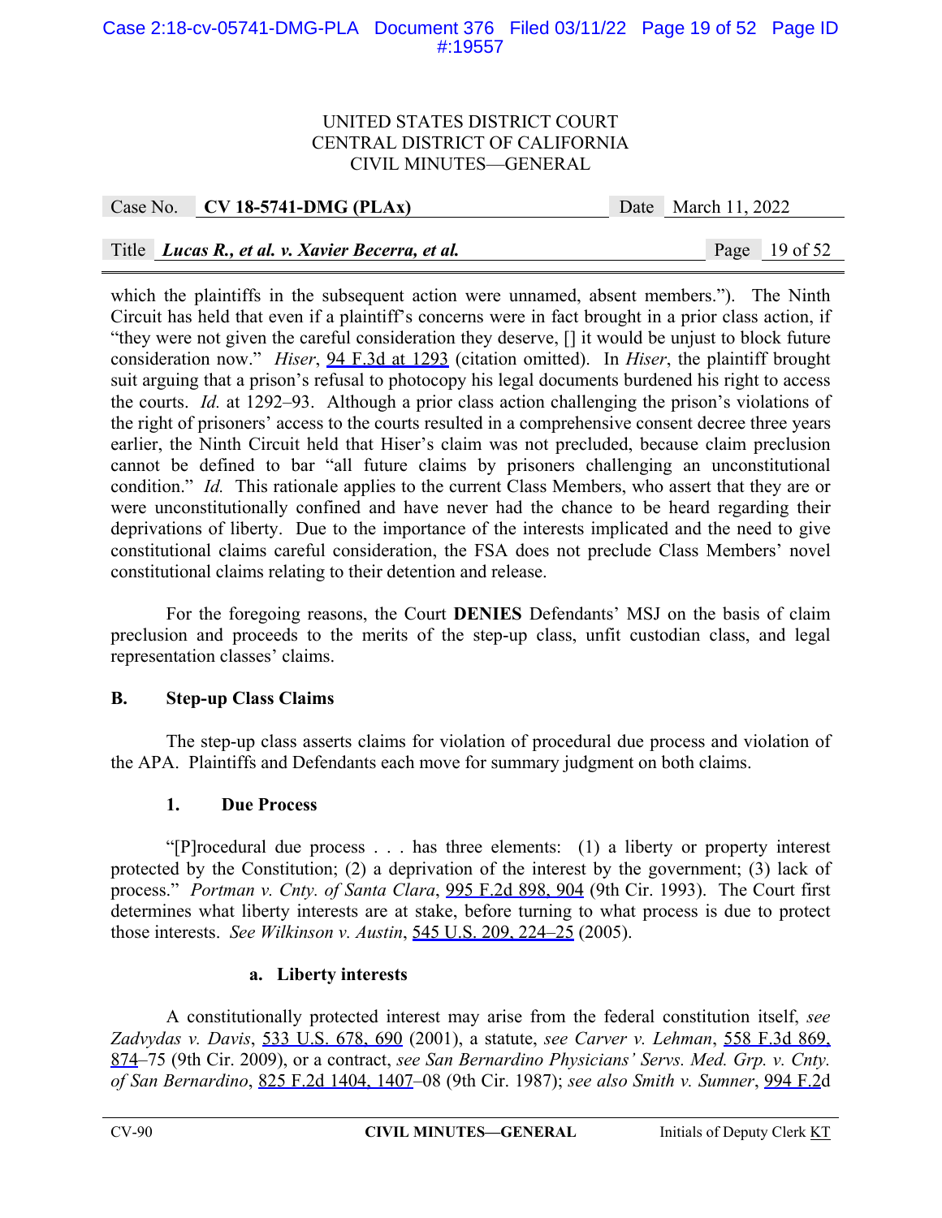which the plaintiffs in the subsequent action were unnamed, absent members."). The Ninth Circuit has held that even if a plaintiff's concerns were in fact brought in a prior class action, if "they were not given the careful consideration they deserve, [] it would be unjust to block future consideration now." *Hiser*, 94 F.3d at 1293 (citation omitted). In *Hiser*, the plaintiff brought suit arguing that a prison's refusal to photocopy his legal documents burdened his right to access the courts. *Id.* at 1292–93. Although a prior class action challenging the prison's violations of the right of prisoners' access to the courts resulted in a comprehensive consent decree three years earlier, the Ninth Circuit held that Hiser's claim was not precluded, because claim preclusion cannot be defined to bar "all future claims by prisoners challenging an unconstitutional condition." *Id.* This rationale applies to the current Class Members, who assert that they are or were unconstitutionally confined and have never had the chance to be heard regarding their deprivations of liberty. Due to the importance of the interests implicated and the need to give constitutional claims careful consideration, the FSA does not preclude Class Members' novel constitutional claims relating to their detention and release.

For the foregoing reasons, the Court **DENIES** Defendants' MSJ on the basis of claim preclusion and proceeds to the merits of the step-up class, unfit custodian class, and legal representation classes' claims.

## B. Step-up Class Claims

The step-up class asserts claims for violation of procedural due process and violation of the APA. Plaintiffs and Defendants each move for summary judgment on both claims.

### 1. Due Process

"[P]rocedural due process . . . has three elements: (1) a liberty or property interest protected by the Constitution; (2) a deprivation of the interest by the government; (3) lack of process." *Portman v. Cnty. of Santa Clara*, 995 F.2d 898, 904 (9th Cir. 1993). The Court first determines what liberty interests are at stake, before turning to what process is due to protect those interests. *See Wilkinson v. Austin*, 545 U.S. 209, 224–25 (2005).

#### a. Liberty interests

A constitutionally protected interest may arise from the federal constitution itself, *see Zadvydas v. Davis*, 533 U.S. 678, 690 (2001), a statute, *see Carver v. Lehman*, 558 F.3d 869, 874–75 (9th Cir. 2009), or a contract, *see San Bernardino Physicians' Servs. Med. Grp. v. Cnty. of San Bernardino*, 825 F.2d 1404, 1407–08 (9th Cir. 1987); *see also Smith v. Sumner*, 994 F.2d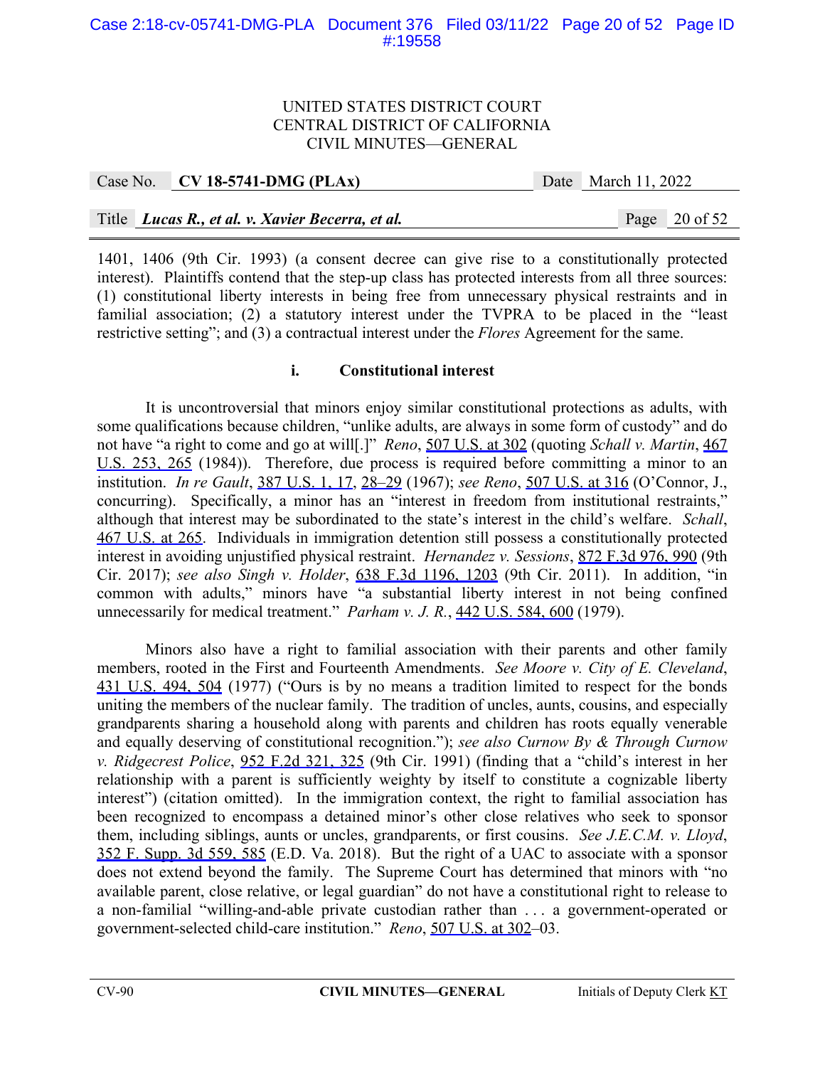1401, 1406 (9th Cir. 1993) (a consent decree can give rise to a constitutionally protected interest). Plaintiffs contend that the step-up class has protected interests from all three sources: (1) constitutional liberty interests in being free from unnecessary physical restraints and in familial association; (2) a statutory interest under the TVPRA to be placed in the "least restrictive setting"; and (3) a contractual interest under the *Flores* Agreement for the same.

#### i. Constitutional interest

It is uncontroversial that minors enjoy similar constitutional protections as adults, with some qualifications because children, "unlike adults, are always in some form of custody" and do not have "a right to come and go at will[.]" *Reno*, 507 U.S. at 302 (quoting *Schall v. Martin*, 467 U.S. 253, 265 (1984)). Therefore, due process is required before committing a minor to an institution. *In re Gault*, 387 U.S. 1, 17, 28–29 (1967); *see Reno*, 507 U.S. at 316 (O'Connor, J., concurring). Specifically, a minor has an "interest in freedom from institutional restraints," although that interest may be subordinated to the state's interest in the child's welfare. *Schall*, 467 U.S. at 265. Individuals in immigration detention still possess a constitutionally protected interest in avoiding unjustified physical restraint. *Hernandez v. Sessions*, 872 F.3d 976, 990 (9th Cir. 2017); *see also Singh v. Holder*, 638 F.3d 1196, 1203 (9th Cir. 2011). In addition, "in common with adults," minors have "a substantial liberty interest in not being confined unnecessarily for medical treatment." *Parham v. J. R.*, 442 U.S. 584, 600 (1979).

Minors also have a right to familial association with their parents and other family members, rooted in the First and Fourteenth Amendments. *See Moore v. City of E. Cleveland*, 431 U.S. 494, 504 (1977) ("Ours is by no means a tradition limited to respect for the bonds uniting the members of the nuclear family. The tradition of uncles, aunts, cousins, and especially grandparents sharing a household along with parents and children has roots equally venerable and equally deserving of constitutional recognition."); *see also Curnow By & Through Curnow v. Ridgecrest Police*, 952 F.2d 321, 325 (9th Cir. 1991) (finding that a "child's interest in her relationship with a parent is sufficiently weighty by itself to constitute a cognizable liberty interest") (citation omitted). In the immigration context, the right to familial association has been recognized to encompass a detained minor's other close relatives who seek to sponsor them, including siblings, aunts or uncles, grandparents, or first cousins. *See J.E.C.M. v. Lloyd*, 352 F. Supp. 3d 559, 585 (E.D. Va. 2018). But the right of a UAC to associate with a sponsor does not extend beyond the family. The Supreme Court has determined that minors with "no available parent, close relative, or legal guardian" do not have a constitutional right to release to a non-familial "willing-and-able private custodian rather than . . . a government-operated or government-selected child-care institution." *Reno*, 507 U.S. at 302–03.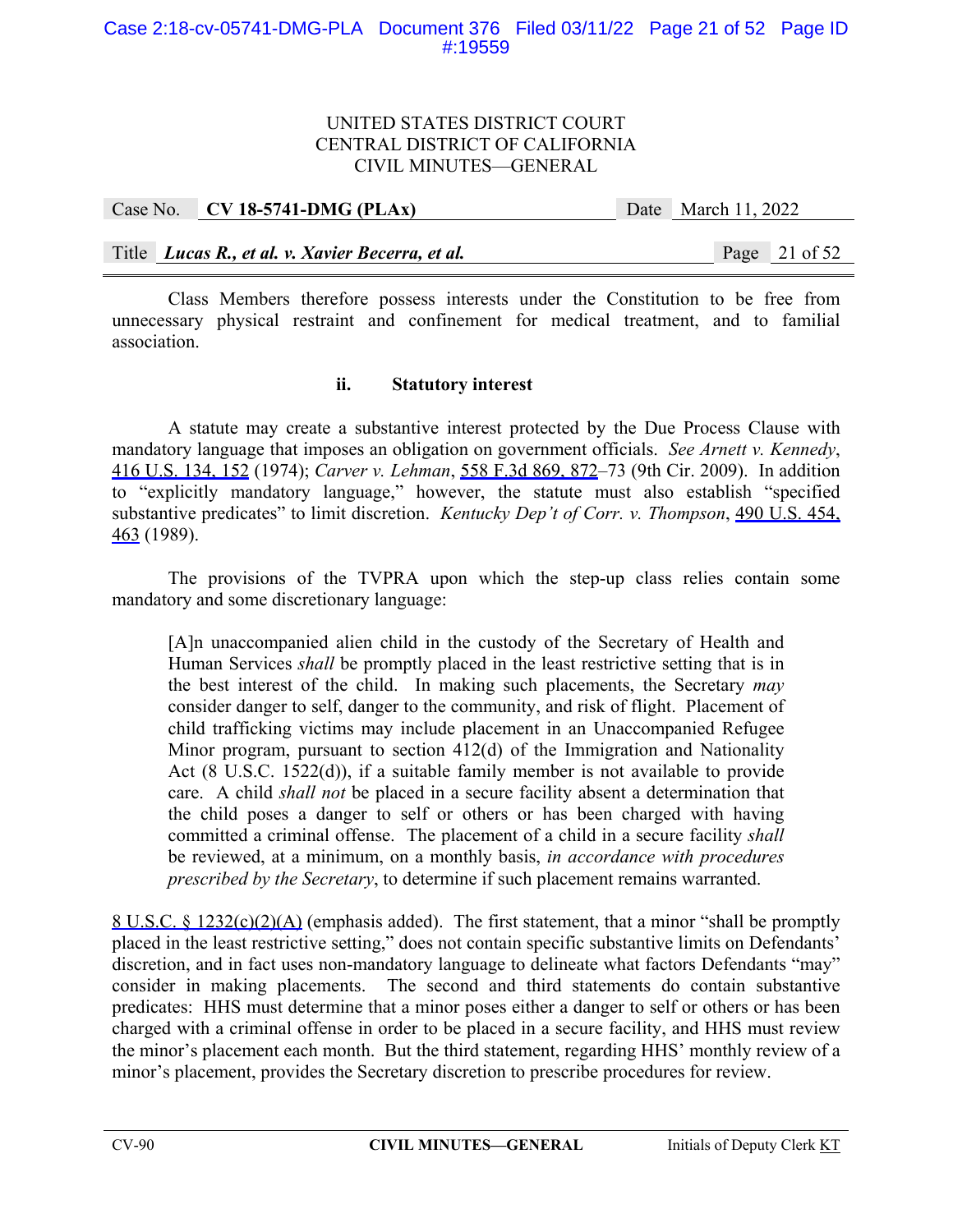Class Members therefore possess interests under the Constitution to be free from unnecessary physical restraint and confinement for medical treatment, and to familial association.

### ii. Statutory interest

A statute may create a substantive interest protected by the Due Process Clause with mandatory language that imposes an obligation on government officials. *See Arnett v. Kennedy*, 416 U.S. 134, 152 (1974); *Carver v. Lehman*, 558 F.3d 869, 872–73 (9th Cir. 2009). In addition to "explicitly mandatory language," however, the statute must also establish "specified substantive predicates" to limit discretion. *Kentucky Dep't of Corr. v. Thompson*, 490 U.S. 454, 463 (1989).

The provisions of the TVPRA upon which the step-up class relies contain some mandatory and some discretionary language:

> [A]n unaccompanied alien child in the custody of the Secretary of Health and Human Services *shall* be promptly placed in the least restrictive setting that is in the best interest of the child. In making such placements, the Secretary *may* consider danger to self, danger to the community, and risk of flight. Placement of child trafficking victims may include placement in an Unaccompanied Refugee Minor program, pursuant to section 412(d) of the Immigration and Nationality Act (8 U.S.C. 1522(d)), if a suitable family member is not available to provide care. A child *shall not* be placed in a secure facility absent a determination that the child poses a danger to self or others or has been charged with having committed a criminal offense. The placement of a child in a secure facility *shall* be reviewed, at a minimum, on a monthly basis, *in accordance with procedures prescribed by the Secretary*, to determine if such placement remains warranted.

8 U.S.C. § 1232(c)(2)(A) (emphasis added). The first statement, that a minor "shall be promptly placed in the least restrictive setting," does not contain specific substantive limits on Defendants' discretion, and in fact uses non-mandatory language to delineate what factors Defendants "may" consider in making placements. The second and third statements do contain substantive predicates: HHS must determine that a minor poses either a danger to self or others or has been charged with a criminal offense in order to be placed in a secure facility, and HHS must review the minor's placement each month. But the third statement, regarding HHS' monthly review of a minor's placement, provides the Secretary discretion to prescribe procedures for review.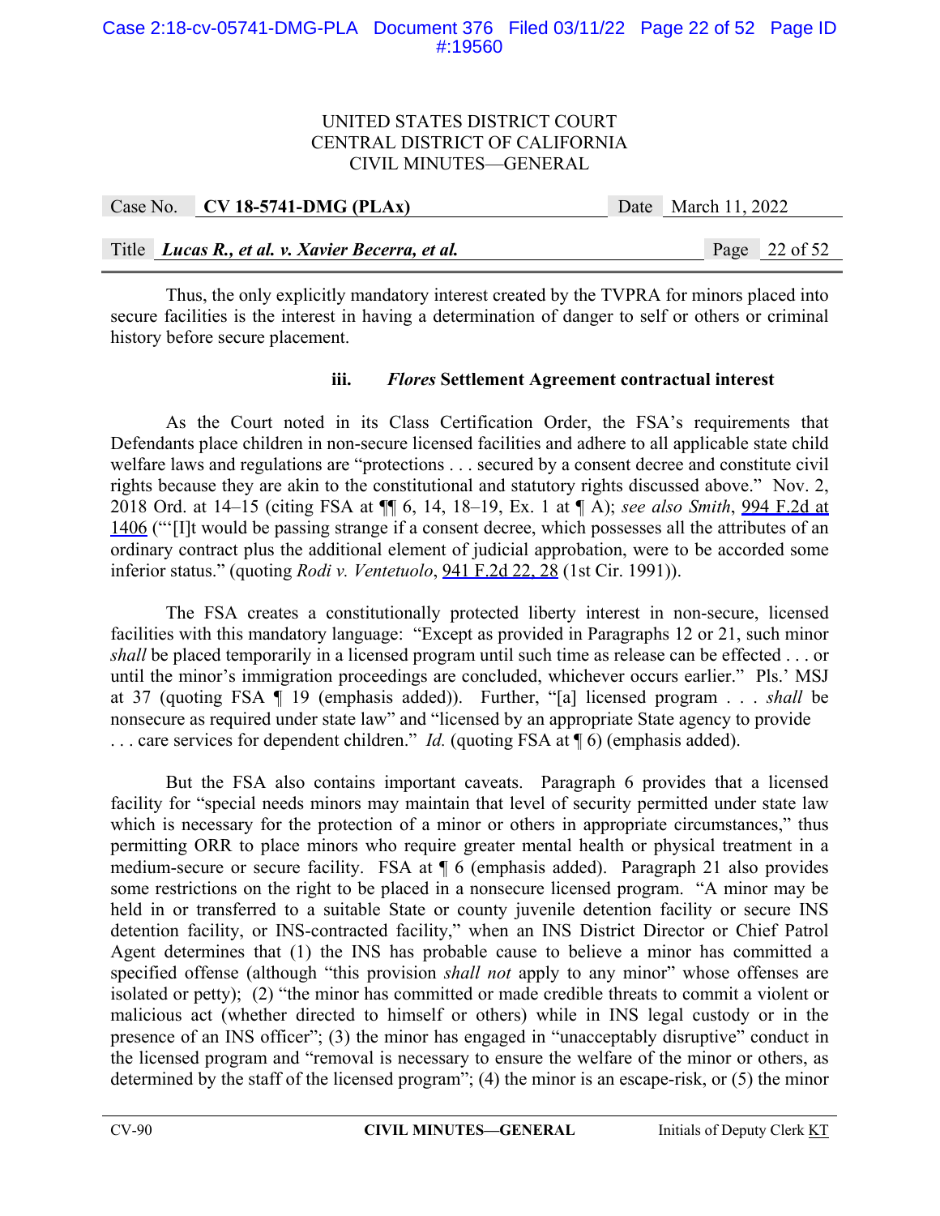Thus, the only explicitly mandatory interest created by the TVPRA for minors placed into secure facilities is the interest in having a determination of danger to self or others or criminal history before secure placement.

### iii. *Flores* Settlement Agreement contractual interest

As the Court noted in its Class Certification Order, the FSA's requirements that Defendants place children in non-secure licensed facilities and adhere to all applicable state child welfare laws and regulations are "protections . . . secured by a consent decree and constitute civil rights because they are akin to the constitutional and statutory rights discussed above." Nov. 2, 2018 Ord. at 14–15 (citing FSA at ¶¶ 6, 14, 18–19, Ex. 1 at ¶ A); *see also Smith*, 994 F.2d at 1406 ("'[I]t would be passing strange if a consent decree, which possesses all the attributes of an ordinary contract plus the additional element of judicial approbation, were to be accorded some inferior status." (quoting *Rodi v. Ventetuolo*, 941 F.2d 22, 28 (1st Cir. 1991)).

The FSA creates a constitutionally protected liberty interest in non-secure, licensed facilities with this mandatory language: "Except as provided in Paragraphs 12 or 21, such minor *shall* be placed temporarily in a licensed program until such time as release can be effected . . . or until the minor's immigration proceedings are concluded, whichever occurs earlier." Pls.' MSJ at 37 (quoting FSA ¶ 19 (emphasis added)). Further, "[a] licensed program . . . *shall* be nonsecure as required under state law" and "licensed by an appropriate State agency to provide . . . care services for dependent children." *Id.* (quoting FSA at ¶ 6) (emphasis added).

But the FSA also contains important caveats. Paragraph 6 provides that a licensed facility for "special needs minors may maintain that level of security permitted under state law which is necessary for the protection of a minor or others in appropriate circumstances," thus permitting ORR to place minors who require greater mental health or physical treatment in a medium-secure or secure facility. FSA at ¶ 6 (emphasis added). Paragraph 21 also provides some restrictions on the right to be placed in a nonsecure licensed program. "A minor may be held in or transferred to a suitable State or county juvenile detention facility or secure INS detention facility, or INS-contracted facility," when an INS District Director or Chief Patrol Agent determines that (1) the INS has probable cause to believe a minor has committed a specified offense (although "this provision *shall not* apply to any minor" whose offenses are isolated or petty); (2) "the minor has committed or made credible threats to commit a violent or malicious act (whether directed to himself or others) while in INS legal custody or in the presence of an INS officer"; (3) the minor has engaged in "unacceptably disruptive" conduct in the licensed program and "removal is necessary to ensure the welfare of the minor or others, as determined by the staff of the licensed program"; (4) the minor is an escape-risk, or (5) the minor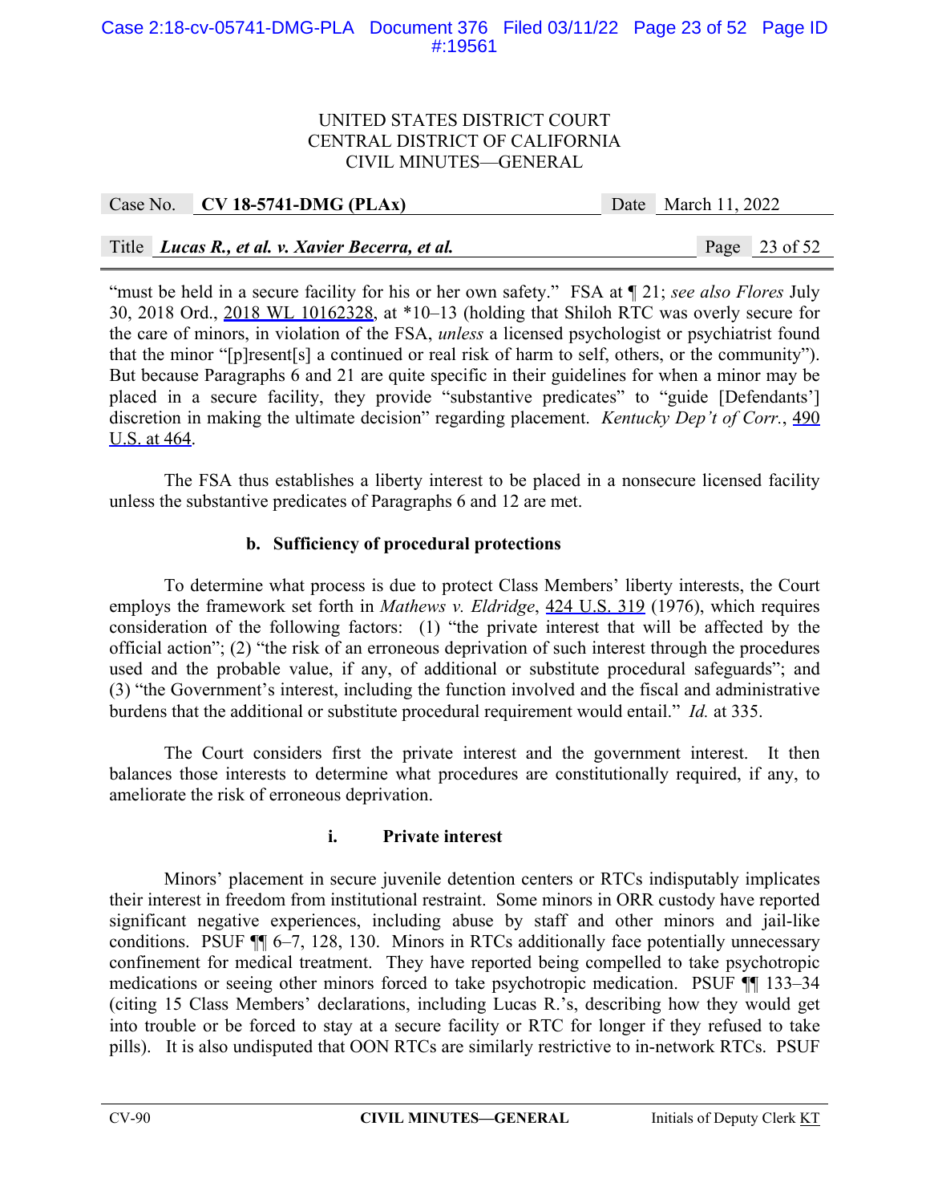"must be held in a secure facility for his or her own safety." FSA at ¶ 21; *see also Flores* July 30, 2018 Ord., 2018 WL 10162328, at *10–13 (holding that Shiloh RTC was overly secure for the care of minors, in violation of the FSA, *unless* a licensed psychologist or psychiatrist found that the minor "[p]resent[s] a continued or real risk of harm to self, others, or the community"). But because Paragraphs 6 and 21 are quite specific in their guidelines for when a minor may be placed in a secure facility, they provide "substantive predicates" to "guide [Defendants'] discretion in making the ultimate decision" regarding placement. *Kentucky Dep't of Corr.*, 490 U.S. at 464.

The FSA thus establishes a liberty interest to be placed in a nonsecure licensed facility unless the substantive predicates of Paragraphs 6 and 12 are met.

**b. Sufficiency of procedural protections**

To determine what process is due to protect Class Members' liberty interests, the Court employs the framework set forth in *Mathews v. Eldridge*, 424 U.S. 319 (1976), which requires consideration of the following factors: (1) "the private interest that will be affected by the official action"; (2) "the risk of an erroneous deprivation of such interest through the procedures used and the probable value, if any, of additional or substitute procedural safeguards"; and (3) "the Government's interest, including the function involved and the fiscal and administrative burdens that the additional or substitute procedural requirement would entail." *Id.* at 335.

The Court considers first the private interest and the government interest. It then balances those interests to determine what procedures are constitutionally required, if any, to ameliorate the risk of erroneous deprivation.

**i. Private interest**

Minors' placement in secure juvenile detention centers or RTCs indisputably implicates their interest in freedom from institutional restraint. Some minors in ORR custody have reported significant negative experiences, including abuse by staff and other minors and jail-like conditions. PSUF ¶¶ 6–7, 128, 130. Minors in RTCs additionally face potentially unnecessary confinement for medical treatment. They have reported being compelled to take psychotropic medications or seeing other minors forced to take psychotropic medication. PSUF ¶¶ 133–34 (citing 15 Class Members' declarations, including Lucas R.'s, describing how they would get into trouble or be forced to stay at a secure facility or RTC for longer if they refused to take pills). It is also undisputed that OON RTCs are similarly restrictive to in-network RTCs. PSUF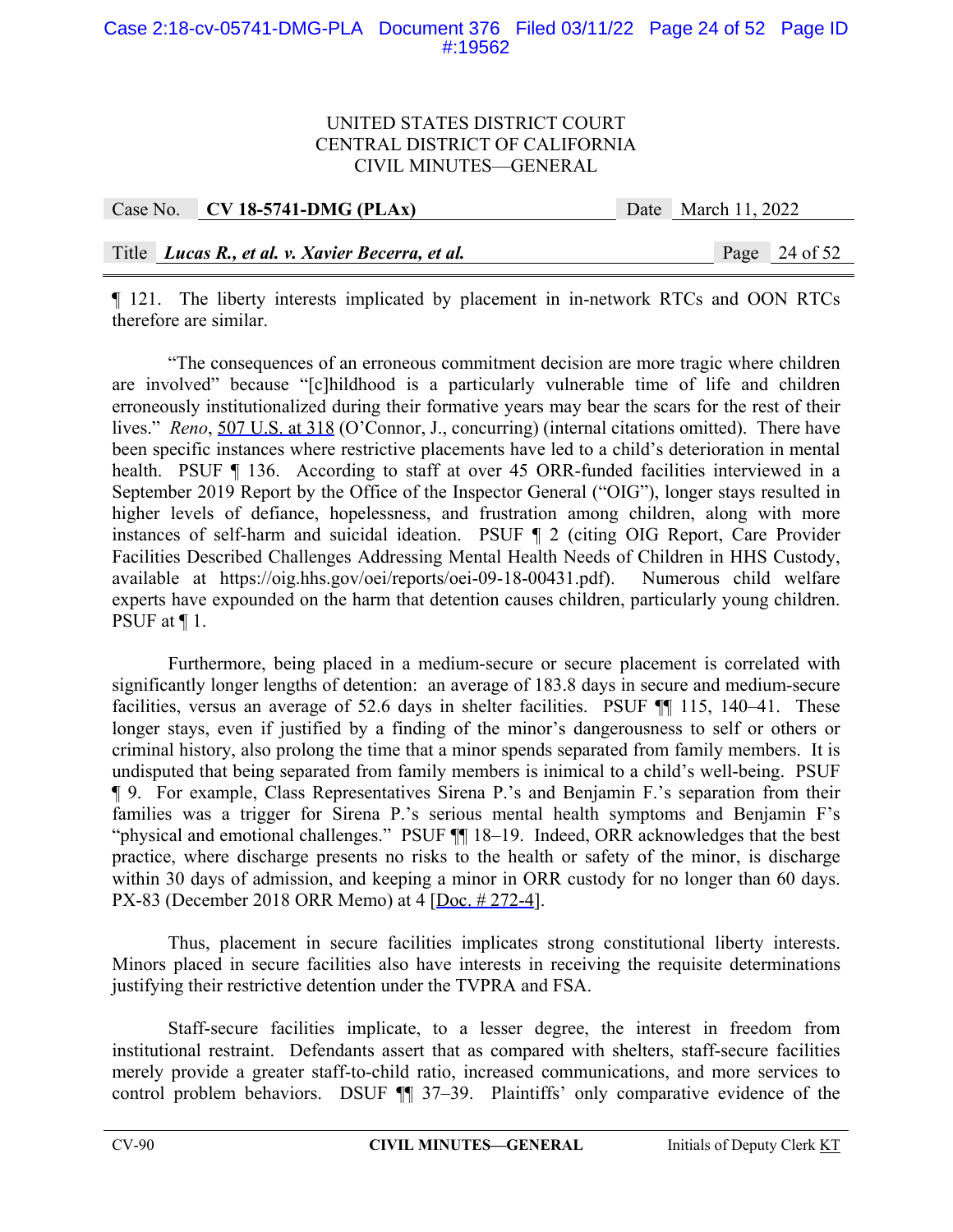¶ 121. The liberty interests implicated by placement in in-network RTCs and OON RTCs therefore are similar.

"The consequences of an erroneous commitment decision are more tragic where children are involved" because "[c]hildhood is a particularly vulnerable time of life and children erroneously institutionalized during their formative years may bear the scars for the rest of their lives." *Reno*, 507 U.S. at 318 (O'Connor, J., concurring) (internal citations omitted). There have been specific instances where restrictive placements have led to a child's deterioration in mental health. PSUF ¶ 136. According to staff at over 45 ORR-funded facilities interviewed in a September 2019 Report by the Office of the Inspector General ("OIG"), longer stays resulted in higher levels of defiance, hopelessness, and frustration among children, along with more instances of self-harm and suicidal ideation. PSUF ¶ 2 (citing OIG Report, Care Provider Facilities Described Challenges Addressing Mental Health Needs of Children in HHS Custody, available at https://oig.hhs.gov/oei/reports/oei-09-18-00431.pdf). Numerous child welfare experts have expounded on the harm that detention causes children, particularly young children. PSUF at ¶ 1.

Furthermore, being placed in a medium-secure or secure placement is correlated with significantly longer lengths of detention: an average of 183.8 days in secure and medium-secure facilities, versus an average of 52.6 days in shelter facilities. PSUF ¶¶ 115, 140–41. These longer stays, even if justified by a finding of the minor's dangerousness to self or others or criminal history, also prolong the time that a minor spends separated from family members. It is undisputed that being separated from family members is inimical to a child's well-being. PSUF ¶ 9. For example, Class Representatives Sirena P.'s and Benjamin F.'s separation from their families was a trigger for Sirena P.'s serious mental health symptoms and Benjamin F's "physical and emotional challenges." PSUF ¶¶ 18–19. Indeed, ORR acknowledges that the best practice, where discharge presents no risks to the health or safety of the minor, is discharge within 30 days of admission, and keeping a minor in ORR custody for no longer than 60 days. PX-83 (December 2018 ORR Memo) at 4 [Doc. # 272-4].

Thus, placement in secure facilities implicates strong constitutional liberty interests. Minors placed in secure facilities also have interests in receiving the requisite determinations justifying their restrictive detention under the TVPRA and FSA.

Staff-secure facilities implicate, to a lesser degree, the interest in freedom from institutional restraint. Defendants assert that as compared with shelters, staff-secure facilities merely provide a greater staff-to-child ratio, increased communications, and more services to control problem behaviors. DSUF ¶¶ 37–39. Plaintiffs' only comparative evidence of the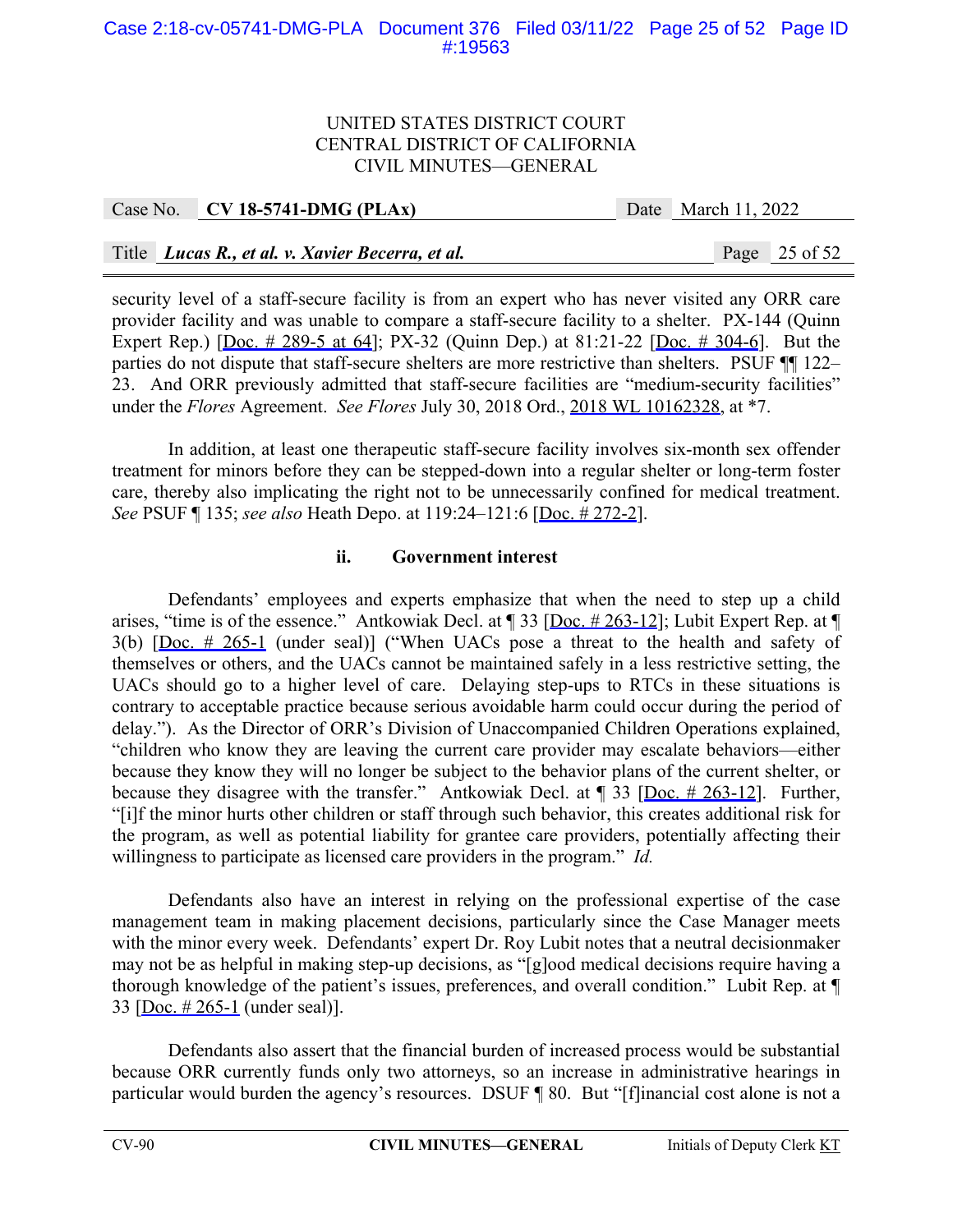security level of a staff-secure facility is from an expert who has never visited any ORR care provider facility and was unable to compare a staff-secure facility to a shelter. PX-144 (Quinn Expert Rep.) [Doc. # 289-5 at 64]; PX-32 (Quinn Dep.) at 81:21-22 [Doc. # 304-6]. But the parties do not dispute that staff-secure shelters are more restrictive than shelters. PSUF ¶¶ 122–23. And ORR previously admitted that staff-secure facilities are "medium-security facilities" under the *Flores* Agreement. *See Flores* July 30, 2018 Ord., 2018 WL 10162328, at *7.

In addition, at least one therapeutic staff-secure facility involves six-month sex offender treatment for minors before they can be stepped-down into a regular shelter or long-term foster care, thereby also implicating the right not to be unnecessarily confined for medical treatment. *See* PSUF ¶ 135; *see also* Heath Depo. at 119:24–121:6 [Doc. # 272-2].

#### ii. Government interest

Defendants' employees and experts emphasize that when the need to step up a child arises, "time is of the essence." Antkowiak Decl. at ¶ 33 [Doc. # 263-12]; Lubit Expert Rep. at ¶ 3(b) [Doc. # 265-1 (under seal)] ("When UACs pose a threat to the health and safety of themselves or others, and the UACs cannot be maintained safely in a less restrictive setting, the UACs should go to a higher level of care. Delaying step-ups to RTCs in these situations is contrary to acceptable practice because serious avoidable harm could occur during the period of delay."). As the Director of ORR's Division of Unaccompanied Children Operations explained, "children who know they are leaving the current care provider may escalate behaviors—either because they know they will no longer be subject to the behavior plans of the current shelter, or because they disagree with the transfer." Antkowiak Decl. at ¶ 33 [Doc. # 263-12]. Further, "[i]f the minor hurts other children or staff through such behavior, this creates additional risk for the program, as well as potential liability for grantee care providers, potentially affecting their willingness to participate as licensed care providers in the program." *Id.*

Defendants also have an interest in relying on the professional expertise of the case management team in making placement decisions, particularly since the Case Manager meets with the minor every week. Defendants' expert Dr. Roy Lubit notes that a neutral decisionmaker may not be as helpful in making step-up decisions, as "[g]ood medical decisions require having a thorough knowledge of the patient's issues, preferences, and overall condition." Lubit Rep. at ¶ 33 [Doc. # 265-1 (under seal)].

Defendants also assert that the financial burden of increased process would be substantial because ORR currently funds only two attorneys, so an increase in administrative hearings in particular would burden the agency's resources. DSUF ¶ 80. But "[f]inancial cost alone is not a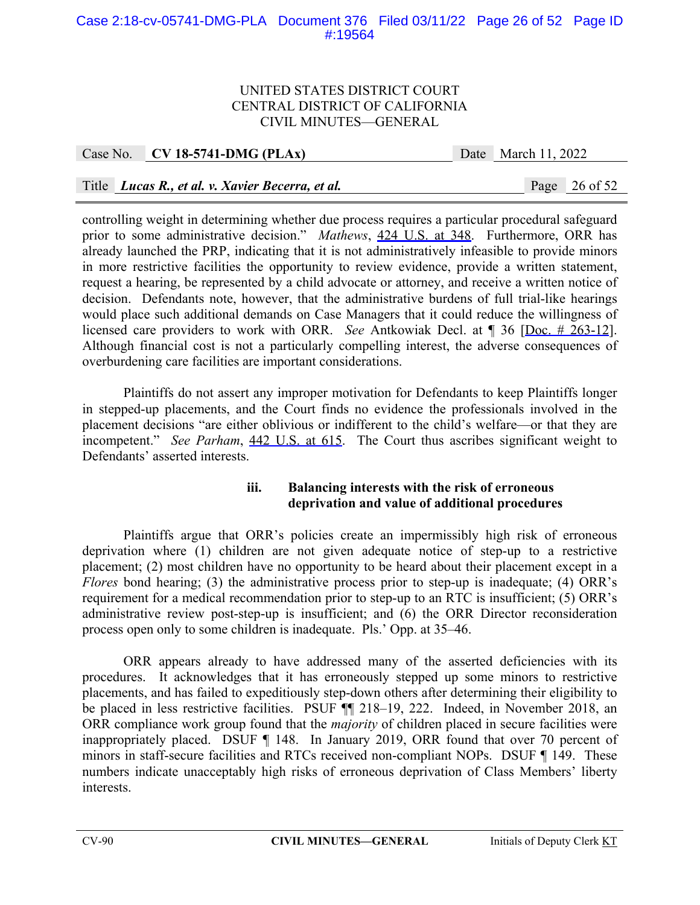controlling weight in determining whether due process requires a particular procedural safeguard prior to some administrative decision." *Mathews*, 424 U.S. at 348. Furthermore, ORR has already launched the PRP, indicating that it is not administratively infeasible to provide minors in more restrictive facilities the opportunity to review evidence, provide a written statement, request a hearing, be represented by a child advocate or attorney, and receive a written notice of decision. Defendants note, however, that the administrative burdens of full trial-like hearings would place such additional demands on Case Managers that it could reduce the willingness of licensed care providers to work with ORR. *See* Antkowiak Decl. at ¶ 36 [Doc. # 263-12]. Although financial cost is not a particularly compelling interest, the adverse consequences of overburdening care facilities are important considerations.

Plaintiffs do not assert any improper motivation for Defendants to keep Plaintiffs longer in stepped-up placements, and the Court finds no evidence the professionals involved in the placement decisions "are either oblivious or indifferent to the child's welfare—or that they are incompetent." *See Parham*, 442 U.S. at 615. The Court thus ascribes significant weight to Defendants' asserted interests.

**iii. Balancing interests with the risk of erroneous deprivation and value of additional procedures**

Plaintiffs argue that ORR's policies create an impermissibly high risk of erroneous deprivation where (1) children are not given adequate notice of step-up to a restrictive placement; (2) most children have no opportunity to be heard about their placement except in a *Flores* bond hearing; (3) the administrative process prior to step-up is inadequate; (4) ORR's requirement for a medical recommendation prior to step-up to an RTC is insufficient; (5) ORR's administrative review post-step-up is insufficient; and (6) the ORR Director reconsideration process open only to some children is inadequate. Pls.' Opp. at 35–46.

ORR appears already to have addressed many of the asserted deficiencies with its procedures. It acknowledges that it has erroneously stepped up some minors to restrictive placements, and has failed to expeditiously step-down others after determining their eligibility to be placed in less restrictive facilities. PSUF ¶¶ 218–19, 222. Indeed, in November 2018, an ORR compliance work group found that the *majority* of children placed in secure facilities were inappropriately placed. DSUF ¶ 148. In January 2019, ORR found that over 70 percent of minors in staff-secure facilities and RTCs received non-compliant NOPs. DSUF ¶ 149. These numbers indicate unacceptably high risks of erroneous deprivation of Class Members' liberty interests.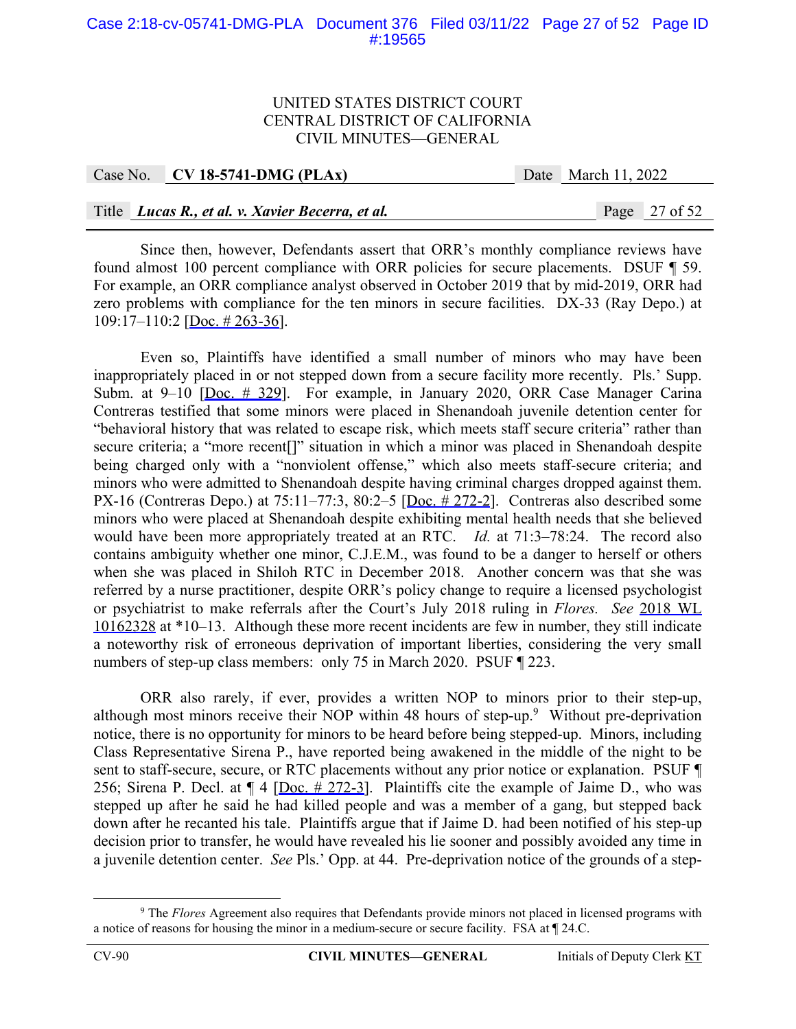Since then, however, Defendants assert that ORR's monthly compliance reviews have found almost 100 percent compliance with ORR policies for secure placements. DSUF ¶ 59. For example, an ORR compliance analyst observed in October 2019 that by mid-2019, ORR had zero problems with compliance for the ten minors in secure facilities. DX-33 (Ray Depo.) at 109:17–110:2 [Doc. # 263-36].

Even so, Plaintiffs have identified a small number of minors who may have been inappropriately placed in or not stepped down from a secure facility more recently. Pls.' Supp. Subm. at 9–10 [Doc. # 329]. For example, in January 2020, ORR Case Manager Carina Contreras testified that some minors were placed in Shenandoah juvenile detention center for "behavioral history that was related to escape risk, which meets staff secure criteria" rather than secure criteria; a "more recent[]" situation in which a minor was placed in Shenandoah despite being charged only with a "nonviolent offense," which also meets staff-secure criteria; and minors who were admitted to Shenandoah despite having criminal charges dropped against them. PX-16 (Contreras Depo.) at 75:11–77:3, 80:2–5 [Doc. # 272-2]. Contreras also described some minors who were placed at Shenandoah despite exhibiting mental health needs that she believed would have been more appropriately treated at an RTC. *Id.* at 71:3–78:24. The record also contains ambiguity whether one minor, C.J.E.M., was found to be a danger to herself or others when she was placed in Shiloh RTC in December 2018. Another concern was that she was referred by a nurse practitioner, despite ORR's policy change to require a licensed psychologist or psychiatrist to make referrals after the Court's July 2018 ruling in *Flores*. *See* 2018 WL 10162328 at *10–13. Although these more recent incidents are few in number, they still indicate a noteworthy risk of erroneous deprivation of important liberties, considering the very small numbers of step-up class members: only 75 in March 2020. PSUF ¶ 223.

ORR also rarely, if ever, provides a written NOP to minors prior to their step-up, although most minors receive their NOP within 48 hours of step-up.[9] Without pre-deprivation notice, there is no opportunity for minors to be heard before being stepped-up. Minors, including Class Representative Sirena P., have reported being awakened in the middle of the night to be sent to staff-secure, secure, or RTC placements without any prior notice or explanation. PSUF ¶ 256; Sirena P. Decl. at ¶ 4 [Doc. # 272-3]. Plaintiffs cite the example of Jaime D., who was stepped up after he said he had killed people and was a member of a gang, but stepped back down after he recanted his tale. Plaintiffs argue that if Jaime D. had been notified of his step-up decision prior to transfer, he would have revealed his lie sooner and possibly avoided any time in a juvenile detention center. *See* Pls.' Opp. at 44. Pre-deprivation notice of the grounds of a step-

[9] The *Flores* Agreement also requires that Defendants provide minors not placed in licensed programs with a notice of reasons for housing the minor in a medium-secure or secure facility. FSA at ¶ 24.C.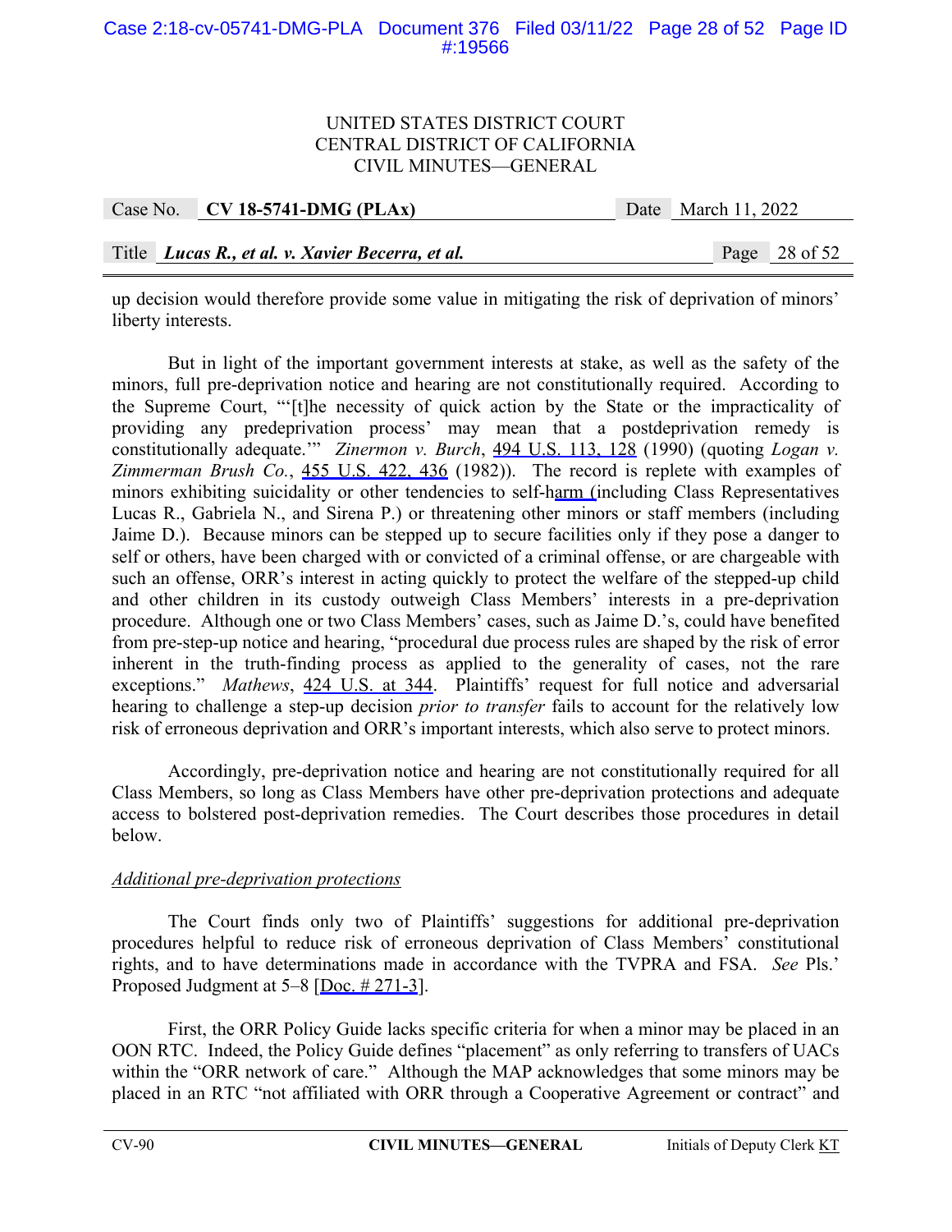up decision would therefore provide some value in mitigating the risk of deprivation of minors' liberty interests.

But in light of the important government interests at stake, as well as the safety of the minors, full pre-deprivation notice and hearing are not constitutionally required. According to the Supreme Court, "'[t]he necessity of quick action by the State or the impracticality of providing any predeprivation process' may mean that a postdeprivation remedy is constitutionally adequate.'" *Zinermon v. Burch*, 494 U.S. 113, 128 (1990) (quoting *Logan v. Zimmerman Brush Co.*, 455 U.S. 422, 436 (1982)). The record is replete with examples of minors exhibiting suicidality or other tendencies to self-harm (including Class Representatives Lucas R., Gabriela N., and Sirena P.) or threatening other minors or staff members (including Jaime D.). Because minors can be stepped up to secure facilities only if they pose a danger to self or others, have been charged with or convicted of a criminal offense, or are chargeable with such an offense, ORR's interest in acting quickly to protect the welfare of the stepped-up child and other children in its custody outweigh Class Members' interests in a pre-deprivation procedure. Although one or two Class Members' cases, such as Jaime D.'s, could have benefited from pre-step-up notice and hearing, "procedural due process rules are shaped by the risk of error inherent in the truth-finding process as applied to the generality of cases, not the rare exceptions." *Mathews*, 424 U.S. at 344. Plaintiffs' request for full notice and adversarial hearing to challenge a step-up decision *prior to transfer* fails to account for the relatively low risk of erroneous deprivation and ORR's important interests, which also serve to protect minors.

Accordingly, pre-deprivation notice and hearing are not constitutionally required for all Class Members, so long as Class Members have other pre-deprivation protections and adequate access to bolstered post-deprivation remedies. The Court describes those procedures in detail below.

*Additional pre-deprivation protections*

The Court finds only two of Plaintiffs' suggestions for additional pre-deprivation procedures helpful to reduce risk of erroneous deprivation of Class Members' constitutional rights, and to have determinations made in accordance with the TVPRA and FSA. *See* Pls.' Proposed Judgment at 5–8 [Doc. # 271-3].

First, the ORR Policy Guide lacks specific criteria for when a minor may be placed in an OON RTC. Indeed, the Policy Guide defines "placement" as only referring to transfers of UACs within the "ORR network of care." Although the MAP acknowledges that some minors may be placed in an RTC "not affiliated with ORR through a Cooperative Agreement or contract" and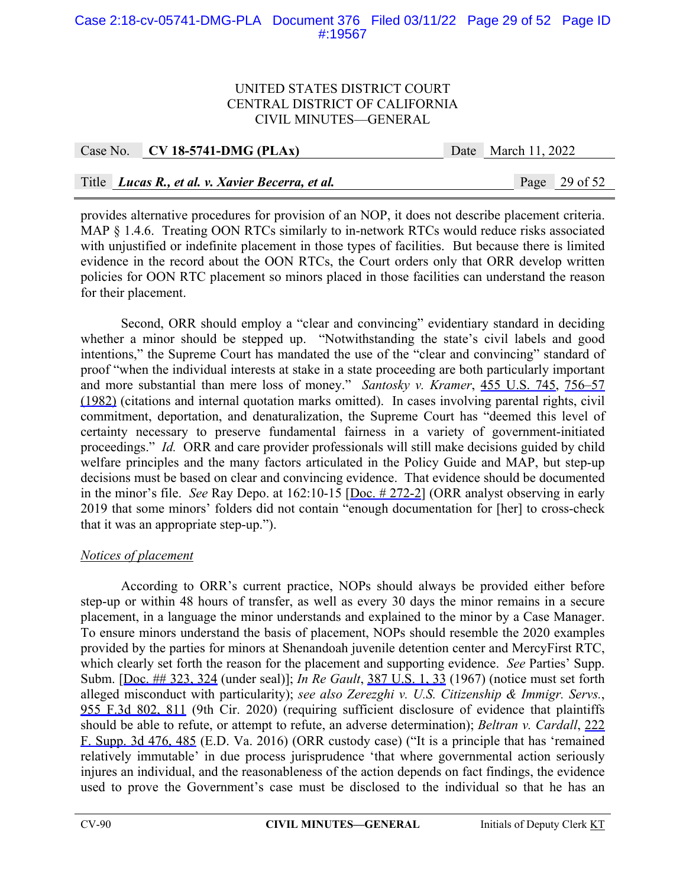provides alternative procedures for provision of an NOP, it does not describe placement criteria. MAP § 1.4.6. Treating OON RTCs similarly to in-network RTCs would reduce risks associated with unjustified or indefinite placement in those types of facilities. But because there is limited evidence in the record about the OON RTCs, the Court orders only that ORR develop written policies for OON RTC placement so minors placed in those facilities can understand the reason for their placement.

Second, ORR should employ a "clear and convincing" evidentiary standard in deciding whether a minor should be stepped up. "Notwithstanding the state's civil labels and good intentions," the Supreme Court has mandated the use of the "clear and convincing" standard of proof "when the individual interests at stake in a state proceeding are both particularly important and more substantial than mere loss of money." *Santosky v. Kramer*, 455 U.S. 745, 756–57 (1982) (citations and internal quotation marks omitted). In cases involving parental rights, civil commitment, deportation, and denaturalization, the Supreme Court has "deemed this level of certainty necessary to preserve fundamental fairness in a variety of government-initiated proceedings." *Id.* ORR and care provider professionals will still make decisions guided by child welfare principles and the many factors articulated in the Policy Guide and MAP, but step-up decisions must be based on clear and convincing evidence. That evidence should be documented in the minor's file. *See* Ray Depo. at 162:10-15 [Doc. # 272-2] (ORR analyst observing in early 2019 that some minors' folders did not contain "enough documentation for [her] to cross-check that it was an appropriate step-up.").

*Notices of placement*

According to ORR's current practice, NOPs should always be provided either before step-up or within 48 hours of transfer, as well as every 30 days the minor remains in a secure placement, in a language the minor understands and explained to the minor by a Case Manager. To ensure minors understand the basis of placement, NOPs should resemble the 2020 examples provided by the parties for minors at Shenandoah juvenile detention center and MercyFirst RTC, which clearly set forth the reason for the placement and supporting evidence. *See* Parties' Supp. Subm. [Doc. ## 323, 324 (under seal)]; *In Re Gault*, 387 U.S. 1, 33 (1967) (notice must set forth alleged misconduct with particularity); *see also Zerezghi v. U.S. Citizenship & Immigr. Servs.*, 955 F.3d 802, 811 (9th Cir. 2020) (requiring sufficient disclosure of evidence that plaintiffs should be able to refute, or attempt to refute, an adverse determination); *Beltran v. Cardall*, 222 F. Supp. 3d 476, 485 (E.D. Va. 2016) (ORR custody case) ("It is a principle that has 'remained relatively immutable' in due process jurisprudence 'that where governmental action seriously injures an individual, and the reasonableness of the action depends on fact findings, the evidence used to prove the Government's case must be disclosed to the individual so that he has an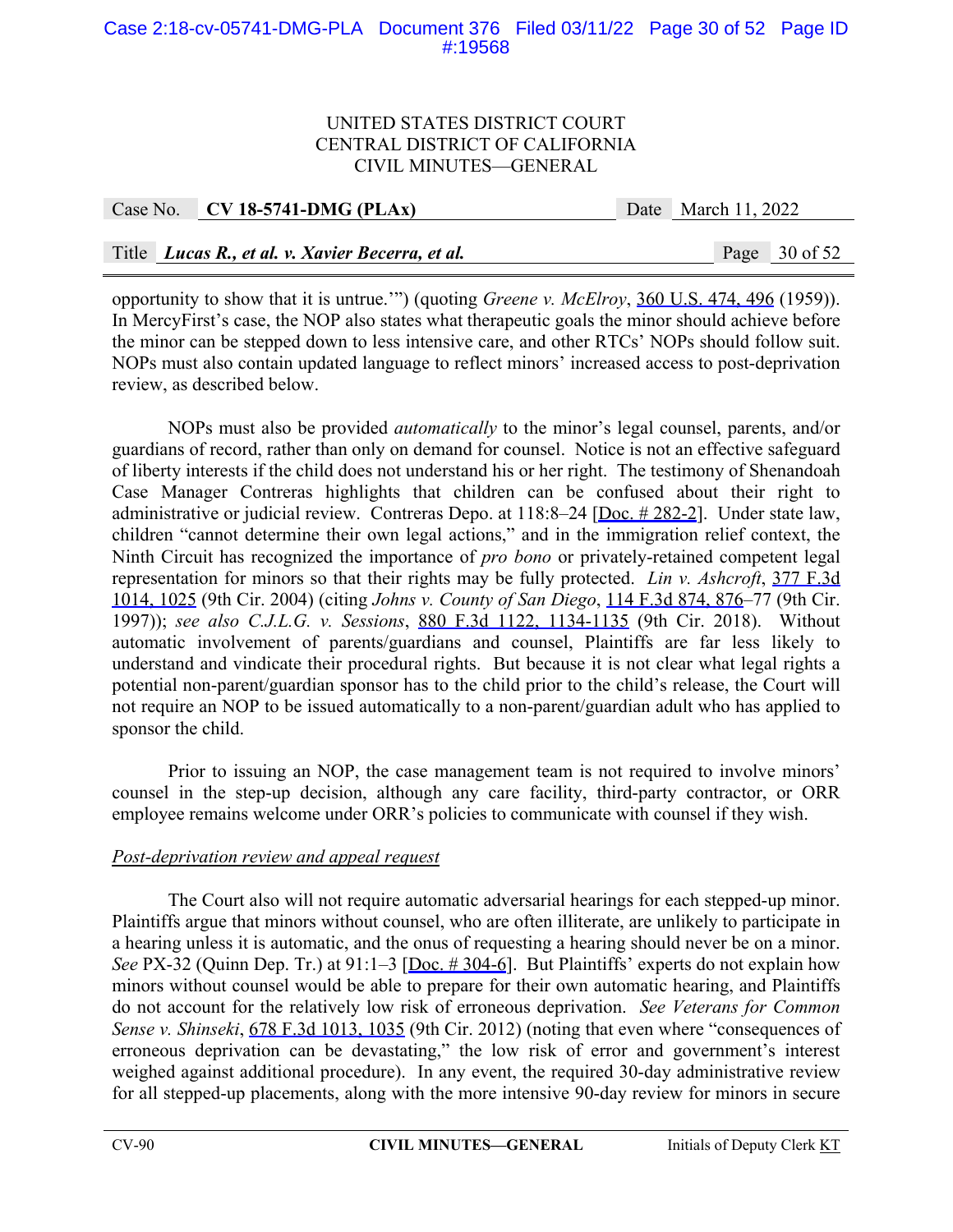opportunity to show that it is untrue.'") (quoting *Greene v. McElroy*, 360 U.S. 474, 496 (1959)). In MercyFirst's case, the NOP also states what therapeutic goals the minor should achieve before the minor can be stepped down to less intensive care, and other RTCs' NOPs should follow suit. NOPs must also contain updated language to reflect minors' increased access to post-deprivation review, as described below.

NOPs must also be provided *automatically* to the minor's legal counsel, parents, and/or guardians of record, rather than only on demand for counsel. Notice is not an effective safeguard of liberty interests if the child does not understand his or her right. The testimony of Shenandoah Case Manager Contreras highlights that children can be confused about their right to administrative or judicial review. Contreras Depo. at 118:8–24 [Doc. # 282-2]. Under state law, children "cannot determine their own legal actions," and in the immigration relief context, the Ninth Circuit has recognized the importance of *pro bono* or privately-retained competent legal representation for minors so that their rights may be fully protected. *Lin v. Ashcroft*, 377 F.3d 1014, 1025 (9th Cir. 2004) (citing *Johns v. County of San Diego*, 114 F.3d 874, 876–77 (9th Cir. 1997)); *see also C.J.L.G. v. Sessions*, 880 F.3d 1122, 1134-1135 (9th Cir. 2018). Without automatic involvement of parents/guardians and counsel, Plaintiffs are far less likely to understand and vindicate their procedural rights. But because it is not clear what legal rights a potential non-parent/guardian sponsor has to the child prior to the child's release, the Court will not require an NOP to be issued automatically to a non-parent/guardian adult who has applied to sponsor the child.

Prior to issuing an NOP, the case management team is not required to involve minors' counsel in the step-up decision, although any care facility, third-party contractor, or ORR employee remains welcome under ORR's policies to communicate with counsel if they wish.

<u>*Post-deprivation review and appeal request*</u>

The Court also will not require automatic adversarial hearings for each stepped-up minor. Plaintiffs argue that minors without counsel, who are often illiterate, are unlikely to participate in a hearing unless it is automatic, and the onus of requesting a hearing should never be on a minor. *See* PX-32 (Quinn Dep. Tr.) at 91:1–3 [Doc. # 304-6]. But Plaintiffs' experts do not explain how minors without counsel would be able to prepare for their own automatic hearing, and Plaintiffs do not account for the relatively low risk of erroneous deprivation. *See Veterans for Common Sense v. Shinseki*, 678 F.3d 1013, 1035 (9th Cir. 2012) (noting that even where "consequences of erroneous deprivation can be devastating," the low risk of error and government's interest weighed against additional procedure). In any event, the required 30-day administrative review for all stepped-up placements, along with the more intensive 90-day review for minors in secure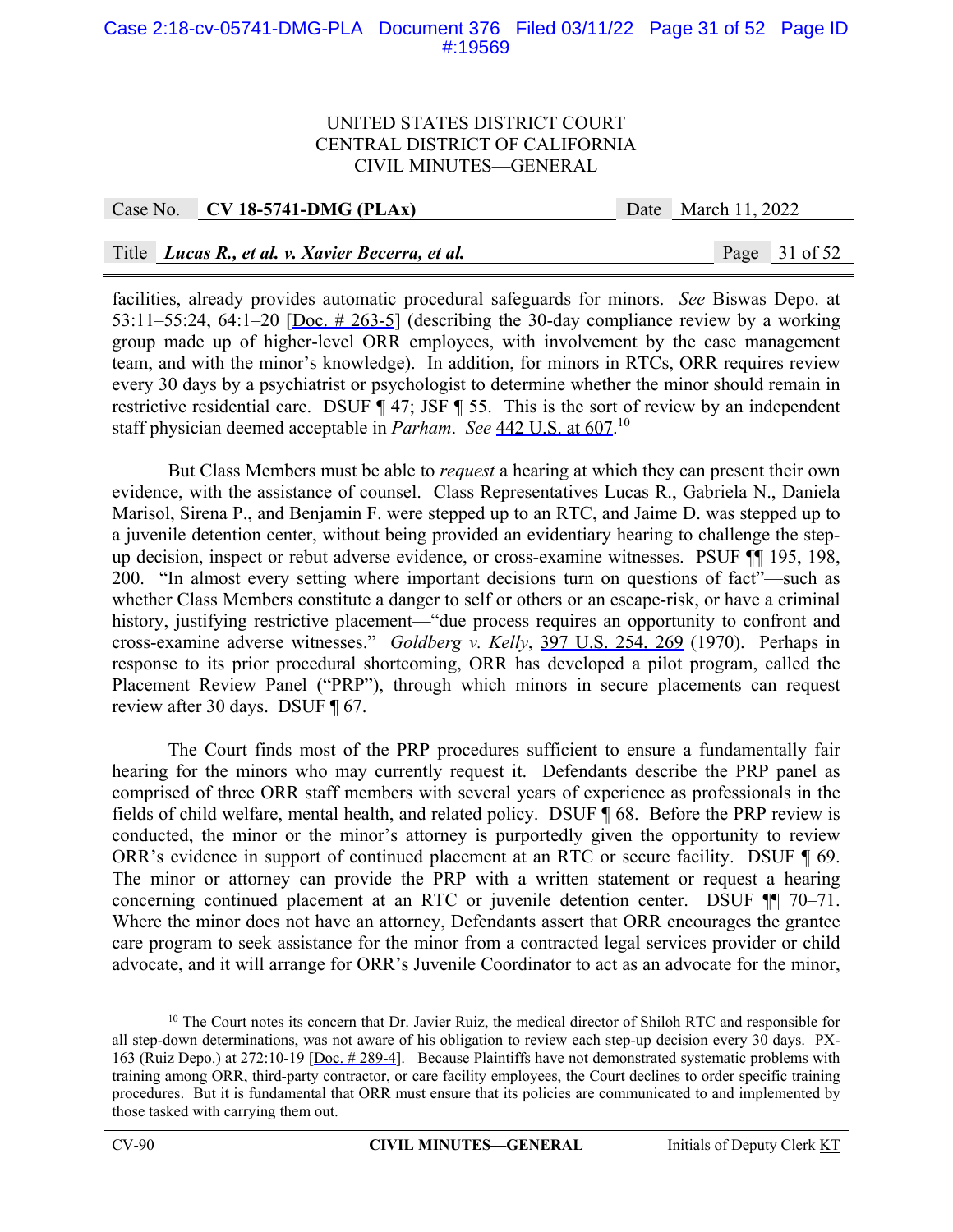facilities, already provides automatic procedural safeguards for minors. *See* Biswas Depo. at 53:11–55:24, 64:1–20 [Doc. # 263-5] (describing the 30-day compliance review by a working group made up of higher-level ORR employees, with involvement by the case management team, and with the minor's knowledge). In addition, for minors in RTCs, ORR requires review every 30 days by a psychiatrist or psychologist to determine whether the minor should remain in restrictive residential care. DSUF ¶ 47; JSF ¶ 55. This is the sort of review by an independent staff physician deemed acceptable in *Parham*. *See* 442 U.S. at 607.[10]

But Class Members must be able to *request* a hearing at which they can present their own evidence, with the assistance of counsel. Class Representatives Lucas R., Gabriela N., Daniela Marisol, Sirena P., and Benjamin F. were stepped up to an RTC, and Jaime D. was stepped up to a juvenile detention center, without being provided an evidentiary hearing to challenge the step-up decision, inspect or rebut adverse evidence, or cross-examine witnesses. PSUF ¶¶ 195, 198, 200. "In almost every setting where important decisions turn on questions of fact"—such as whether Class Members constitute a danger to self or others or an escape-risk, or have a criminal history, justifying restrictive placement—"due process requires an opportunity to confront and cross-examine adverse witnesses." *Goldberg v. Kelly*, 397 U.S. 254, 269 (1970). Perhaps in response to its prior procedural shortcoming, ORR has developed a pilot program, called the Placement Review Panel ("PRP"), through which minors in secure placements can request review after 30 days. DSUF ¶ 67.

The Court finds most of the PRP procedures sufficient to ensure a fundamentally fair hearing for the minors who may currently request it. Defendants describe the PRP panel as comprised of three ORR staff members with several years of experience as professionals in the fields of child welfare, mental health, and related policy. DSUF ¶ 68. Before the PRP review is conducted, the minor or the minor's attorney is purportedly given the opportunity to review ORR's evidence in support of continued placement at an RTC or secure facility. DSUF ¶ 69. The minor or attorney can provide the PRP with a written statement or request a hearing concerning continued placement at an RTC or juvenile detention center. DSUF ¶¶ 70–71. Where the minor does not have an attorney, Defendants assert that ORR encourages the grantee care program to seek assistance for the minor from a contracted legal services provider or child advocate, and it will arrange for ORR's Juvenile Coordinator to act as an advocate for the minor,

---

[10] The Court notes its concern that Dr. Javier Ruiz, the medical director of Shiloh RTC and responsible for all step-down determinations, was not aware of his obligation to review each step-up decision every 30 days. PX-163 (Ruiz Depo.) at 272:10-19 [Doc. # 289-4]. Because Plaintiffs have not demonstrated systematic problems with training among ORR, third-party contractor, or care facility employees, the Court declines to order specific training procedures. But it is fundamental that ORR must ensure that its policies are communicated to and implemented by those tasked with carrying them out.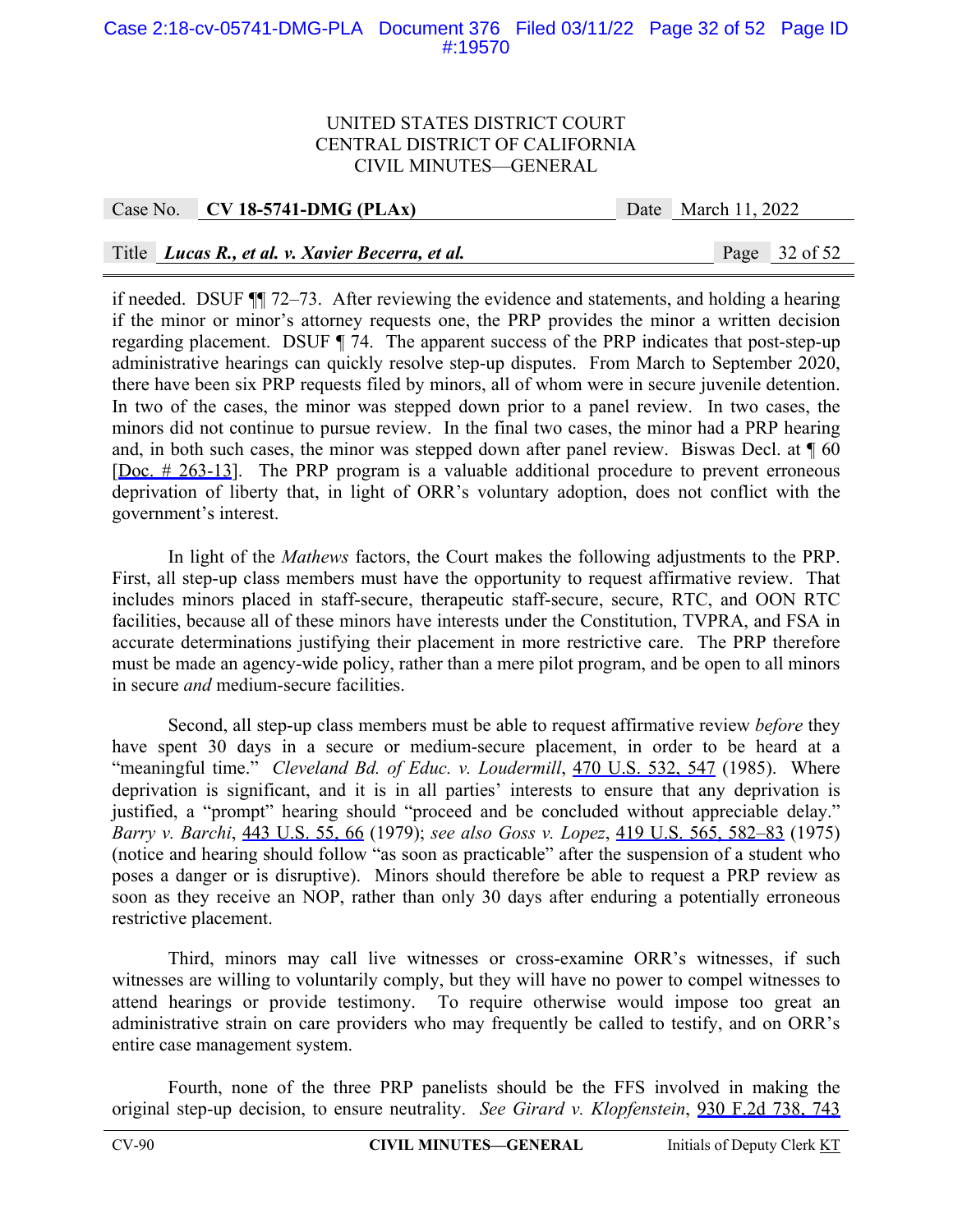if needed. DSUF ¶¶ 72–73. After reviewing the evidence and statements, and holding a hearing if the minor or minor's attorney requests one, the PRP provides the minor a written decision regarding placement. DSUF ¶ 74. The apparent success of the PRP indicates that post-step-up administrative hearings can quickly resolve step-up disputes. From March to September 2020, there have been six PRP requests filed by minors, all of whom were in secure juvenile detention. In two of the cases, the minor was stepped down prior to a panel review. In two cases, the minors did not continue to pursue review. In the final two cases, the minor had a PRP hearing and, in both such cases, the minor was stepped down after panel review. Biswas Decl. at ¶ 60 [Doc. # 263-13]. The PRP program is a valuable additional procedure to prevent erroneous deprivation of liberty that, in light of ORR's voluntary adoption, does not conflict with the government's interest.

In light of the *Mathews* factors, the Court makes the following adjustments to the PRP. First, all step-up class members must have the opportunity to request affirmative review. That includes minors placed in staff-secure, therapeutic staff-secure, secure, RTC, and OON RTC facilities, because all of these minors have interests under the Constitution, TVPRA, and FSA in accurate determinations justifying their placement in more restrictive care. The PRP therefore must be made an agency-wide policy, rather than a mere pilot program, and be open to all minors in secure *and* medium-secure facilities.

Second, all step-up class members must be able to request affirmative review *before* they have spent 30 days in a secure or medium-secure placement, in order to be heard at a "meaningful time." *Cleveland Bd. of Educ. v. Loudermill*, 470 U.S. 532, 547 (1985). Where deprivation is significant, and it is in all parties' interests to ensure that any deprivation is justified, a "prompt" hearing should "proceed and be concluded without appreciable delay." *Barry v. Barchi*, 443 U.S. 55, 66 (1979); *see also Goss v. Lopez*, 419 U.S. 565, 582–83 (1975) (notice and hearing should follow "as soon as practicable" after the suspension of a student who poses a danger or is disruptive). Minors should therefore be able to request a PRP review as soon as they receive an NOP, rather than only 30 days after enduring a potentially erroneous restrictive placement.

Third, minors may call live witnesses or cross-examine ORR's witnesses, if such witnesses are willing to voluntarily comply, but they will have no power to compel witnesses to attend hearings or provide testimony. To require otherwise would impose too great an administrative strain on care providers who may frequently be called to testify, and on ORR's entire case management system.

Fourth, none of the three PRP panelists should be the FFS involved in making the original step-up decision, to ensure neutrality. *See Girard v. Klopfenstein*, 930 F.2d 738, 743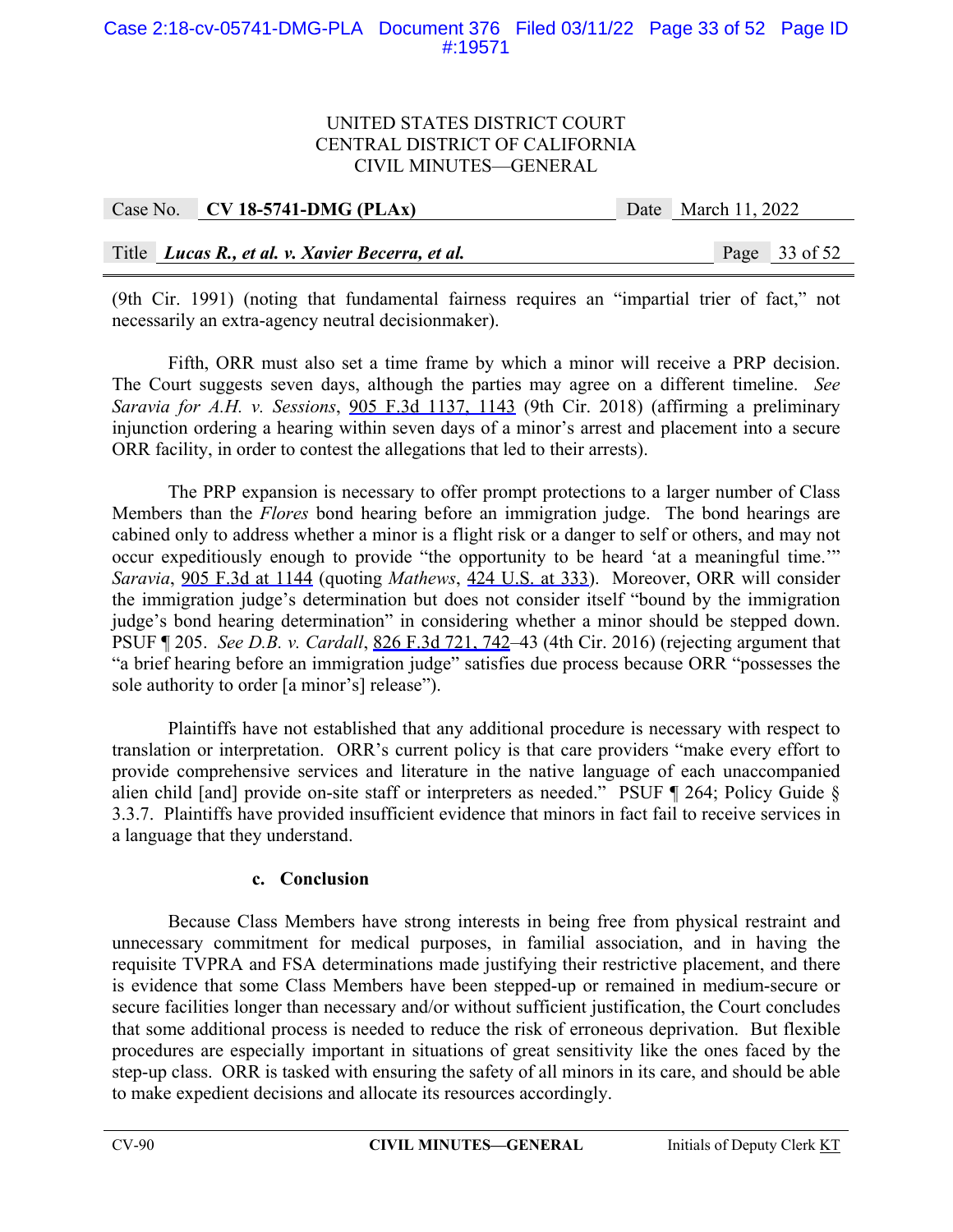(9th Cir. 1991) (noting that fundamental fairness requires an "impartial trier of fact," not necessarily an extra-agency neutral decisionmaker).

Fifth, ORR must also set a time frame by which a minor will receive a PRP decision. The Court suggests seven days, although the parties may agree on a different timeline. *See Saravia for A.H. v. Sessions*, 905 F.3d 1137, 1143 (9th Cir. 2018) (affirming a preliminary injunction ordering a hearing within seven days of a minor's arrest and placement into a secure ORR facility, in order to contest the allegations that led to their arrests).

The PRP expansion is necessary to offer prompt protections to a larger number of Class Members than the *Flores* bond hearing before an immigration judge. The bond hearings are cabined only to address whether a minor is a flight risk or a danger to self or others, and may not occur expeditiously enough to provide "the opportunity to be heard 'at a meaningful time.'" *Saravia*, 905 F.3d at 1144 (quoting *Mathews*, 424 U.S. at 333). Moreover, ORR will consider the immigration judge's determination but does not consider itself "bound by the immigration judge's bond hearing determination" in considering whether a minor should be stepped down. PSUF ¶ 205. *See D.B. v. Cardall*, 826 F.3d 721, 742–43 (4th Cir. 2016) (rejecting argument that "a brief hearing before an immigration judge" satisfies due process because ORR "possesses the sole authority to order [a minor's] release").

Plaintiffs have not established that any additional procedure is necessary with respect to translation or interpretation. ORR's current policy is that care providers "make every effort to provide comprehensive services and literature in the native language of each unaccompanied alien child [and] provide on-site staff or interpreters as needed." PSUF ¶ 264; Policy Guide § 3.3.7. Plaintiffs have provided insufficient evidence that minors in fact fail to receive services in a language that they understand.

**c. Conclusion**

Because Class Members have strong interests in being free from physical restraint and unnecessary commitment for medical purposes, in familial association, and in having the requisite TVPRA and FSA determinations made justifying their restrictive placement, and there is evidence that some Class Members have been stepped-up or remained in medium-secure or secure facilities longer than necessary and/or without sufficient justification, the Court concludes that some additional process is needed to reduce the risk of erroneous deprivation. But flexible procedures are especially important in situations of great sensitivity like the ones faced by the step-up class. ORR is tasked with ensuring the safety of all minors in its care, and should be able to make expedient decisions and allocate its resources accordingly.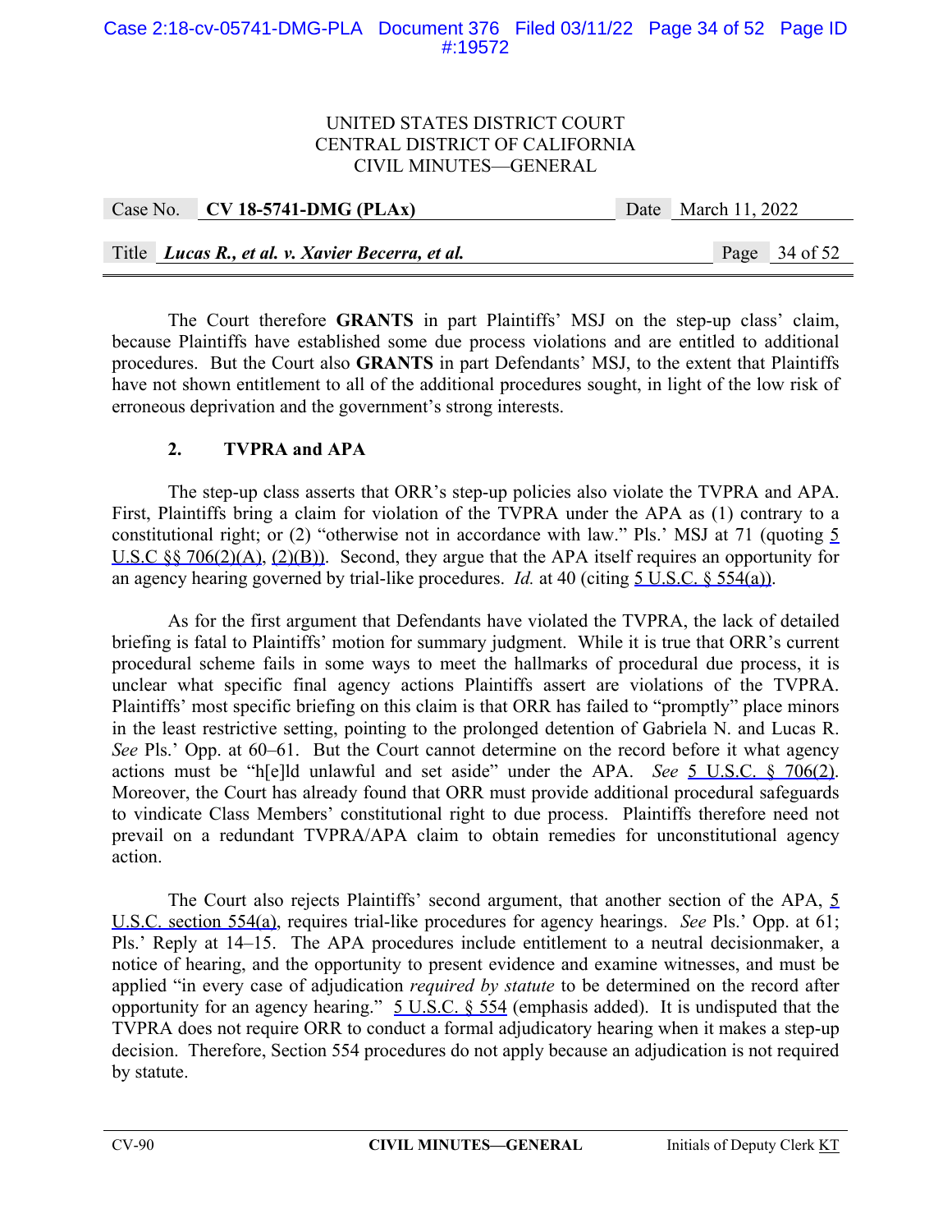The Court therefore **GRANTS** in part Plaintiffs' MSJ on the step-up class' claim, because Plaintiffs have established some due process violations and are entitled to additional procedures. But the Court also **GRANTS** in part Defendants' MSJ, to the extent that Plaintiffs have not shown entitlement to all of the additional procedures sought, in light of the low risk of erroneous deprivation and the government's strong interests.

### 2. TVPRA and APA

The step-up class asserts that ORR's step-up policies also violate the TVPRA and APA. First, Plaintiffs bring a claim for violation of the TVPRA under the APA as (1) contrary to a constitutional right; or (2) "otherwise not in accordance with law." Pls.' MSJ at 71 (quoting 5 U.S.C §§ 706(2)(A), (2)(B)). Second, they argue that the APA itself requires an opportunity for an agency hearing governed by trial-like procedures. *Id.* at 40 (citing 5 U.S.C. § 554(a)).

As for the first argument that Defendants have violated the TVPRA, the lack of detailed briefing is fatal to Plaintiffs' motion for summary judgment. While it is true that ORR's current procedural scheme fails in some ways to meet the hallmarks of procedural due process, it is unclear what specific final agency actions Plaintiffs assert are violations of the TVPRA. Plaintiffs' most specific briefing on this claim is that ORR has failed to "promptly" place minors in the least restrictive setting, pointing to the prolonged detention of Gabriela N. and Lucas R. *See* Pls.' Opp. at 60–61. But the Court cannot determine on the record before it what agency actions must be "h[e]ld unlawful and set aside" under the APA. *See* 5 U.S.C. § 706(2). Moreover, the Court has already found that ORR must provide additional procedural safeguards to vindicate Class Members' constitutional right to due process. Plaintiffs therefore need not prevail on a redundant TVPRA/APA claim to obtain remedies for unconstitutional agency action.

The Court also rejects Plaintiffs' second argument, that another section of the APA, 5 U.S.C. section 554(a), requires trial-like procedures for agency hearings. *See* Pls.' Opp. at 61; Pls.' Reply at 14–15. The APA procedures include entitlement to a neutral decisionmaker, a notice of hearing, and the opportunity to present evidence and examine witnesses, and must be applied "in every case of adjudication *required by statute* to be determined on the record after opportunity for an agency hearing." 5 U.S.C. § 554 (emphasis added). It is undisputed that the TVPRA does not require ORR to conduct a formal adjudicatory hearing when it makes a step-up decision. Therefore, Section 554 procedures do not apply because an adjudication is not required by statute.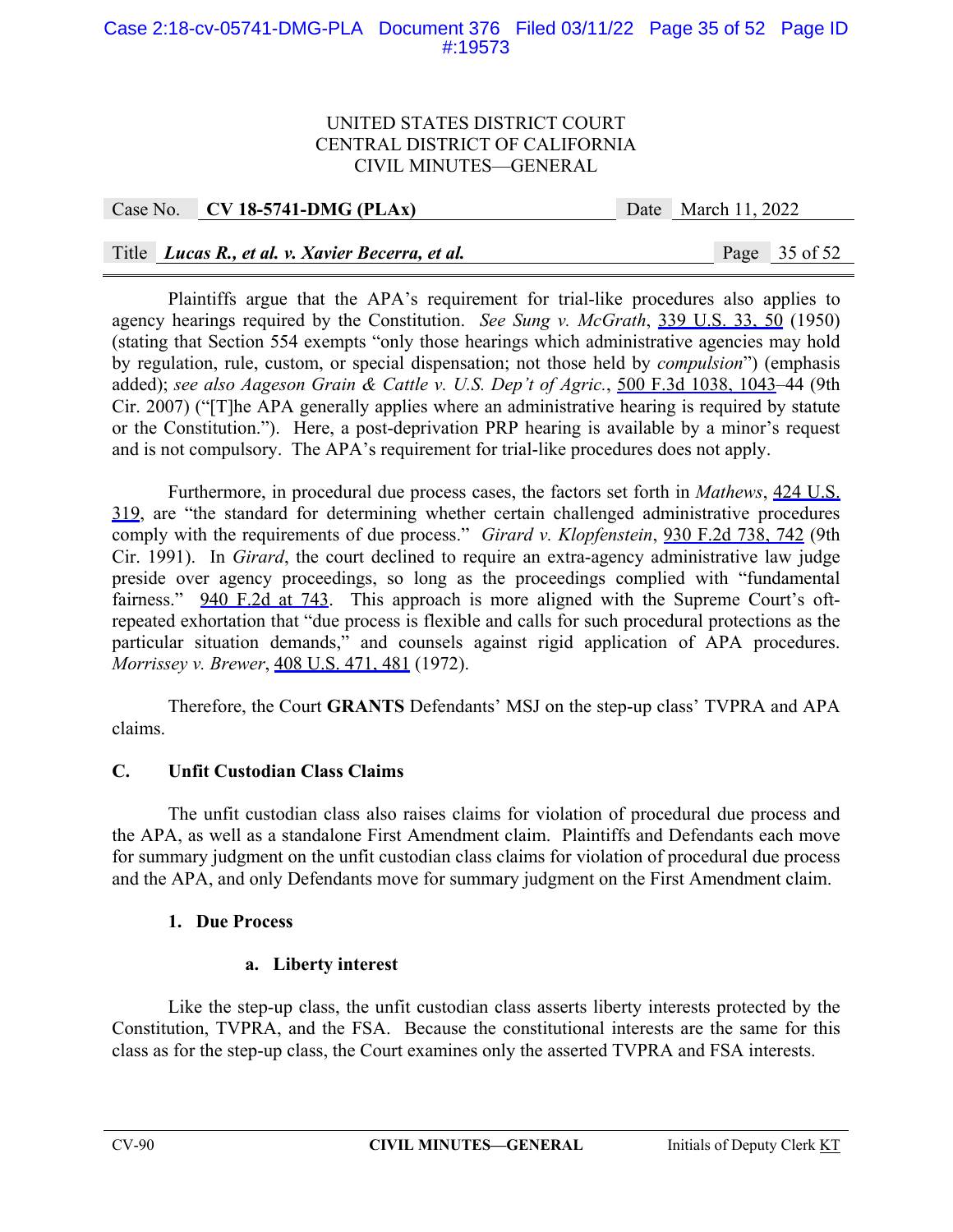Plaintiffs argue that the APA's requirement for trial-like procedures also applies to agency hearings required by the Constitution. *See Sung v. McGrath*, 339 U.S. 33, 50 (1950) (stating that Section 554 exempts "only those hearings which administrative agencies may hold by regulation, rule, custom, or special dispensation; not those held by *compulsion*") (emphasis added); *see also Aageson Grain & Cattle v. U.S. Dep't of Agric.*, 500 F.3d 1038, 1043–44 (9th Cir. 2007) ("[T]he APA generally applies where an administrative hearing is required by statute or the Constitution."). Here, a post-deprivation PRP hearing is available by a minor's request and is not compulsory. The APA's requirement for trial-like procedures does not apply.

Furthermore, in procedural due process cases, the factors set forth in *Mathews*, 424 U.S. 319, are "the standard for determining whether certain challenged administrative procedures comply with the requirements of due process." *Girard v. Klopfenstein*, 930 F.2d 738, 742 (9th Cir. 1991). In *Girard*, the court declined to require an extra-agency administrative law judge preside over agency proceedings, so long as the proceedings complied with "fundamental fairness." 940 F.2d at 743. This approach is more aligned with the Supreme Court's oft-repeated exhortation that "due process is flexible and calls for such procedural protections as the particular situation demands," and counsels against rigid application of APA procedures. *Morrissey v. Brewer*, 408 U.S. 471, 481 (1972).

Therefore, the Court **GRANTS** Defendants' MSJ on the step-up class' TVPRA and APA claims.

## C. Unfit Custodian Class Claims

The unfit custodian class also raises claims for violation of procedural due process and the APA, as well as a standalone First Amendment claim. Plaintiffs and Defendants each move for summary judgment on the unfit custodian class claims for violation of procedural due process and the APA, and only Defendants move for summary judgment on the First Amendment claim.

### 1. Due Process

#### a. Liberty interest

Like the step-up class, the unfit custodian class asserts liberty interests protected by the Constitution, TVPRA, and the FSA. Because the constitutional interests are the same for this class as for the step-up class, the Court examines only the asserted TVPRA and FSA interests.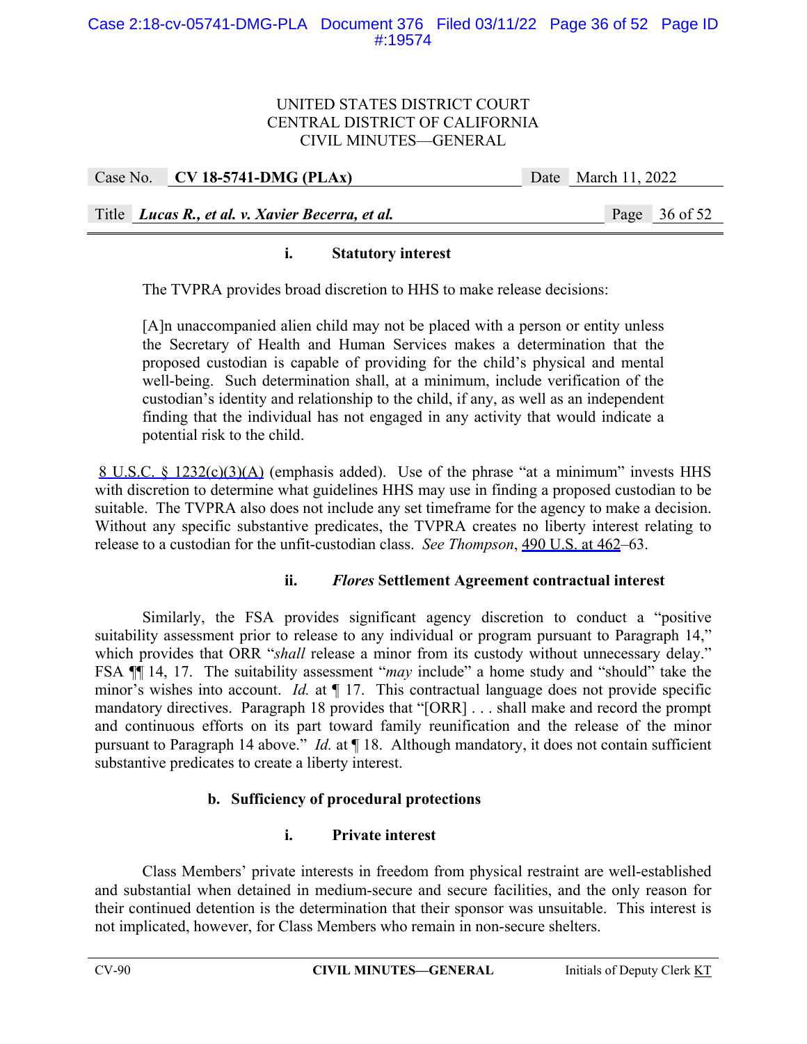#### i. Statutory interest

The TVPRA provides broad discretion to HHS to make release decisions:

> [A]n unaccompanied alien child may not be placed with a person or entity unless the Secretary of Health and Human Services makes a determination that the proposed custodian is capable of providing for the child's physical and mental well-being. Such determination shall, at a minimum, include verification of the custodian's identity and relationship to the child, if any, as well as an independent finding that the individual has not engaged in any activity that would indicate a potential risk to the child.

8 U.S.C. § 1232(c)(3)(A) (emphasis added). Use of the phrase "at a minimum" invests HHS with discretion to determine what guidelines HHS may use in finding a proposed custodian to be suitable. The TVPRA also does not include any set timeframe for the agency to make a decision. Without any specific substantive predicates, the TVPRA creates no liberty interest relating to release to a custodian for the unfit-custodian class. *See Thompson*, 490 U.S. at 462–63.

#### ii. *Flores* Settlement Agreement contractual interest

Similarly, the FSA provides significant agency discretion to conduct a "positive suitability assessment prior to release to any individual or program pursuant to Paragraph 14," which provides that ORR "*shall* release a minor from its custody without unnecessary delay." FSA ¶¶ 14, 17. The suitability assessment "*may* include" a home study and "should" take the minor's wishes into account. *Id.* at ¶ 17. This contractual language does not provide specific mandatory directives. Paragraph 18 provides that "[ORR] . . . shall make and record the prompt and continuous efforts on its part toward family reunification and the release of the minor pursuant to Paragraph 14 above." *Id.* at ¶ 18. Although mandatory, it does not contain sufficient substantive predicates to create a liberty interest.

### b. Sufficiency of procedural protections

#### i. Private interest

Class Members' private interests in freedom from physical restraint are well-established and substantial when detained in medium-secure and secure facilities, and the only reason for their continued detention is the determination that their sponsor was unsuitable. This interest is not implicated, however, for Class Members who remain in non-secure shelters.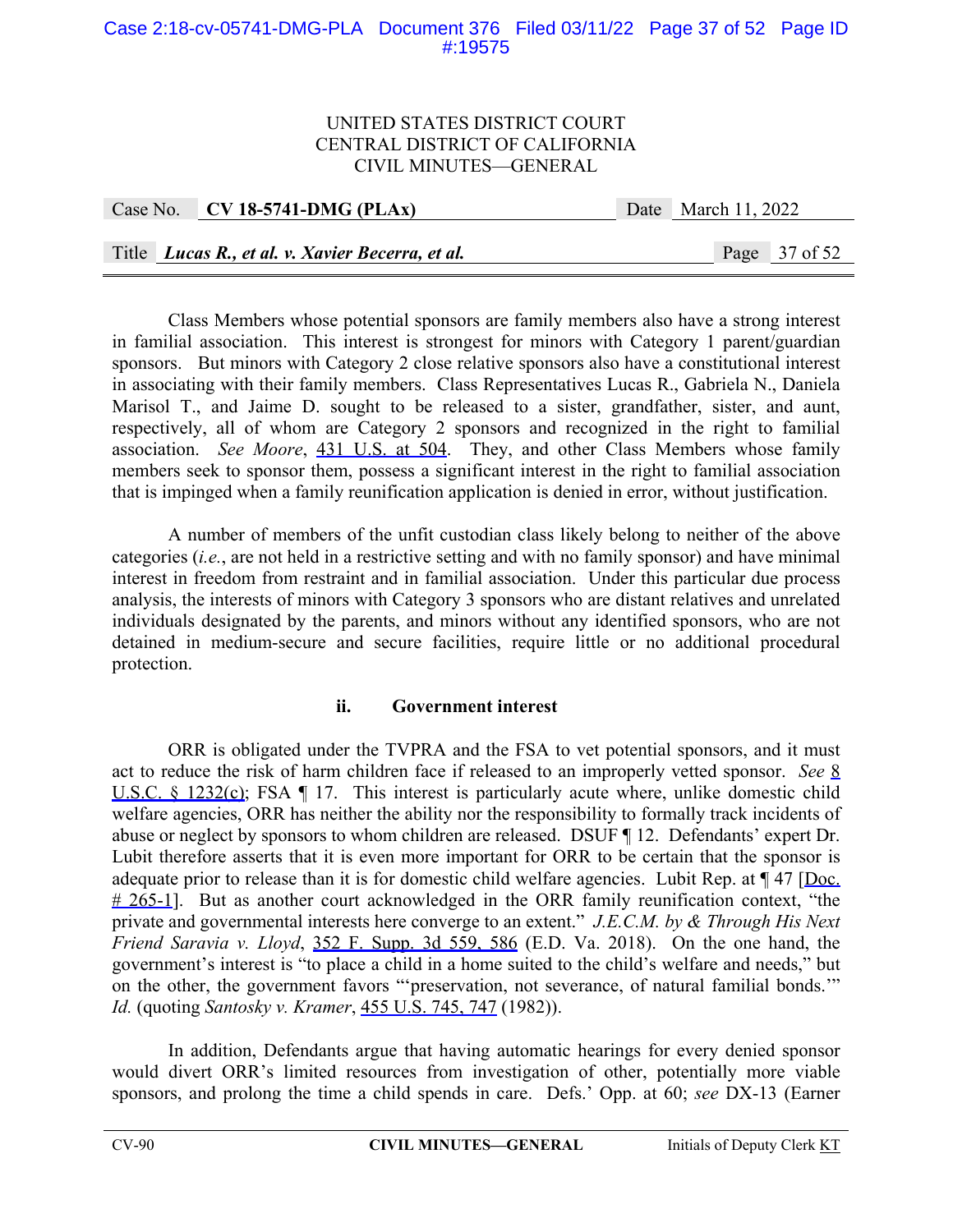Class Members whose potential sponsors are family members also have a strong interest in familial association. This interest is strongest for minors with Category 1 parent/guardian sponsors. But minors with Category 2 close relative sponsors also have a constitutional interest in associating with their family members. Class Representatives Lucas R., Gabriela N., Daniela Marisol T., and Jaime D. sought to be released to a sister, grandfather, sister, and aunt, respectively, all of whom are Category 2 sponsors and recognized in the right to familial association. *See Moore*, 431 U.S. at 504. They, and other Class Members whose family members seek to sponsor them, possess a significant interest in the right to familial association that is impinged when a family reunification application is denied in error, without justification.

A number of members of the unfit custodian class likely belong to neither of the above categories (*i.e.*, are not held in a restrictive setting and with no family sponsor) and have minimal interest in freedom from restraint and in familial association. Under this particular due process analysis, the interests of minors with Category 3 sponsors who are distant relatives and unrelated individuals designated by the parents, and minors without any identified sponsors, who are not detained in medium-secure and secure facilities, require little or no additional procedural protection.

**ii. Government interest**

ORR is obligated under the TVPRA and the FSA to vet potential sponsors, and it must act to reduce the risk of harm children face if released to an improperly vetted sponsor. *See* 8 U.S.C. § 1232(c); FSA ¶ 17. This interest is particularly acute where, unlike domestic child welfare agencies, ORR has neither the ability nor the responsibility to formally track incidents of abuse or neglect by sponsors to whom children are released. DSUF ¶ 12. Defendants' expert Dr. Lubit therefore asserts that it is even more important for ORR to be certain that the sponsor is adequate prior to release than it is for domestic child welfare agencies. Lubit Rep. at ¶ 47 [Doc. # 265-1]. But as another court acknowledged in the ORR family reunification context, "the private and governmental interests here converge to an extent." *J.E.C.M. by & Through His Next Friend Saravia v. Lloyd*, 352 F. Supp. 3d 559, 586 (E.D. Va. 2018). On the one hand, the government's interest is "to place a child in a home suited to the child's welfare and needs," but on the other, the government favors "'preservation, not severance, of natural familial bonds.'" *Id.* (quoting *Santosky v. Kramer*, 455 U.S. 745, 747 (1982)).

In addition, Defendants argue that having automatic hearings for every denied sponsor would divert ORR's limited resources from investigation of other, potentially more viable sponsors, and prolong the time a child spends in care. Defs.' Opp. at 60; *see* DX-13 (Earner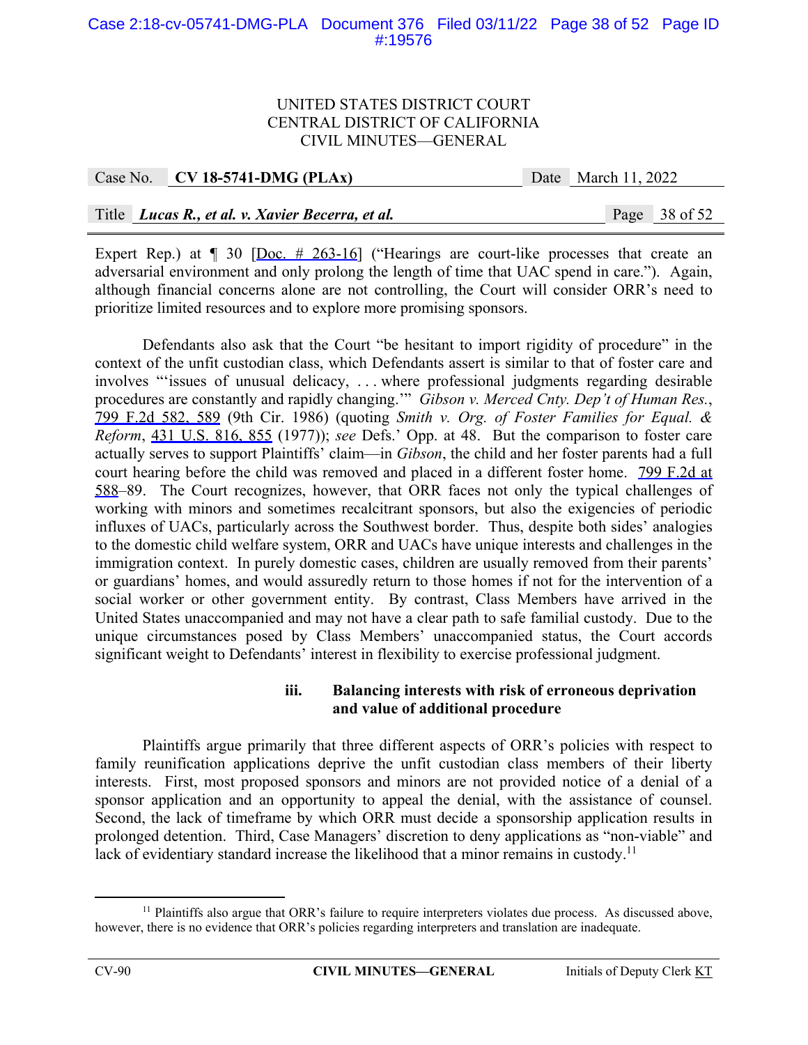Expert Rep.) at ¶ 30 [Doc. # 263-16] ("Hearings are court-like processes that create an adversarial environment and only prolong the length of time that UAC spend in care."). Again, although financial concerns alone are not controlling, the Court will consider ORR's need to prioritize limited resources and to explore more promising sponsors.

Defendants also ask that the Court "be hesitant to import rigidity of procedure" in the context of the unfit custodian class, which Defendants assert is similar to that of foster care and involves "'issues of unusual delicacy, . . . where professional judgments regarding desirable procedures are constantly and rapidly changing.'" *Gibson v. Merced Cnty. Dep't of Human Res.*, 799 F.2d 582, 589 (9th Cir. 1986) (quoting *Smith v. Org. of Foster Families for Equal. & Reform*, 431 U.S. 816, 855 (1977)); *see* Defs.' Opp. at 48. But the comparison to foster care actually serves to support Plaintiffs' claim—in *Gibson*, the child and her foster parents had a full court hearing before the child was removed and placed in a different foster home. 799 F.2d at 588–89. The Court recognizes, however, that ORR faces not only the typical challenges of working with minors and sometimes recalcitrant sponsors, but also the exigencies of periodic influxes of UACs, particularly across the Southwest border. Thus, despite both sides' analogies to the domestic child welfare system, ORR and UACs have unique interests and challenges in the immigration context. In purely domestic cases, children are usually removed from their parents' or guardians' homes, and would assuredly return to those homes if not for the intervention of a social worker or other government entity. By contrast, Class Members have arrived in the United States unaccompanied and may not have a clear path to safe familial custody. Due to the unique circumstances posed by Class Members' unaccompanied status, the Court accords significant weight to Defendants' interest in flexibility to exercise professional judgment.

#### iii. Balancing interests with risk of erroneous deprivation and value of additional procedure

Plaintiffs argue primarily that three different aspects of ORR's policies with respect to family reunification applications deprive the unfit custodian class members of their liberty interests. First, most proposed sponsors and minors are not provided notice of a denial of a sponsor application and an opportunity to appeal the denial, with the assistance of counsel. Second, the lack of timeframe by which ORR must decide a sponsorship application results in prolonged detention. Third, Case Managers' discretion to deny applications as "non-viable" and lack of evidentiary standard increase the likelihood that a minor remains in custody.[11]

[11] Plaintiffs also argue that ORR's failure to require interpreters violates due process. As discussed above, however, there is no evidence that ORR's policies regarding interpreters and translation are inadequate.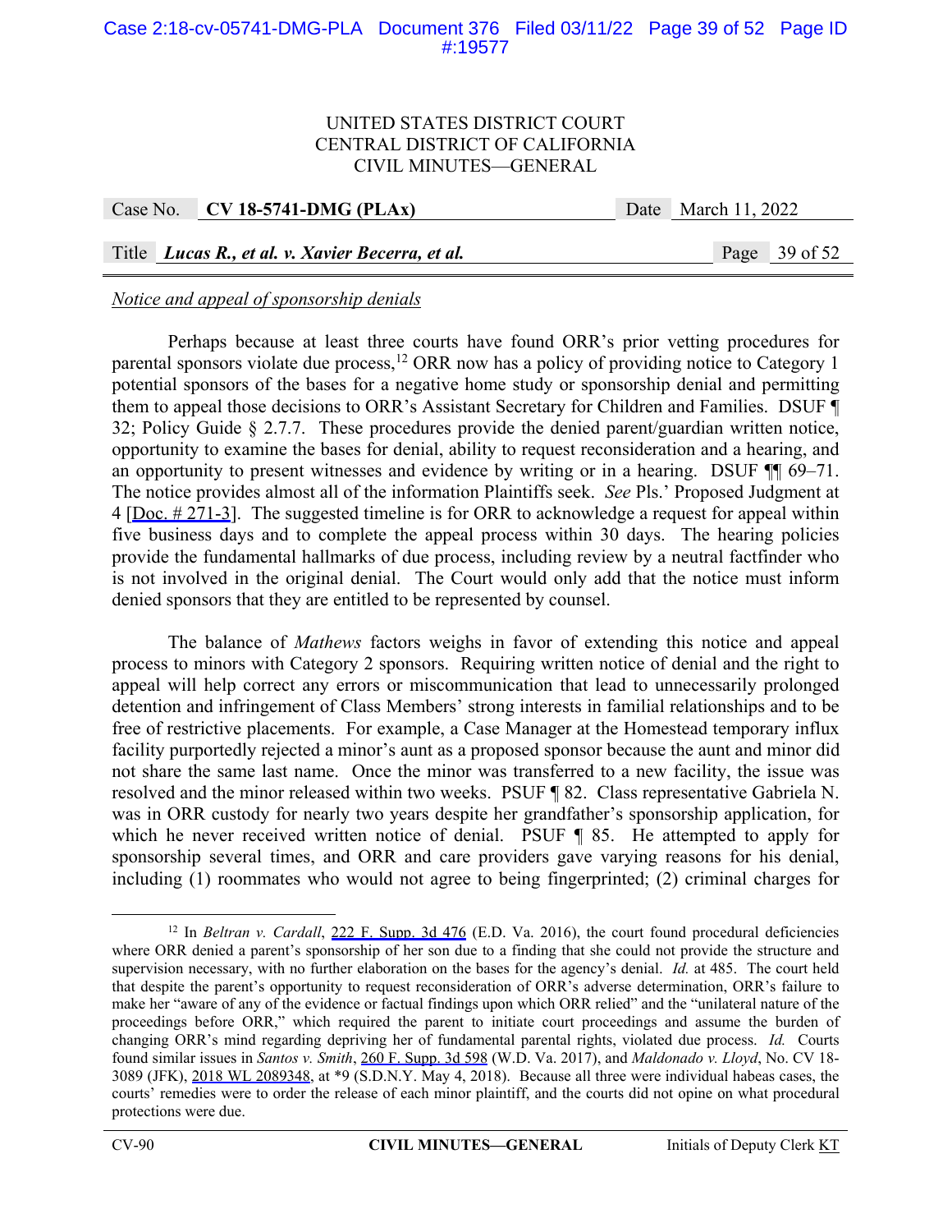*Notice and appeal of sponsorship denials*

Perhaps because at least three courts have found ORR's prior vetting procedures for parental sponsors violate due process,[12] ORR now has a policy of providing notice to Category 1 potential sponsors of the bases for a negative home study or sponsorship denial and permitting them to appeal those decisions to ORR's Assistant Secretary for Children and Families. DSUF ¶ 32; Policy Guide § 2.7.7. These procedures provide the denied parent/guardian written notice, opportunity to examine the bases for denial, ability to request reconsideration and a hearing, and an opportunity to present witnesses and evidence by writing or in a hearing. DSUF ¶¶ 69–71. The notice provides almost all of the information Plaintiffs seek. *See* Pls.' Proposed Judgment at 4 [Doc. # 271-3]. The suggested timeline is for ORR to acknowledge a request for appeal within five business days and to complete the appeal process within 30 days. The hearing policies provide the fundamental hallmarks of due process, including review by a neutral factfinder who is not involved in the original denial. The Court would only add that the notice must inform denied sponsors that they are entitled to be represented by counsel.

The balance of *Mathews* factors weighs in favor of extending this notice and appeal process to minors with Category 2 sponsors. Requiring written notice of denial and the right to appeal will help correct any errors or miscommunication that lead to unnecessarily prolonged detention and infringement of Class Members' strong interests in familial relationships and to be free of restrictive placements. For example, a Case Manager at the Homestead temporary influx facility purportedly rejected a minor's aunt as a proposed sponsor because the aunt and minor did not share the same last name. Once the minor was transferred to a new facility, the issue was resolved and the minor released within two weeks. PSUF ¶ 82. Class representative Gabriela N. was in ORR custody for nearly two years despite her grandfather's sponsorship application, for which he never received written notice of denial. PSUF ¶ 85. He attempted to apply for sponsorship several times, and ORR and care providers gave varying reasons for his denial, including (1) roommates who would not agree to being fingerprinted; (2) criminal charges for

---

[12] In *Beltran v. Cardall*, 222 F. Supp. 3d 476 (E.D. Va. 2016), the court found procedural deficiencies where ORR denied a parent's sponsorship of her son due to a finding that she could not provide the structure and supervision necessary, with no further elaboration on the bases for the agency's denial. *Id.* at 485. The court held that despite the parent's opportunity to request reconsideration of ORR's adverse determination, ORR's failure to make her "aware of any of the evidence or factual findings upon which ORR relied" and the "unilateral nature of the proceedings before ORR," which required the parent to initiate court proceedings and assume the burden of changing ORR's mind regarding depriving her of fundamental parental rights, violated due process. *Id.* Courts found similar issues in *Santos v. Smith*, 260 F. Supp. 3d 598 (W.D. Va. 2017), and *Maldonado v. Lloyd*, No. CV 18-3089 (JFK), 2018 WL 2089348, at *9 (S.D.N.Y. May 4, 2018). Because all three were individual habeas cases, the courts' remedies were to order the release of each minor plaintiff, and the courts did not opine on what procedural protections were due.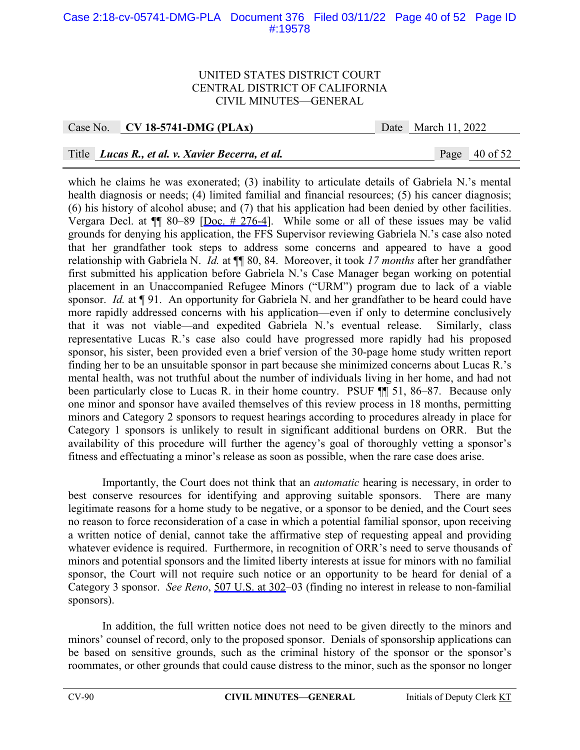which he claims he was exonerated; (3) inability to articulate details of Gabriela N.'s mental health diagnosis or needs; (4) limited familial and financial resources; (5) his cancer diagnosis; (6) his history of alcohol abuse; and (7) that his application had been denied by other facilities. Vergara Decl. at ¶¶ 80–89 [Doc. # 276-4]. While some or all of these issues may be valid grounds for denying his application, the FFS Supervisor reviewing Gabriela N.'s case also noted that her grandfather took steps to address some concerns and appeared to have a good relationship with Gabriela N. *Id.* at ¶¶ 80, 84. Moreover, it took *17 months* after her grandfather first submitted his application before Gabriela N.'s Case Manager began working on potential placement in an Unaccompanied Refugee Minors ("URM") program due to lack of a viable sponsor. *Id.* at ¶ 91. An opportunity for Gabriela N. and her grandfather to be heard could have more rapidly addressed concerns with his application—even if only to determine conclusively that it was not viable—and expedited Gabriela N.'s eventual release. Similarly, class representative Lucas R.'s case also could have progressed more rapidly had his proposed sponsor, his sister, been provided even a brief version of the 30-page home study written report finding her to be an unsuitable sponsor in part because she minimized concerns about Lucas R.'s mental health, was not truthful about the number of individuals living in her home, and had not been particularly close to Lucas R. in their home country. PSUF ¶¶ 51, 86–87. Because only one minor and sponsor have availed themselves of this review process in 18 months, permitting minors and Category 2 sponsors to request hearings according to procedures already in place for Category 1 sponsors is unlikely to result in significant additional burdens on ORR. But the availability of this procedure will further the agency's goal of thoroughly vetting a sponsor's fitness and effectuating a minor's release as soon as possible, when the rare case does arise.

Importantly, the Court does not think that an *automatic* hearing is necessary, in order to best conserve resources for identifying and approving suitable sponsors. There are many legitimate reasons for a home study to be negative, or a sponsor to be denied, and the Court sees no reason to force reconsideration of a case in which a potential familial sponsor, upon receiving a written notice of denial, cannot take the affirmative step of requesting appeal and providing whatever evidence is required. Furthermore, in recognition of ORR's need to serve thousands of minors and potential sponsors and the limited liberty interests at issue for minors with no familial sponsor, the Court will not require such notice or an opportunity to be heard for denial of a Category 3 sponsor. *See Reno*, 507 U.S. at 302–03 (finding no interest in release to non-familial sponsors).

In addition, the full written notice does not need to be given directly to the minors and minors' counsel of record, only to the proposed sponsor. Denials of sponsorship applications can be based on sensitive grounds, such as the criminal history of the sponsor or the sponsor's roommates, or other grounds that could cause distress to the minor, such as the sponsor no longer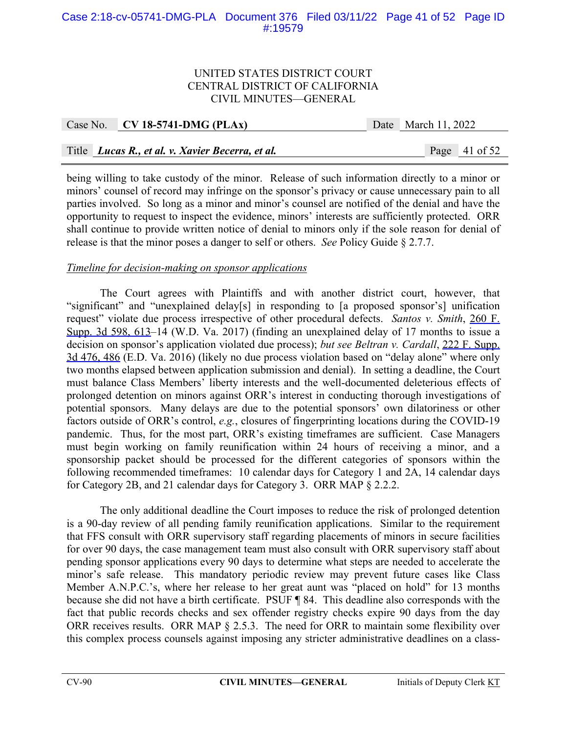being willing to take custody of the minor. Release of such information directly to a minor or minors' counsel of record may infringe on the sponsor's privacy or cause unnecessary pain to all parties involved. So long as a minor and minor's counsel are notified of the denial and have the opportunity to request to inspect the evidence, minors' interests are sufficiently protected. ORR shall continue to provide written notice of denial to minors only if the sole reason for denial of release is that the minor poses a danger to self or others. *See* Policy Guide § 2.7.7.

*Timeline for decision-making on sponsor applications*

The Court agrees with Plaintiffs and with another district court, however, that "significant" and "unexplained delay[s] in responding to [a proposed sponsor's] unification request" violate due process irrespective of other procedural defects. *Santos v. Smith*, 260 F. Supp. 3d 598, 613–14 (W.D. Va. 2017) (finding an unexplained delay of 17 months to issue a decision on sponsor's application violated due process); *but see Beltran v. Cardall*, 222 F. Supp. 3d 476, 486 (E.D. Va. 2016) (likely no due process violation based on "delay alone" where only two months elapsed between application submission and denial). In setting a deadline, the Court must balance Class Members' liberty interests and the well-documented deleterious effects of prolonged detention on minors against ORR's interest in conducting thorough investigations of potential sponsors. Many delays are due to the potential sponsors' own dilatoriness or other factors outside of ORR's control, *e.g.*, closures of fingerprinting locations during the COVID-19 pandemic. Thus, for the most part, ORR's existing timeframes are sufficient. Case Managers must begin working on family reunification within 24 hours of receiving a minor, and a sponsorship packet should be processed for the different categories of sponsors within the following recommended timeframes: 10 calendar days for Category 1 and 2A, 14 calendar days for Category 2B, and 21 calendar days for Category 3. ORR MAP § 2.2.2.

The only additional deadline the Court imposes to reduce the risk of prolonged detention is a 90-day review of all pending family reunification applications. Similar to the requirement that FFS consult with ORR supervisory staff regarding placements of minors in secure facilities for over 90 days, the case management team must also consult with ORR supervisory staff about pending sponsor applications every 90 days to determine what steps are needed to accelerate the minor's safe release. This mandatory periodic review may prevent future cases like Class Member A.N.P.C.'s, where her release to her great aunt was "placed on hold" for 13 months because she did not have a birth certificate. PSUF ¶ 84. This deadline also corresponds with the fact that public records checks and sex offender registry checks expire 90 days from the day ORR receives results. ORR MAP § 2.5.3. The need for ORR to maintain some flexibility over this complex process counsels against imposing any stricter administrative deadlines on a class-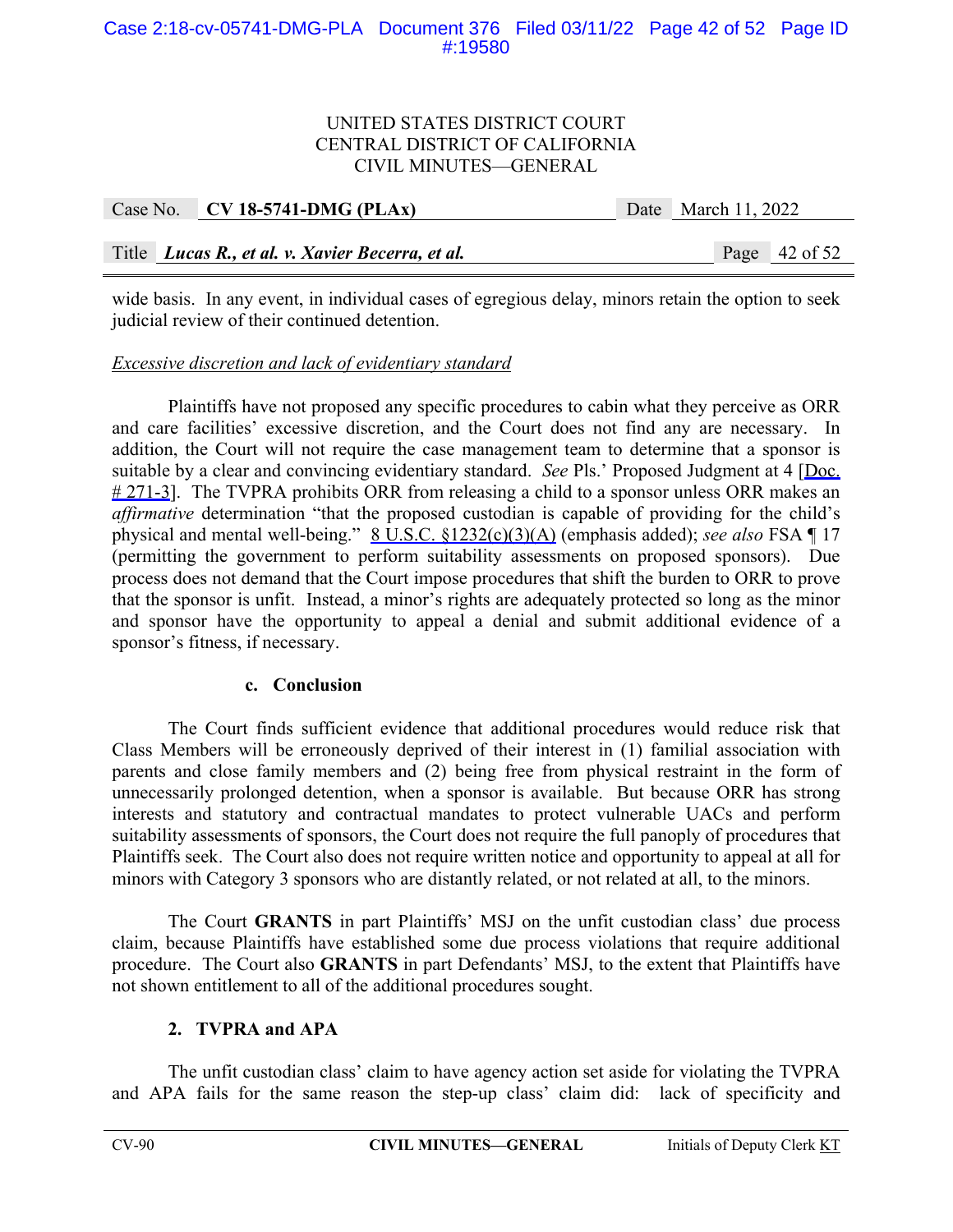wide basis. In any event, in individual cases of egregious delay, minors retain the option to seek judicial review of their continued detention.

_Excessive discretion and lack of evidentiary standard_

Plaintiffs have not proposed any specific procedures to cabin what they perceive as ORR and care facilities' excessive discretion, and the Court does not find any are necessary. In addition, the Court will not require the case management team to determine that a sponsor is suitable by a clear and convincing evidentiary standard. *See* Pls.' Proposed Judgment at 4 [Doc. # 271-3]. The TVPRA prohibits ORR from releasing a child to a sponsor unless ORR makes an *affirmative* determination "that the proposed custodian is capable of providing for the child's physical and mental well-being." 8 U.S.C. §1232(c)(3)(A) (emphasis added); *see also* FSA ¶ 17 (permitting the government to perform suitability assessments on proposed sponsors). Due process does not demand that the Court impose procedures that shift the burden to ORR to prove that the sponsor is unfit. Instead, a minor's rights are adequately protected so long as the minor and sponsor have the opportunity to appeal a denial and submit additional evidence of a sponsor's fitness, if necessary.

#### c. Conclusion

The Court finds sufficient evidence that additional procedures would reduce risk that Class Members will be erroneously deprived of their interest in (1) familial association with parents and close family members and (2) being free from physical restraint in the form of unnecessarily prolonged detention, when a sponsor is available. But because ORR has strong interests and statutory and contractual mandates to protect vulnerable UACs and perform suitability assessments of sponsors, the Court does not require the full panoply of procedures that Plaintiffs seek. The Court also does not require written notice and opportunity to appeal at all for minors with Category 3 sponsors who are distantly related, or not related at all, to the minors.

The Court **GRANTS** in part Plaintiffs' MSJ on the unfit custodian class' due process claim, because Plaintiffs have established some due process violations that require additional procedure. The Court also **GRANTS** in part Defendants' MSJ, to the extent that Plaintiffs have not shown entitlement to all of the additional procedures sought.

### 2. TVPRA and APA

The unfit custodian class' claim to have agency action set aside for violating the TVPRA and APA fails for the same reason the step-up class' claim did: lack of specificity and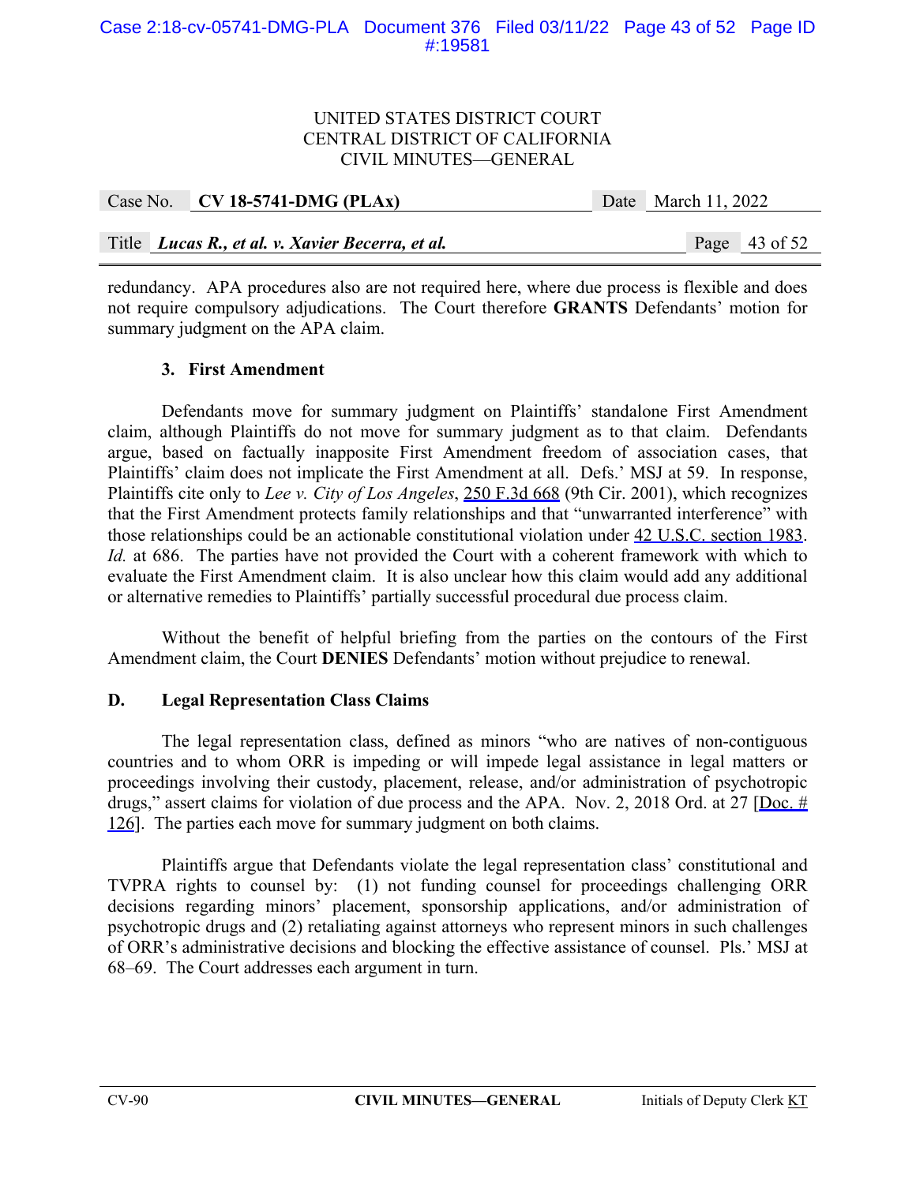redundancy. APA procedures also are not required here, where due process is flexible and does not require compulsory adjudications. The Court therefore **GRANTS** Defendants' motion for summary judgment on the APA claim.

### 3. First Amendment

Defendants move for summary judgment on Plaintiffs' standalone First Amendment claim, although Plaintiffs do not move for summary judgment as to that claim. Defendants argue, based on factually inapposite First Amendment freedom of association cases, that Plaintiffs' claim does not implicate the First Amendment at all. Defs.' MSJ at 59. In response, Plaintiffs cite only to *Lee v. City of Los Angeles*, 250 F.3d 668 (9th Cir. 2001), which recognizes that the First Amendment protects family relationships and that "unwarranted interference" with those relationships could be an actionable constitutional violation under 42 U.S.C. section 1983. *Id.* at 686. The parties have not provided the Court with a coherent framework with which to evaluate the First Amendment claim. It is also unclear how this claim would add any additional or alternative remedies to Plaintiffs' partially successful procedural due process claim.

Without the benefit of helpful briefing from the parties on the contours of the First Amendment claim, the Court **DENIES** Defendants' motion without prejudice to renewal.

## D. Legal Representation Class Claims

The legal representation class, defined as minors "who are natives of non-contiguous countries and to whom ORR is impeding or will impede legal assistance in legal matters or proceedings involving their custody, placement, release, and/or administration of psychotropic drugs," assert claims for violation of due process and the APA. Nov. 2, 2018 Ord. at 27 [Doc. # 126]. The parties each move for summary judgment on both claims.

Plaintiffs argue that Defendants violate the legal representation class' constitutional and TVPRA rights to counsel by: (1) not funding counsel for proceedings challenging ORR decisions regarding minors' placement, sponsorship applications, and/or administration of psychotropic drugs and (2) retaliating against attorneys who represent minors in such challenges of ORR's administrative decisions and blocking the effective assistance of counsel. Pls.' MSJ at 68–69. The Court addresses each argument in turn.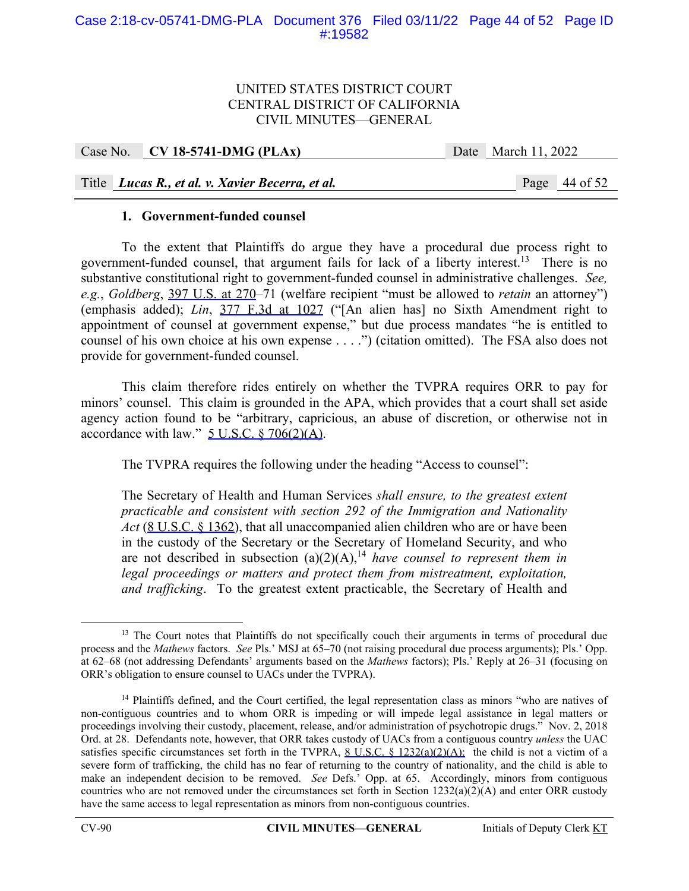### 1. Government-funded counsel

To the extent that Plaintiffs do argue they have a procedural due process right to government-funded counsel, that argument fails for lack of a liberty interest.[13] There is no substantive constitutional right to government-funded counsel in administrative challenges. *See, e.g.*, *Goldberg*, 397 U.S. at 270–71 (welfare recipient "must be allowed to *retain* an attorney") (emphasis added); *Lin*, 377 F.3d at 1027 ("[An alien has] no Sixth Amendment right to appointment of counsel at government expense," but due process mandates "he is entitled to counsel of his own choice at his own expense . . . .") (citation omitted). The FSA also does not provide for government-funded counsel.

This claim therefore rides entirely on whether the TVPRA requires ORR to pay for minors' counsel. This claim is grounded in the APA, which provides that a court shall set aside agency action found to be "arbitrary, capricious, an abuse of discretion, or otherwise not in accordance with law." 5 U.S.C. § 706(2)(A).

The TVPRA requires the following under the heading "Access to counsel":

> The Secretary of Health and Human Services *shall ensure, to the greatest extent practicable and consistent with section 292 of the Immigration and Nationality Act* (8 U.S.C. § 1362), that all unaccompanied alien children who are or have been in the custody of the Secretary or the Secretary of Homeland Security, and who are not described in subsection (a)(2)(A),[14] *have counsel to represent them in legal proceedings or matters and protect them from mistreatment, exploitation, and trafficking*. To the greatest extent practicable, the Secretary of Health and

---

[13] The Court notes that Plaintiffs do not specifically couch their arguments in terms of procedural due process and the *Mathews* factors. *See* Pls.' MSJ at 65–70 (not raising procedural due process arguments); Pls.' Opp. at 62–68 (not addressing Defendants' arguments based on the *Mathews* factors); Pls.' Reply at 26–31 (focusing on ORR's obligation to ensure counsel to UACs under the TVPRA).

[14] Plaintiffs defined, and the Court certified, the legal representation class as minors "who are natives of non-contiguous countries and to whom ORR is impeding or will impede legal assistance in legal matters or proceedings involving their custody, placement, release, and/or administration of psychotropic drugs." Nov. 2, 2018 Ord. at 28. Defendants note, however, that ORR takes custody of UACs from a contiguous country *unless* the UAC satisfies specific circumstances set forth in the TVPRA, 8 U.S.C. § 1232(a)(2)(A): the child is not a victim of a severe form of trafficking, the child has no fear of returning to the country of nationality, and the child is able to make an independent decision to be removed. *See* Defs.' Opp. at 65. Accordingly, minors from contiguous countries who are not removed under the circumstances set forth in Section 1232(a)(2)(A) and enter ORR custody have the same access to legal representation as minors from non-contiguous countries.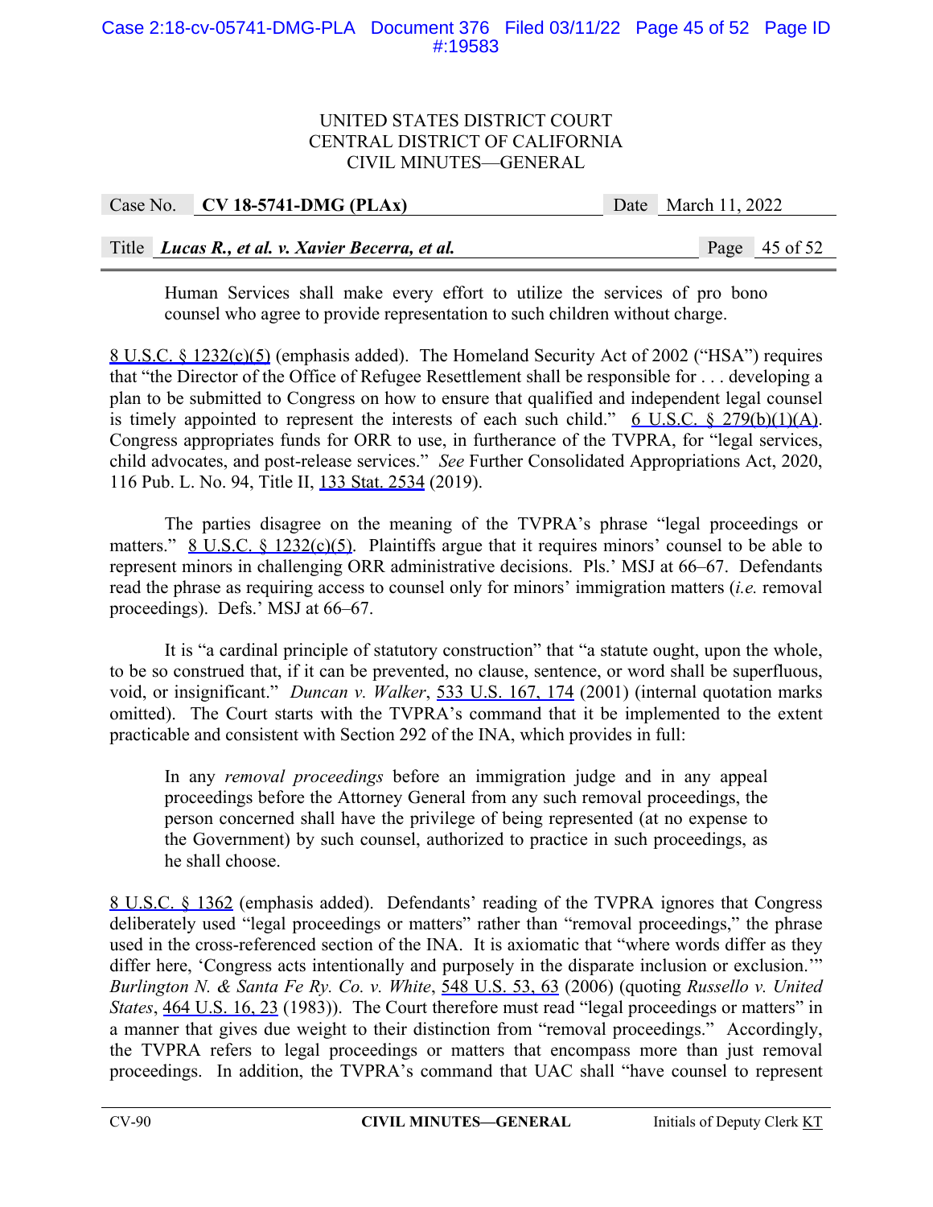> Human Services shall make every effort to utilize the services of pro bono counsel who agree to provide representation to such children without charge.

8 U.S.C. § 1232(c)(5) (emphasis added). The Homeland Security Act of 2002 ("HSA") requires that "the Director of the Office of Refugee Resettlement shall be responsible for . . . developing a plan to be submitted to Congress on how to ensure that qualified and independent legal counsel is timely appointed to represent the interests of each such child." 6 U.S.C. § 279(b)(1)(A). Congress appropriates funds for ORR to use, in furtherance of the TVPRA, for "legal services, child advocates, and post-release services." *See* Further Consolidated Appropriations Act, 2020, 116 Pub. L. No. 94, Title II, 133 Stat. 2534 (2019).

The parties disagree on the meaning of the TVPRA's phrase "legal proceedings or matters." 8 U.S.C. § 1232(c)(5). Plaintiffs argue that it requires minors' counsel to be able to represent minors in challenging ORR administrative decisions. Pls.' MSJ at 66–67. Defendants read the phrase as requiring access to counsel only for minors' immigration matters (*i.e.* removal proceedings). Defs.' MSJ at 66–67.

It is "a cardinal principle of statutory construction" that "a statute ought, upon the whole, to be so construed that, if it can be prevented, no clause, sentence, or word shall be superfluous, void, or insignificant." *Duncan v. Walker*, 533 U.S. 167, 174 (2001) (internal quotation marks omitted). The Court starts with the TVPRA's command that it be implemented to the extent practicable and consistent with Section 292 of the INA, which provides in full:

> In any *removal proceedings* before an immigration judge and in any appeal proceedings before the Attorney General from any such removal proceedings, the person concerned shall have the privilege of being represented (at no expense to the Government) by such counsel, authorized to practice in such proceedings, as he shall choose.

8 U.S.C. § 1362 (emphasis added). Defendants' reading of the TVPRA ignores that Congress deliberately used "legal proceedings or matters" rather than "removal proceedings," the phrase used in the cross-referenced section of the INA. It is axiomatic that "where words differ as they differ here, 'Congress acts intentionally and purposely in the disparate inclusion or exclusion.'" *Burlington N. & Santa Fe Ry. Co. v. White*, 548 U.S. 53, 63 (2006) (quoting *Russello v. United States*, 464 U.S. 16, 23 (1983)). The Court therefore must read "legal proceedings or matters" in a manner that gives due weight to their distinction from "removal proceedings." Accordingly, the TVPRA refers to legal proceedings or matters that encompass more than just removal proceedings. In addition, the TVPRA's command that UAC shall "have counsel to represent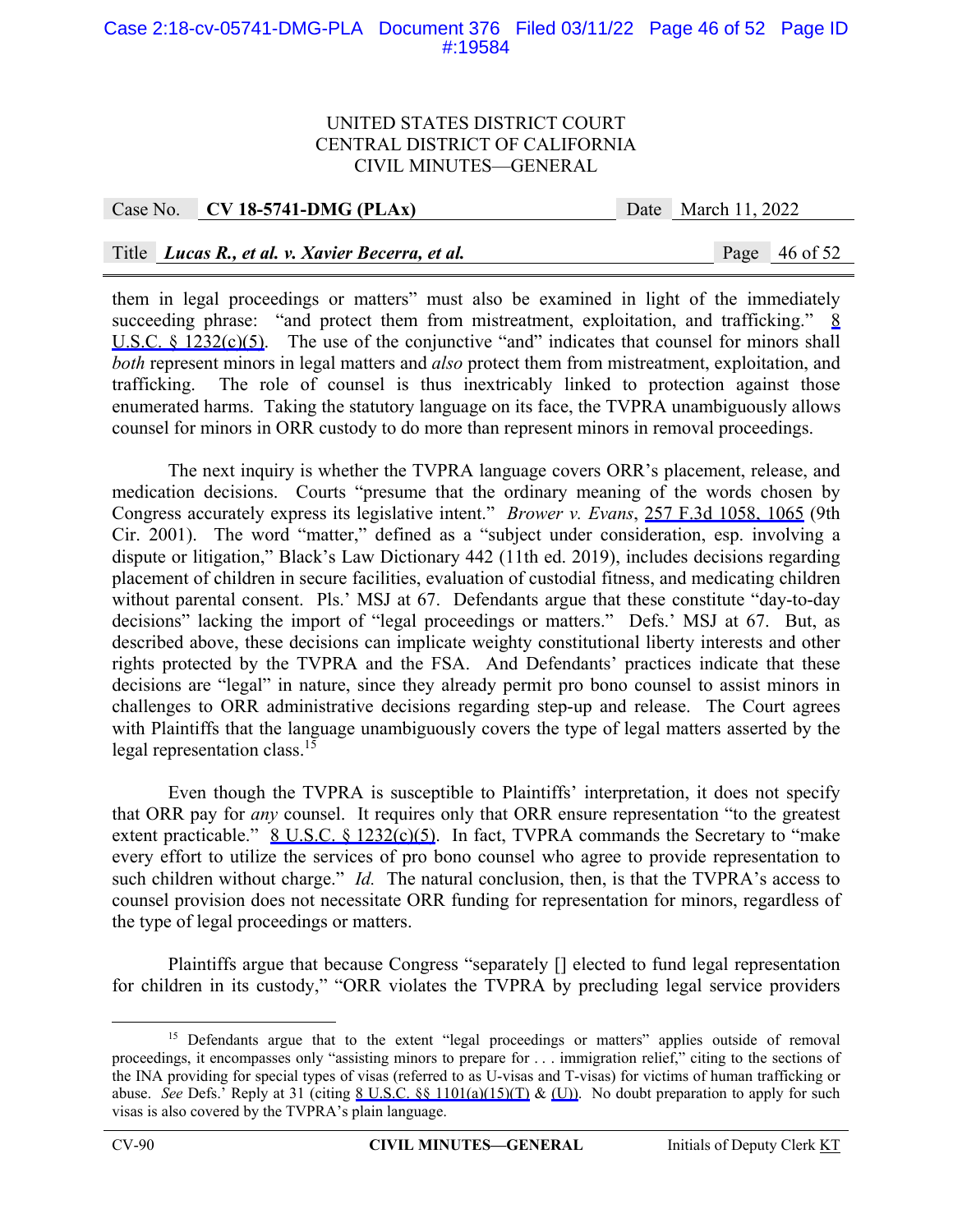them in legal proceedings or matters" must also be examined in light of the immediately succeeding phrase: "and protect them from mistreatment, exploitation, and trafficking." 8 U.S.C. § 1232(c)(5). The use of the conjunctive "and" indicates that counsel for minors shall *both* represent minors in legal matters and *also* protect them from mistreatment, exploitation, and trafficking. The role of counsel is thus inextricably linked to protection against those enumerated harms. Taking the statutory language on its face, the TVPRA unambiguously allows counsel for minors in ORR custody to do more than represent minors in removal proceedings.

The next inquiry is whether the TVPRA language covers ORR's placement, release, and medication decisions. Courts "presume that the ordinary meaning of the words chosen by Congress accurately express its legislative intent." *Brower v. Evans*, 257 F.3d 1058, 1065 (9th Cir. 2001). The word "matter," defined as a "subject under consideration, esp. involving a dispute or litigation," Black's Law Dictionary 442 (11th ed. 2019), includes decisions regarding placement of children in secure facilities, evaluation of custodial fitness, and medicating children without parental consent. Pls.' MSJ at 67. Defendants argue that these constitute "day-to-day decisions" lacking the import of "legal proceedings or matters." Defs.' MSJ at 67. But, as described above, these decisions can implicate weighty constitutional liberty interests and other rights protected by the TVPRA and the FSA. And Defendants' practices indicate that these decisions are "legal" in nature, since they already permit pro bono counsel to assist minors in challenges to ORR administrative decisions regarding step-up and release. The Court agrees with Plaintiffs that the language unambiguously covers the type of legal matters asserted by the legal representation class.[15]

Even though the TVPRA is susceptible to Plaintiffs' interpretation, it does not specify that ORR pay for *any* counsel. It requires only that ORR ensure representation "to the greatest extent practicable." 8 U.S.C. § 1232(c)(5). In fact, TVPRA commands the Secretary to "make every effort to utilize the services of pro bono counsel who agree to provide representation to such children without charge." *Id.* The natural conclusion, then, is that the TVPRA's access to counsel provision does not necessitate ORR funding for representation for minors, regardless of the type of legal proceedings or matters.

Plaintiffs argue that because Congress "separately [] elected to fund legal representation for children in its custody," "ORR violates the TVPRA by precluding legal service providers

---

[15] Defendants argue that to the extent "legal proceedings or matters" applies outside of removal proceedings, it encompasses only "assisting minors to prepare for . . . immigration relief," citing to the sections of the INA providing for special types of visas (referred to as U-visas and T-visas) for victims of human trafficking or abuse. *See* Defs.' Reply at 31 (citing 8 U.S.C. §§ 1101(a)(15)(T) & (U)). No doubt preparation to apply for such visas is also covered by the TVPRA's plain language.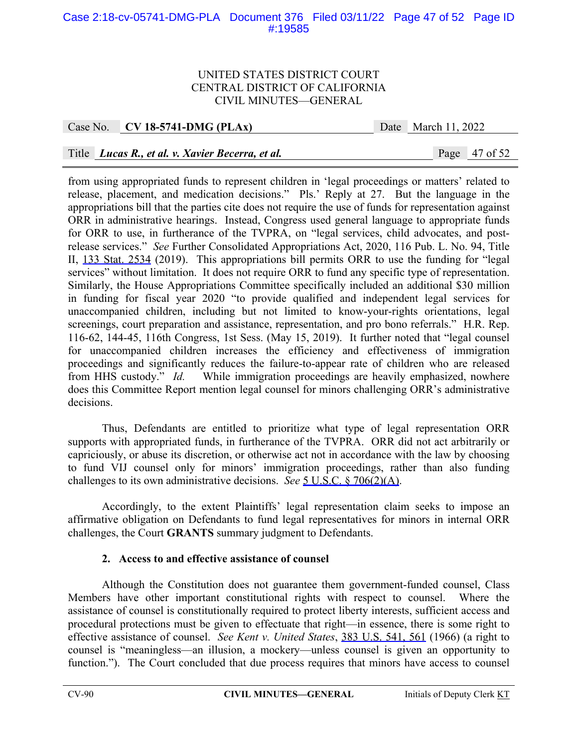from using appropriated funds to represent children in 'legal proceedings or matters' related to release, placement, and medication decisions." Pls.' Reply at 27. But the language in the appropriations bill that the parties cite does not require the use of funds for representation against ORR in administrative hearings. Instead, Congress used general language to appropriate funds for ORR to use, in furtherance of the TVPRA, on "legal services, child advocates, and post-release services." *See* Further Consolidated Appropriations Act, 2020, 116 Pub. L. No. 94, Title II, 133 Stat. 2534 (2019). This appropriations bill permits ORR to use the funding for "legal services" without limitation. It does not require ORR to fund any specific type of representation. Similarly, the House Appropriations Committee specifically included an additional $30 million in funding for fiscal year 2020 "to provide qualified and independent legal services for unaccompanied children, including but not limited to know-your-rights orientations, legal screenings, court preparation and assistance, representation, and pro bono referrals." H.R. Rep. 116-62, 144-45, 116th Congress, 1st Sess. (May 15, 2019). It further noted that "legal counsel for unaccompanied children increases the efficiency and effectiveness of immigration proceedings and significantly reduces the failure-to-appear rate of children who are released from HHS custody." *Id.* While immigration proceedings are heavily emphasized, nowhere does this Committee Report mention legal counsel for minors challenging ORR's administrative decisions.

Thus, Defendants are entitled to prioritize what type of legal representation ORR supports with appropriated funds, in furtherance of the TVPRA. ORR did not act arbitrarily or capriciously, or abuse its discretion, or otherwise act not in accordance with the law by choosing to fund VIJ counsel only for minors' immigration proceedings, rather than also funding challenges to its own administrative decisions. *See* 5 U.S.C. § 706(2)(A).

Accordingly, to the extent Plaintiffs' legal representation claim seeks to impose an affirmative obligation on Defendants to fund legal representatives for minors in internal ORR challenges, the Court **GRANTS** summary judgment to Defendants.

**2. Access to and effective assistance of counsel**

Although the Constitution does not guarantee them government-funded counsel, Class Members have other important constitutional rights with respect to counsel. Where the assistance of counsel is constitutionally required to protect liberty interests, sufficient access and procedural protections must be given to effectuate that right—in essence, there is some right to effective assistance of counsel. *See Kent v. United States*, 383 U.S. 541, 561 (1966) (a right to counsel is "meaningless—an illusion, a mockery—unless counsel is given an opportunity to function."). The Court concluded that due process requires that minors have access to counsel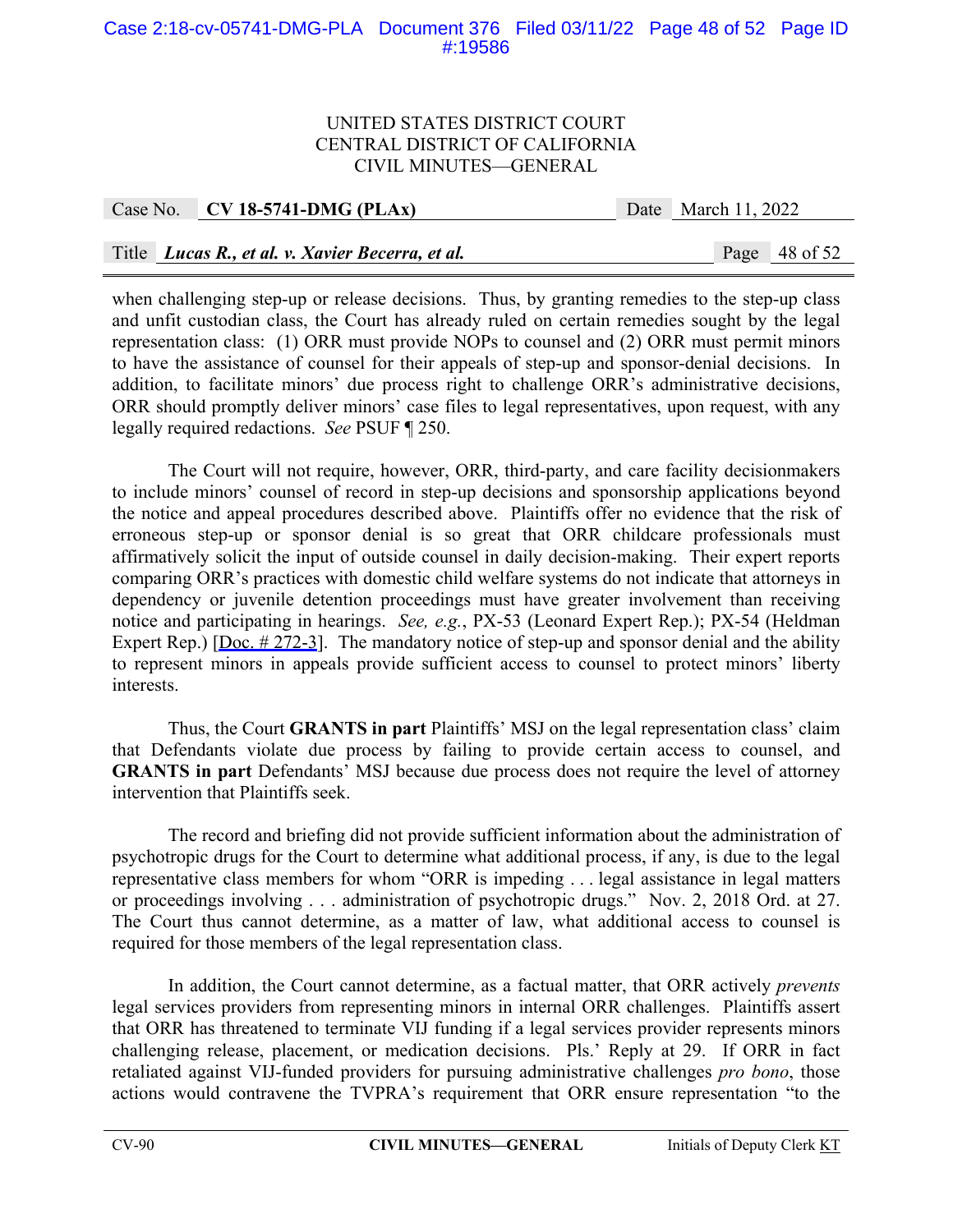when challenging step-up or release decisions. Thus, by granting remedies to the step-up class and unfit custodian class, the Court has already ruled on certain remedies sought by the legal representation class: (1) ORR must provide NOPs to counsel and (2) ORR must permit minors to have the assistance of counsel for their appeals of step-up and sponsor-denial decisions. In addition, to facilitate minors' due process right to challenge ORR's administrative decisions, ORR should promptly deliver minors' case files to legal representatives, upon request, with any legally required redactions. *See* PSUF ¶ 250.

The Court will not require, however, ORR, third-party, and care facility decisionmakers to include minors' counsel of record in step-up decisions and sponsorship applications beyond the notice and appeal procedures described above. Plaintiffs offer no evidence that the risk of erroneous step-up or sponsor denial is so great that ORR childcare professionals must affirmatively solicit the input of outside counsel in daily decision-making. Their expert reports comparing ORR's practices with domestic child welfare systems do not indicate that attorneys in dependency or juvenile detention proceedings must have greater involvement than receiving notice and participating in hearings. *See, e.g.*, PX-53 (Leonard Expert Rep.); PX-54 (Heldman Expert Rep.) [Doc. # 272-3]. The mandatory notice of step-up and sponsor denial and the ability to represent minors in appeals provide sufficient access to counsel to protect minors' liberty interests.

Thus, the Court **GRANTS in part** Plaintiffs' MSJ on the legal representation class' claim that Defendants violate due process by failing to provide certain access to counsel, and **GRANTS in part** Defendants' MSJ because due process does not require the level of attorney intervention that Plaintiffs seek.

The record and briefing did not provide sufficient information about the administration of psychotropic drugs for the Court to determine what additional process, if any, is due to the legal representative class members for whom "ORR is impeding . . . legal assistance in legal matters or proceedings involving . . . administration of psychotropic drugs." Nov. 2, 2018 Ord. at 27. The Court thus cannot determine, as a matter of law, what additional access to counsel is required for those members of the legal representation class.

In addition, the Court cannot determine, as a factual matter, that ORR actively *prevents* legal services providers from representing minors in internal ORR challenges. Plaintiffs assert that ORR has threatened to terminate VIJ funding if a legal services provider represents minors challenging release, placement, or medication decisions. Pls.' Reply at 29. If ORR in fact retaliated against VIJ-funded providers for pursuing administrative challenges *pro bono*, those actions would contravene the TVPRA's requirement that ORR ensure representation "to the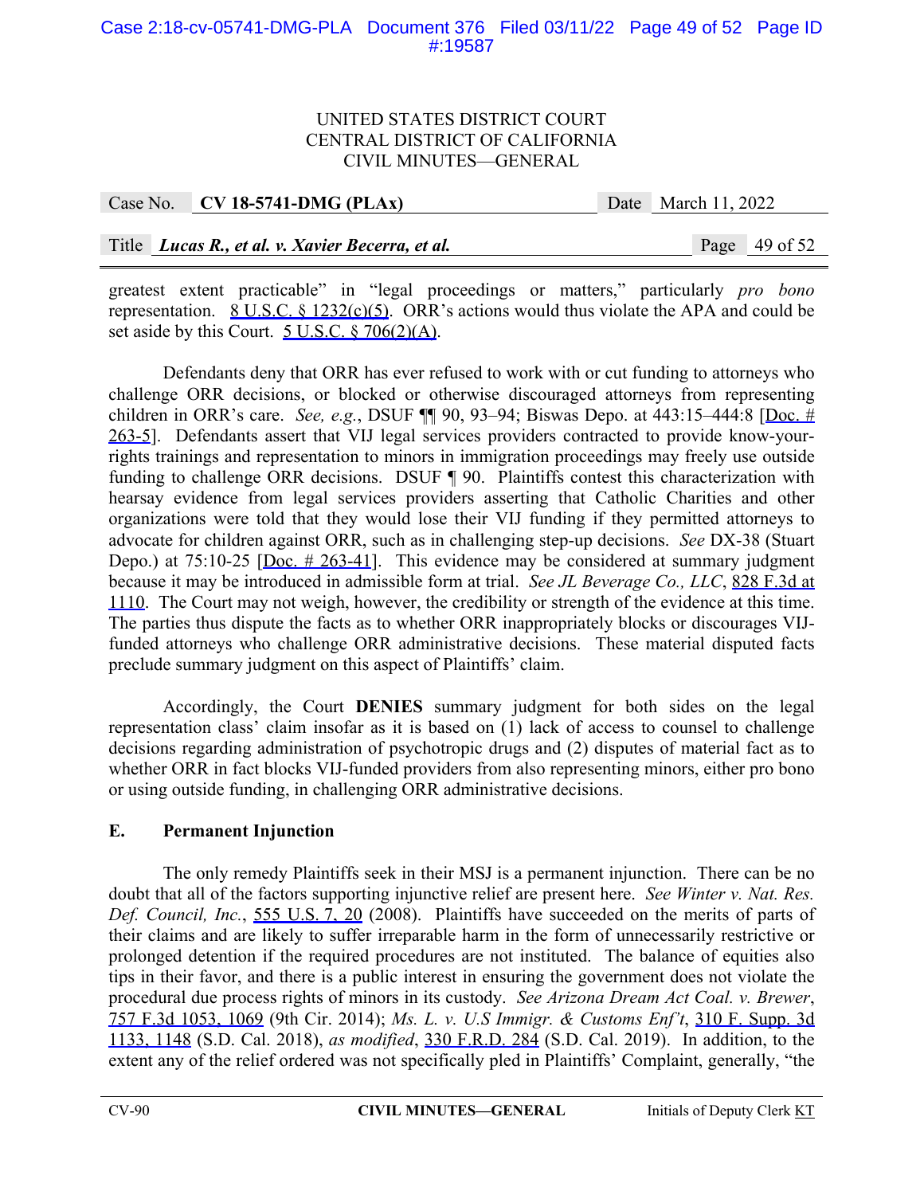greatest extent practicable" in "legal proceedings or matters," particularly *pro bono* representation. 8 U.S.C. § 1232(c)(5). ORR's actions would thus violate the APA and could be set aside by this Court. 5 U.S.C. § 706(2)(A).

Defendants deny that ORR has ever refused to work with or cut funding to attorneys who challenge ORR decisions, or blocked or otherwise discouraged attorneys from representing children in ORR's care. *See, e.g.*, DSUF ¶¶ 90, 93–94; Biswas Depo. at 443:15–444:8 [Doc. # 263-5]. Defendants assert that VIJ legal services providers contracted to provide know-your-rights trainings and representation to minors in immigration proceedings may freely use outside funding to challenge ORR decisions. DSUF ¶ 90. Plaintiffs contest this characterization with hearsay evidence from legal services providers asserting that Catholic Charities and other organizations were told that they would lose their VIJ funding if they permitted attorneys to advocate for children against ORR, such as in challenging step-up decisions. *See* DX-38 (Stuart Depo.) at 75:10-25 [Doc. # 263-41]. This evidence may be considered at summary judgment because it may be introduced in admissible form at trial. *See JL Beverage Co., LLC*, 828 F.3d at 1110. The Court may not weigh, however, the credibility or strength of the evidence at this time. The parties thus dispute the facts as to whether ORR inappropriately blocks or discourages VIJ-funded attorneys who challenge ORR administrative decisions. These material disputed facts preclude summary judgment on this aspect of Plaintiffs' claim.

Accordingly, the Court **DENIES** summary judgment for both sides on the legal representation class' claim insofar as it is based on (1) lack of access to counsel to challenge decisions regarding administration of psychotropic drugs and (2) disputes of material fact as to whether ORR in fact blocks VIJ-funded providers from also representing minors, either pro bono or using outside funding, in challenging ORR administrative decisions.

### E. Permanent Injunction

The only remedy Plaintiffs seek in their MSJ is a permanent injunction. There can be no doubt that all of the factors supporting injunctive relief are present here. *See Winter v. Nat. Res. Def. Council, Inc.*, 555 U.S. 7, 20 (2008). Plaintiffs have succeeded on the merits of parts of their claims and are likely to suffer irreparable harm in the form of unnecessarily restrictive or prolonged detention if the required procedures are not instituted. The balance of equities also tips in their favor, and there is a public interest in ensuring the government does not violate the procedural due process rights of minors in its custody. *See Arizona Dream Act Coal. v. Brewer*, 757 F.3d 1053, 1069 (9th Cir. 2014); *Ms. L. v. U.S Immigr. & Customs Enf't*, 310 F. Supp. 3d 1133, 1148 (S.D. Cal. 2018), *as modified*, 330 F.R.D. 284 (S.D. Cal. 2019). In addition, to the extent any of the relief ordered was not specifically pled in Plaintiffs' Complaint, generally, "the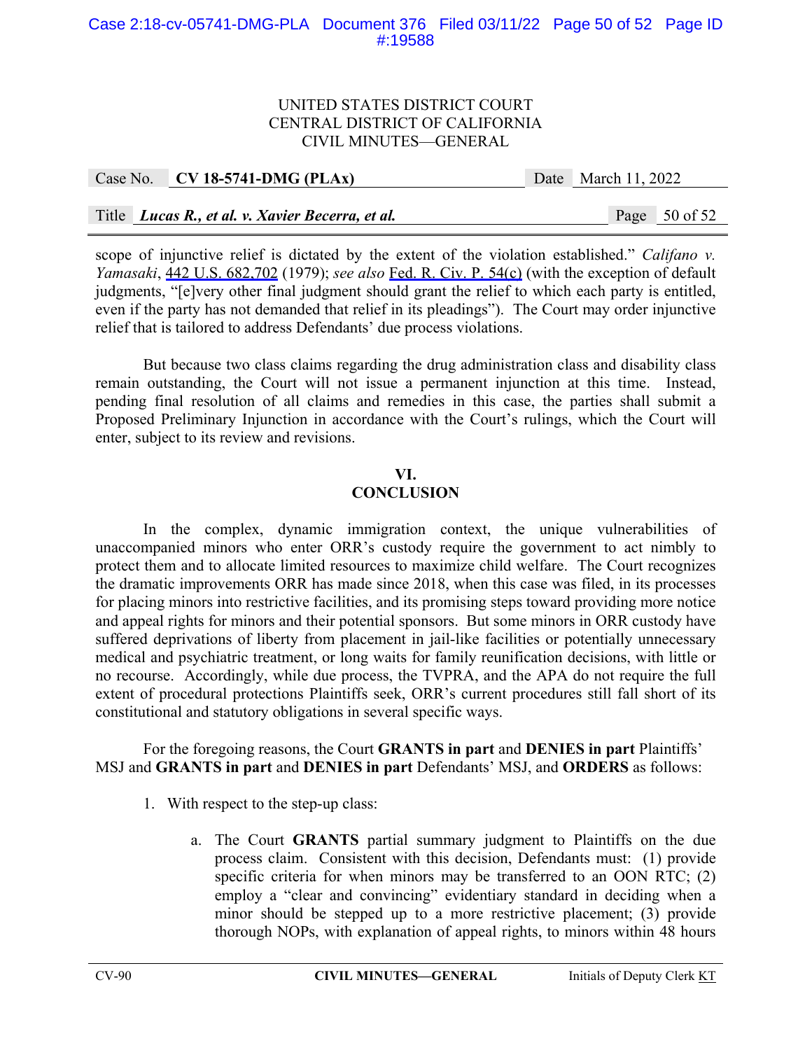scope of injunctive relief is dictated by the extent of the violation established." *Califano v. Yamasaki*, 442 U.S. 682,702 (1979); *see also* Fed. R. Civ. P. 54(c) (with the exception of default judgments, "[e]very other final judgment should grant the relief to which each party is entitled, even if the party has not demanded that relief in its pleadings"). The Court may order injunctive relief that is tailored to address Defendants' due process violations.

But because two class claims regarding the drug administration class and disability class remain outstanding, the Court will not issue a permanent injunction at this time. Instead, pending final resolution of all claims and remedies in this case, the parties shall submit a Proposed Preliminary Injunction in accordance with the Court's rulings, which the Court will enter, subject to its review and revisions.

## VI.
## CONCLUSION

In the complex, dynamic immigration context, the unique vulnerabilities of unaccompanied minors who enter ORR's custody require the government to act nimbly to protect them and to allocate limited resources to maximize child welfare. The Court recognizes the dramatic improvements ORR has made since 2018, when this case was filed, in its processes for placing minors into restrictive facilities, and its promising steps toward providing more notice and appeal rights for minors and their potential sponsors. But some minors in ORR custody have suffered deprivations of liberty from placement in jail-like facilities or potentially unnecessary medical and psychiatric treatment, or long waits for family reunification decisions, with little or no recourse. Accordingly, while due process, the TVPRA, and the APA do not require the full extent of procedural protections Plaintiffs seek, ORR's current procedures still fall short of its constitutional and statutory obligations in several specific ways.

For the foregoing reasons, the Court **GRANTS in part** and **DENIES in part** Plaintiffs' MSJ and **GRANTS in part** and **DENIES in part** Defendants' MSJ, and **ORDERS** as follows:

1. With respect to the step-up class:

    a. The Court **GRANTS** partial summary judgment to Plaintiffs on the due process claim. Consistent with this decision, Defendants must: (1) provide specific criteria for when minors may be transferred to an OON RTC; (2) employ a "clear and convincing" evidentiary standard in deciding when a minor should be stepped up to a more restrictive placement; (3) provide thorough NOPs, with explanation of appeal rights, to minors within 48 hours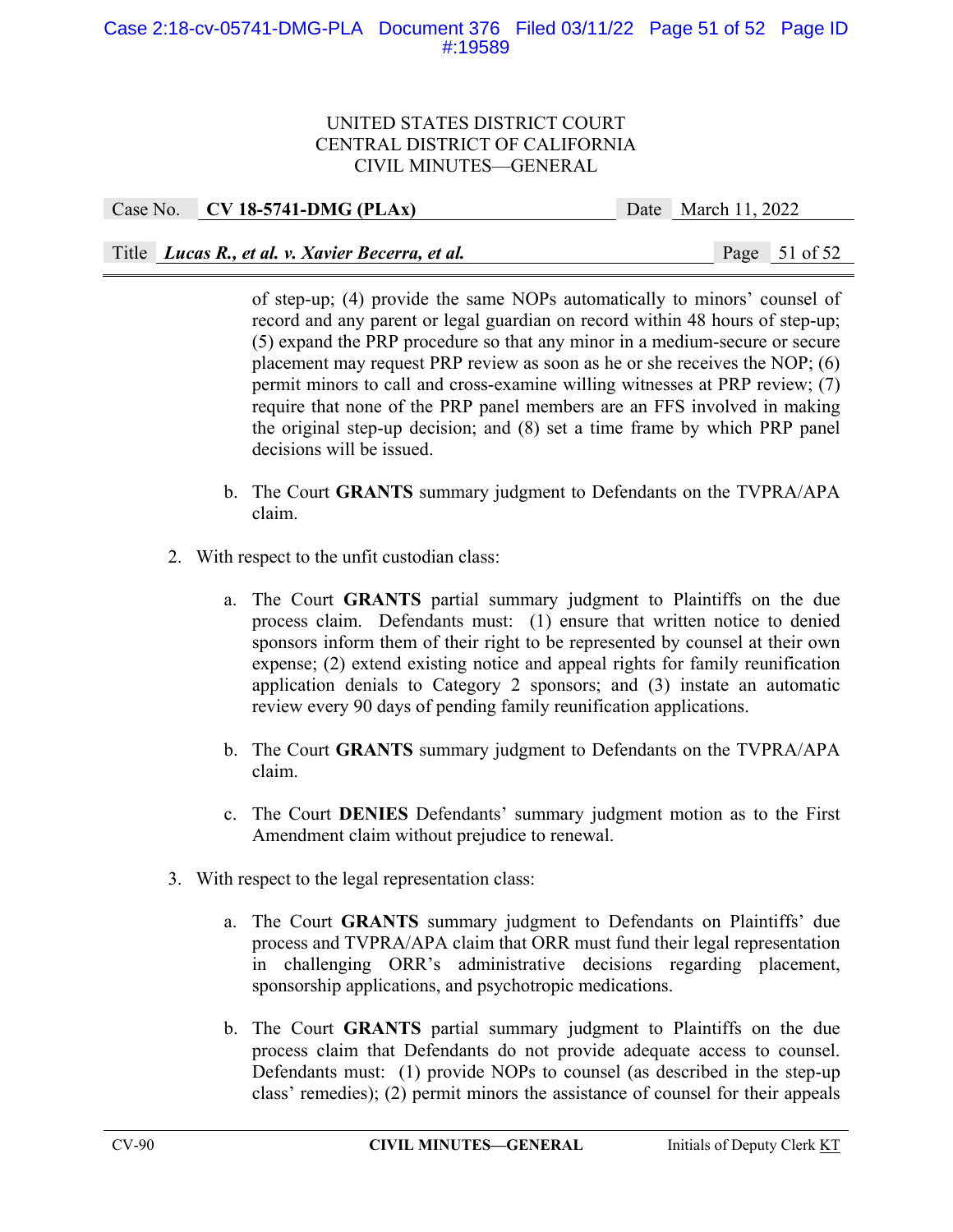of step-up; (4) provide the same NOPs automatically to minors' counsel of record and any parent or legal guardian on record within 48 hours of step-up; (5) expand the PRP procedure so that any minor in a medium-secure or secure placement may request PRP review as soon as he or she receives the NOP; (6) permit minors to call and cross-examine willing witnesses at PRP review; (7) require that none of the PRP panel members are an FFS involved in making the original step-up decision; and (8) set a time frame by which PRP panel decisions will be issued.

   b. The Court **GRANTS** summary judgment to Defendants on the TVPRA/APA claim.

2. With respect to the unfit custodian class:

   a. The Court **GRANTS** partial summary judgment to Plaintiffs on the due process claim. Defendants must: (1) ensure that written notice to denied sponsors inform them of their right to be represented by counsel at their own expense; (2) extend existing notice and appeal rights for family reunification application denials to Category 2 sponsors; and (3) instate an automatic review every 90 days of pending family reunification applications.

   b. The Court **GRANTS** summary judgment to Defendants on the TVPRA/APA claim.

   c. The Court **DENIES** Defendants' summary judgment motion as to the First Amendment claim without prejudice to renewal.

3. With respect to the legal representation class:

   a. The Court **GRANTS** summary judgment to Defendants on Plaintiffs' due process and TVPRA/APA claim that ORR must fund their legal representation in challenging ORR's administrative decisions regarding placement, sponsorship applications, and psychotropic medications.

   b. The Court **GRANTS** partial summary judgment to Plaintiffs on the due process claim that Defendants do not provide adequate access to counsel. Defendants must: (1) provide NOPs to counsel (as described in the step-up class' remedies); (2) permit minors the assistance of counsel for their appeals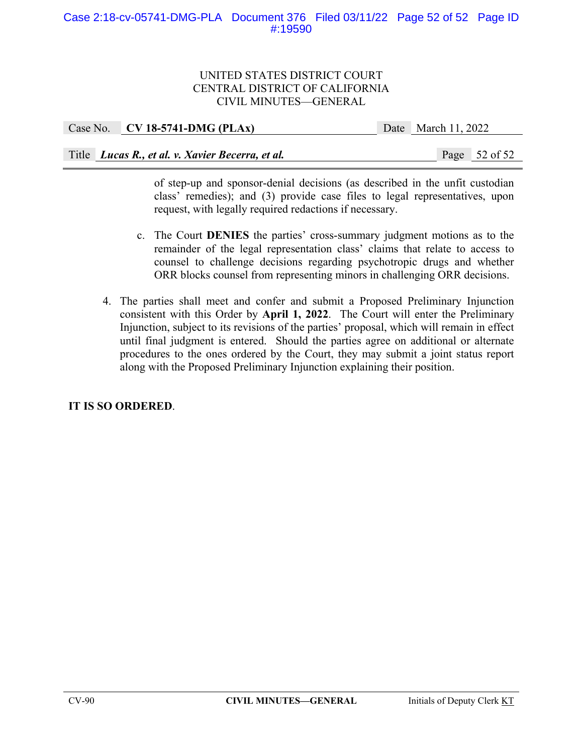of step-up and sponsor-denial decisions (as described in the unfit custodian class' remedies); and (3) provide case files to legal representatives, upon request, with legally required redactions if necessary.

c. The Court **DENIES** the parties' cross-summary judgment motions as to the remainder of the legal representation class' claims that relate to access to counsel to challenge decisions regarding psychotropic drugs and whether ORR blocks counsel from representing minors in challenging ORR decisions.

4. The parties shall meet and confer and submit a Proposed Preliminary Injunction consistent with this Order by **April 1, 2022**. The Court will enter the Preliminary Injunction, subject to its revisions of the parties' proposal, which will remain in effect until final judgment is entered. Should the parties agree on additional or alternate procedures to the ones ordered by the Court, they may submit a joint status report along with the Proposed Preliminary Injunction explaining their position.

**IT IS SO ORDERED**.